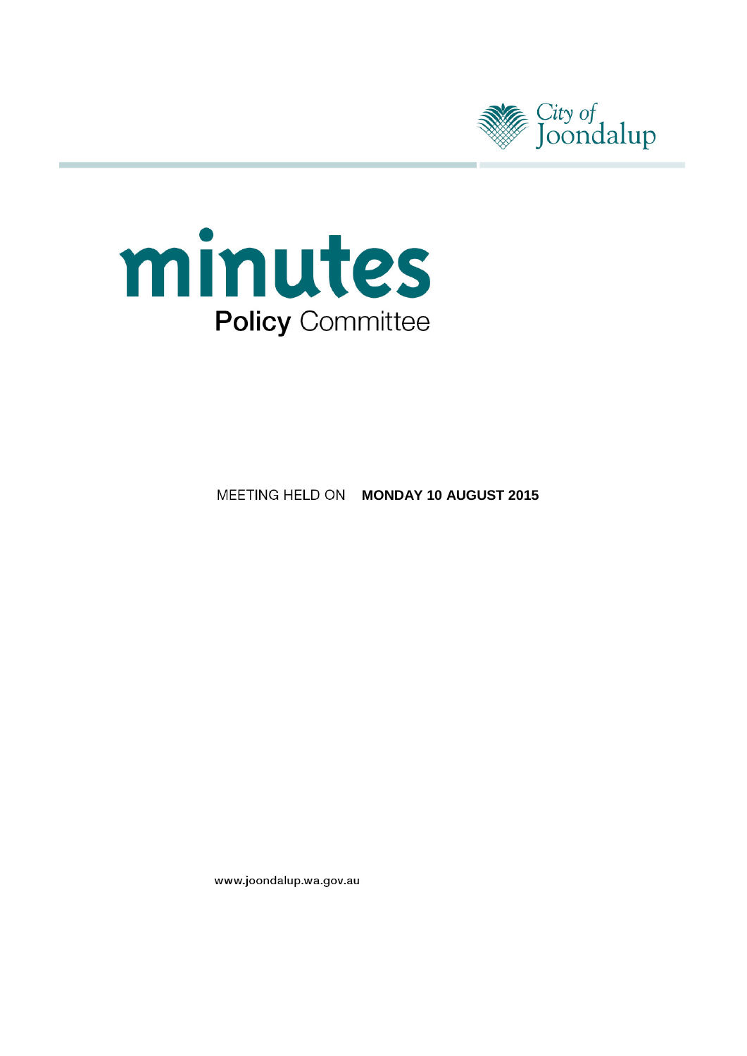City of Joondalup

# minutes

## Policy Committee

MEETING HELD ON **MONDAY 10 AUGUST 2015**

www.joondalup.wa.gov.au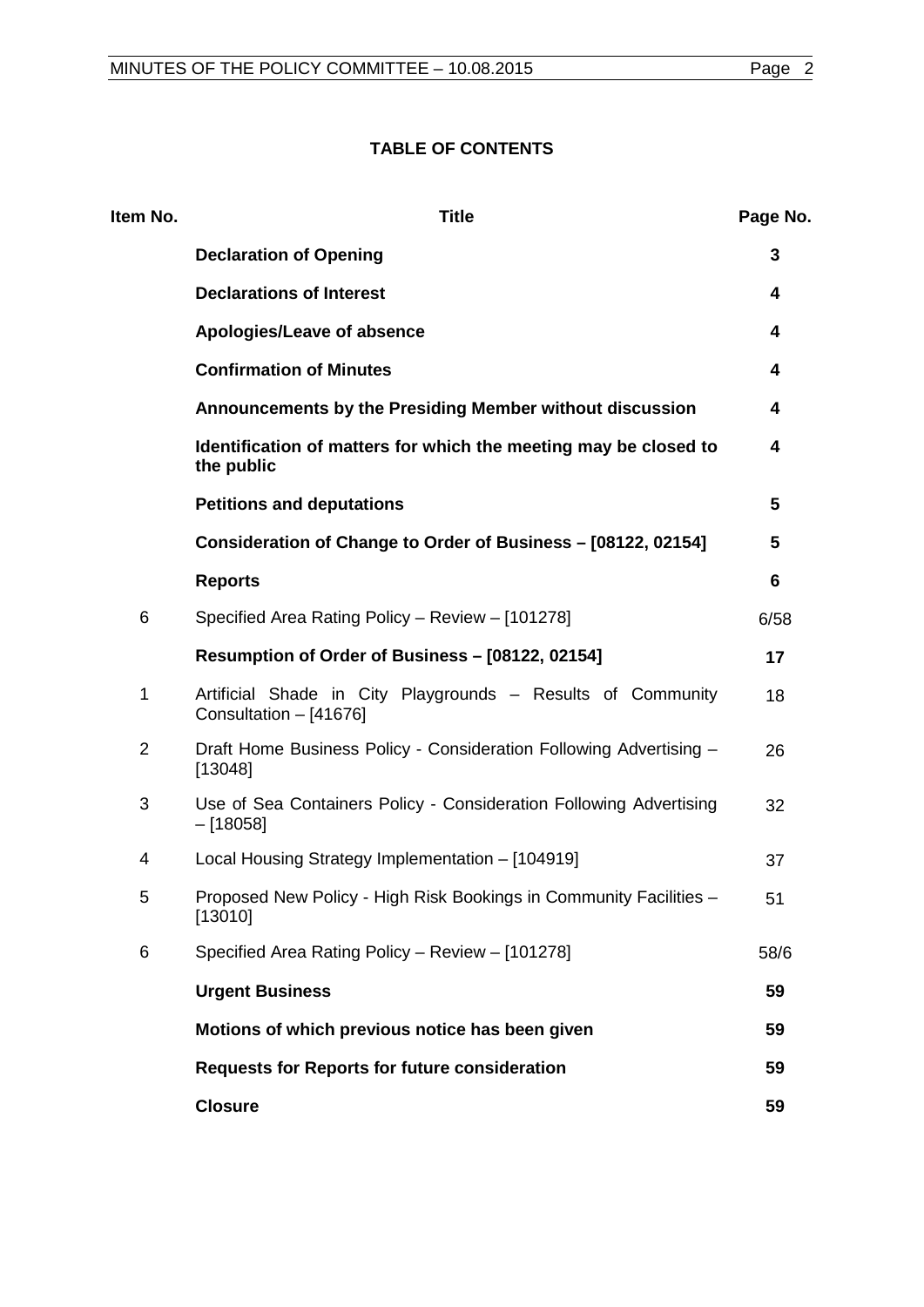## TABLE OF CONTENTS

| Item No. | Title | Page No. |
|---|---|---|
| | **Declaration of Opening** | **3** |
| | **Declarations of Interest** | **4** |
| | **Apologies/Leave of absence** | **4** |
| | **Confirmation of Minutes** | **4** |
| | **Announcements by the Presiding Member without discussion** | **4** |
| | **Identification of matters for which the meeting may be closed to the public** | **4** |
| | **Petitions and deputations** | **5** |
| | **Consideration of Change to Order of Business – [08122, 02154]** | **5** |
| | **Reports** | **6** |
| 6 | Specified Area Rating Policy – Review – [101278] | 6/58 |
| | **Resumption of Order of Business – [08122, 02154]** | **17** |
| 1 | Artificial Shade in City Playgrounds – Results of Community Consultation – [41676] | 18 |
| 2 | Draft Home Business Policy - Consideration Following Advertising – [13048] | 26 |
| 3 | Use of Sea Containers Policy - Consideration Following Advertising – [18058] | 32 |
| 4 | Local Housing Strategy Implementation – [104919] | 37 |
| 5 | Proposed New Policy - High Risk Bookings in Community Facilities – [13010] | 51 |
| 6 | Specified Area Rating Policy – Review – [101278] | 58/6 |
| | **Urgent Business** | **59** |
| | **Motions of which previous notice has been given** | **59** |
| | **Requests for Reports for future consideration** | **59** |
| | **Closure** | **59** |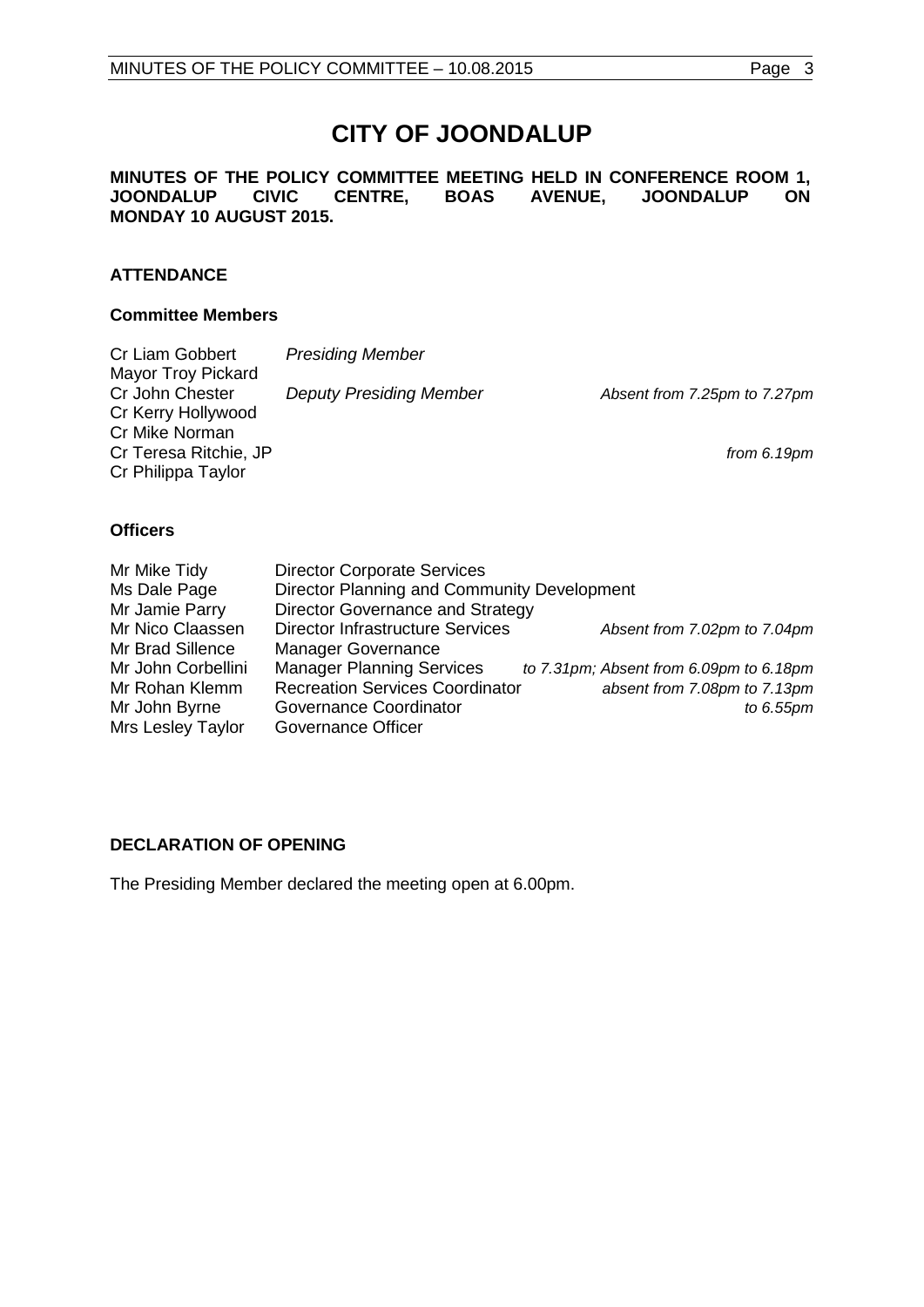# CITY OF JOONDALUP

**MINUTES OF THE POLICY COMMITTEE MEETING HELD IN CONFERENCE ROOM 1, JOONDALUP CIVIC CENTRE, BOAS AVENUE, JOONDALUP ON MONDAY 10 AUGUST 2015.**

## ATTENDANCE

### Committee Members

| | | |
|---|---|---|
| Cr Liam Gobbert | *Presiding Member* | |
| Mayor Troy Pickard | | |
| Cr John Chester | *Deputy Presiding Member* | *Absent from 7.25pm to 7.27pm* |
| Cr Kerry Hollywood | | |
| Cr Mike Norman | | |
| Cr Teresa Ritchie, JP | | *from 6.19pm* |
| Cr Philippa Taylor | | |

### Officers

| | | |
|---|---|---|
| Mr Mike Tidy | Director Corporate Services | |
| Ms Dale Page | Director Planning and Community Development | |
| Mr Jamie Parry | Director Governance and Strategy | |
| Mr Nico Claassen | Director Infrastructure Services | *Absent from 7.02pm to 7.04pm* |
| Mr Brad Sillence | Manager Governance | |
| Mr John Corbellini | Manager Planning Services | *to 7.31pm; Absent from 6.09pm to 6.18pm* |
| Mr Rohan Klemm | Recreation Services Coordinator | *absent from 7.08pm to 7.13pm* |
| Mr John Byrne | Governance Coordinator | *to 6.55pm* |
| Mrs Lesley Taylor | Governance Officer | |

## DECLARATION OF OPENING

The Presiding Member declared the meeting open at 6.00pm.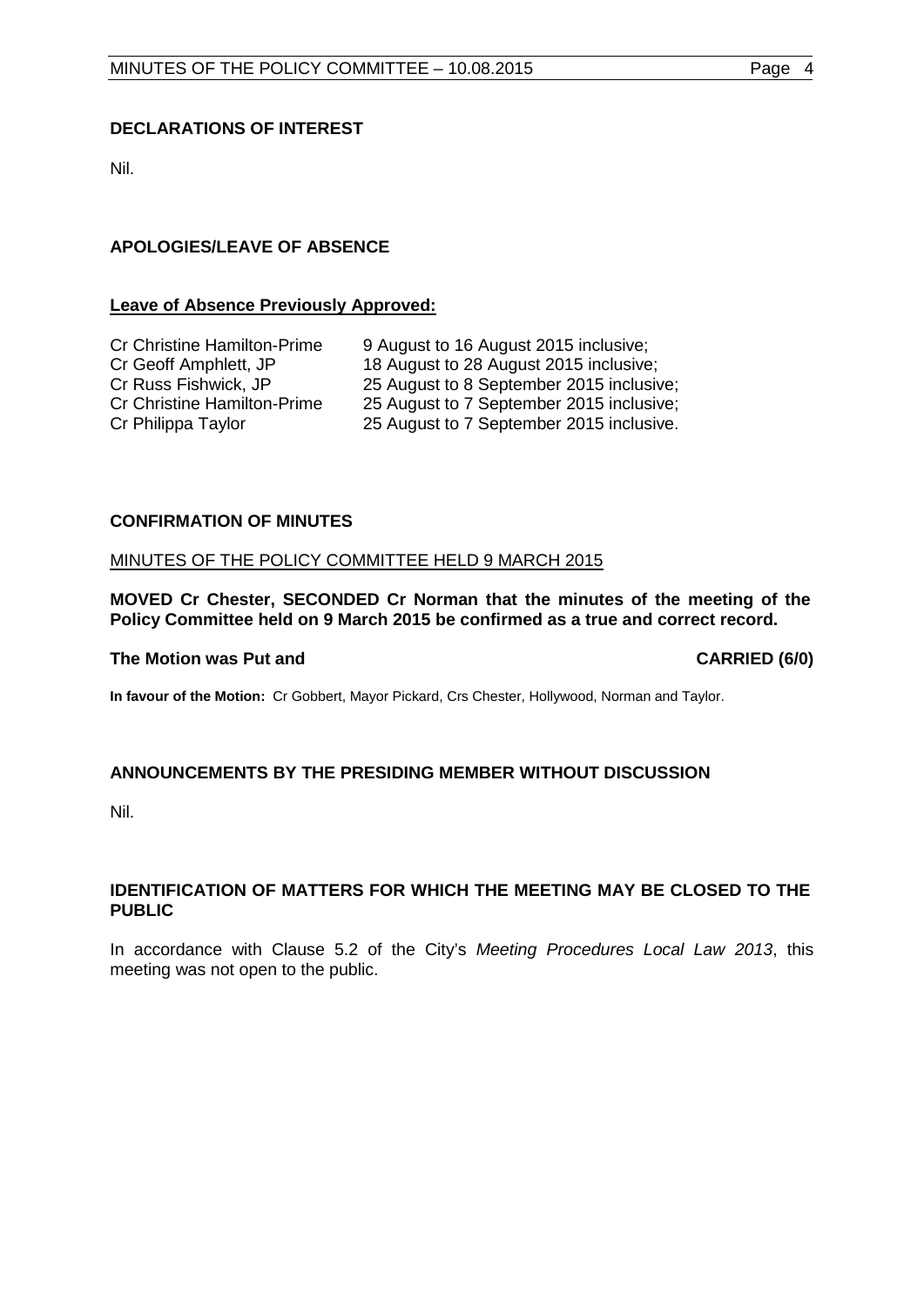## DECLARATIONS OF INTEREST

Nil.

## APOLOGIES/LEAVE OF ABSENCE

### Leave of Absence Previously Approved:

| | |
|---|---|
| Cr Christine Hamilton-Prime | 9 August to 16 August 2015 inclusive; |
| Cr Geoff Amphlett, JP | 18 August to 28 August 2015 inclusive; |
| Cr Russ Fishwick, JP | 25 August to 8 September 2015 inclusive; |
| Cr Christine Hamilton-Prime | 25 August to 7 September 2015 inclusive; |
| Cr Philippa Taylor | 25 August to 7 September 2015 inclusive. |

## CONFIRMATION OF MINUTES

MINUTES OF THE POLICY COMMITTEE HELD 9 MARCH 2015

**MOVED Cr Chester, SECONDED Cr Norman that the minutes of the meeting of the Policy Committee held on 9 March 2015 be confirmed as a true and correct record.**

**The Motion was Put and CARRIED (6/0)**

**In favour of the Motion:** Cr Gobbert, Mayor Pickard, Crs Chester, Hollywood, Norman and Taylor.

## ANNOUNCEMENTS BY THE PRESIDING MEMBER WITHOUT DISCUSSION

Nil.

## IDENTIFICATION OF MATTERS FOR WHICH THE MEETING MAY BE CLOSED TO THE PUBLIC

In accordance with Clause 5.2 of the City's *Meeting Procedures Local Law 2013*, this meeting was not open to the public.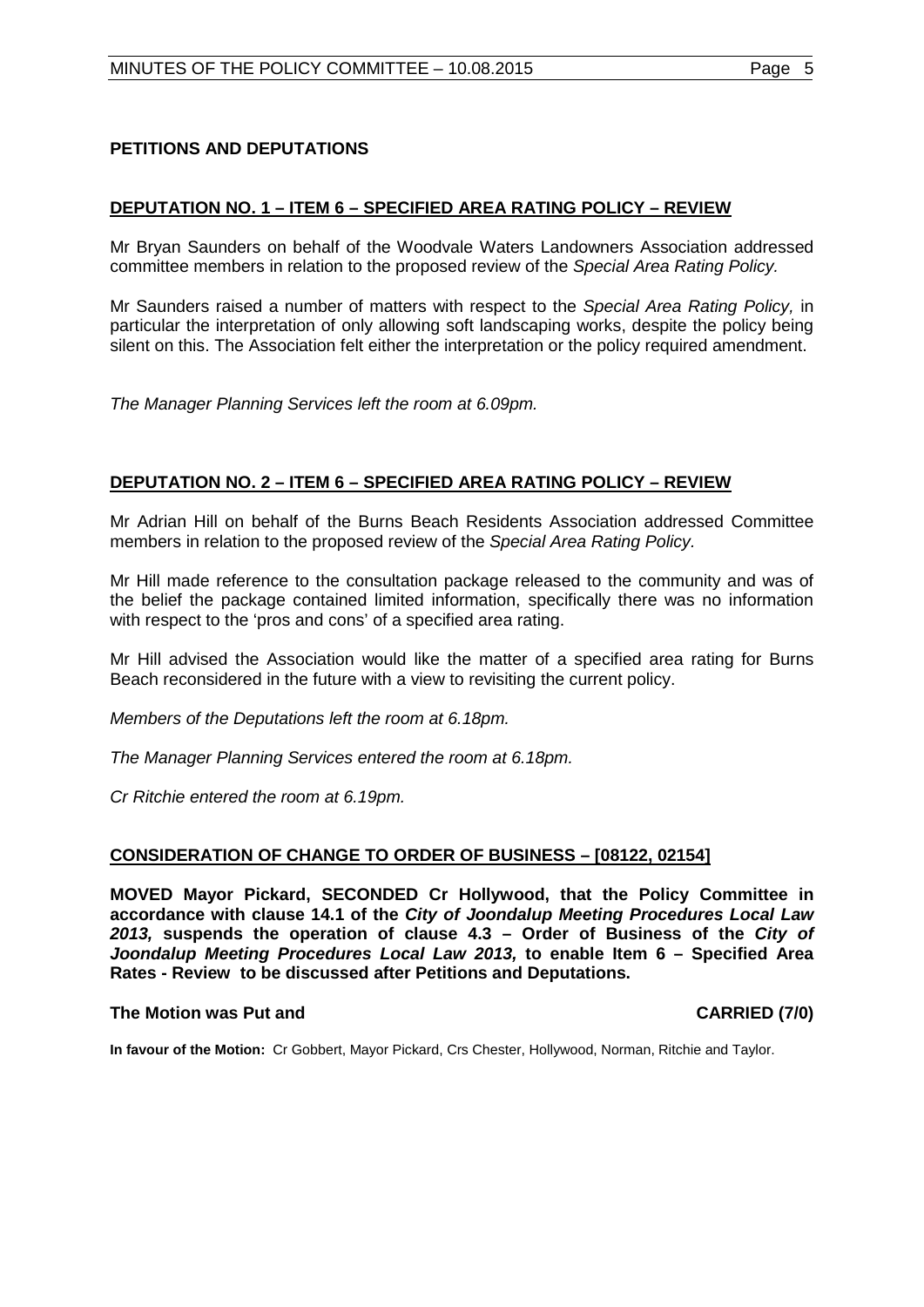## PETITIONS AND DEPUTATIONS

### DEPUTATION NO. 1 – ITEM 6 – SPECIFIED AREA RATING POLICY – REVIEW

Mr Bryan Saunders on behalf of the Woodvale Waters Landowners Association addressed committee members in relation to the proposed review of the *Special Area Rating Policy.*

Mr Saunders raised a number of matters with respect to the *Special Area Rating Policy,* in particular the interpretation of only allowing soft landscaping works, despite the policy being silent on this. The Association felt either the interpretation or the policy required amendment.

*The Manager Planning Services left the room at 6.09pm.*

### DEPUTATION NO. 2 – ITEM 6 – SPECIFIED AREA RATING POLICY – REVIEW

Mr Adrian Hill on behalf of the Burns Beach Residents Association addressed Committee members in relation to the proposed review of the *Special Area Rating Policy.*

Mr Hill made reference to the consultation package released to the community and was of the belief the package contained limited information, specifically there was no information with respect to the 'pros and cons' of a specified area rating.

Mr Hill advised the Association would like the matter of a specified area rating for Burns Beach reconsidered in the future with a view to revisiting the current policy.

*Members of the Deputations left the room at 6.18pm.*

*The Manager Planning Services entered the room at 6.18pm.*

*Cr Ritchie entered the room at 6.19pm.*

### CONSIDERATION OF CHANGE TO ORDER OF BUSINESS – [08122, 02154]

**MOVED Mayor Pickard, SECONDED Cr Hollywood, that the Policy Committee in accordance with clause 14.1 of the *City of Joondalup Meeting Procedures Local Law 2013,* suspends the operation of clause 4.3 – Order of Business of the *City of Joondalup Meeting Procedures Local Law 2013,* to enable Item 6 – Specified Area Rates - Review to be discussed after Petitions and Deputations.**

**The Motion was Put and CARRIED (7/0)**

**In favour of the Motion:** Cr Gobbert, Mayor Pickard, Crs Chester, Hollywood, Norman, Ritchie and Taylor.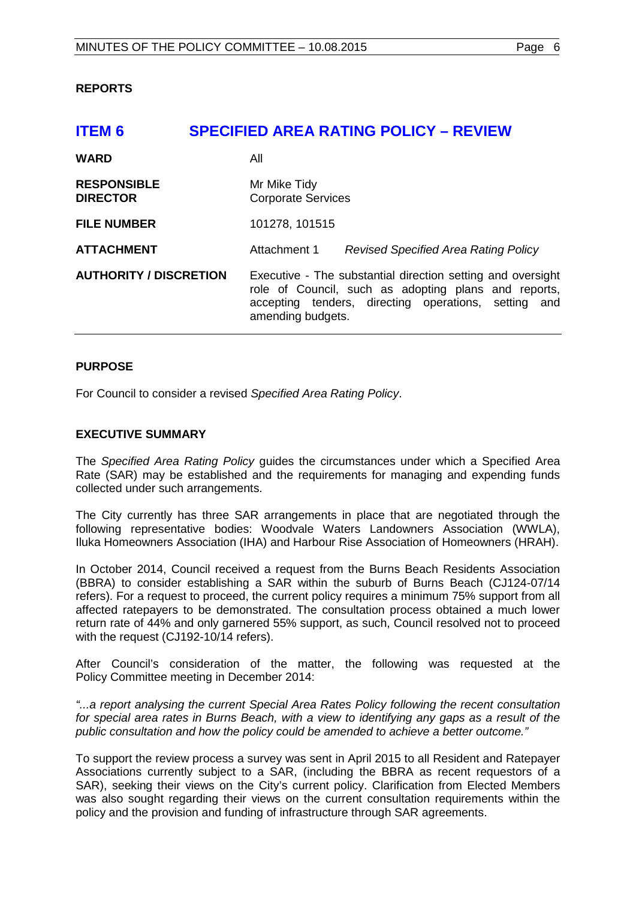## REPORTS

# ITEM 6 SPECIFIED AREA RATING POLICY – REVIEW

| | | |
|---|---|---|
| **WARD** | All | |
| **RESPONSIBLE DIRECTOR** | Mr Mike Tidy<br>Corporate Services | |
| **FILE NUMBER** | 101278, 101515 | |
| **ATTACHMENT** | Attachment 1 | *Revised Specified Area Rating Policy* |
| **AUTHORITY / DISCRETION** | Executive - The substantial direction setting and oversight role of Council, such as adopting plans and reports, accepting tenders, directing operations, setting and amending budgets. | |

### PURPOSE

For Council to consider a revised *Specified Area Rating Policy*.

### EXECUTIVE SUMMARY

The *Specified Area Rating Policy* guides the circumstances under which a Specified Area Rate (SAR) may be established and the requirements for managing and expending funds collected under such arrangements.

The City currently has three SAR arrangements in place that are negotiated through the following representative bodies: Woodvale Waters Landowners Association (WWLA), Iluka Homeowners Association (IHA) and Harbour Rise Association of Homeowners (HRAH).

In October 2014, Council received a request from the Burns Beach Residents Association (BBRA) to consider establishing a SAR within the suburb of Burns Beach (CJ124-07/14 refers). For a request to proceed, the current policy requires a minimum 75% support from all affected ratepayers to be demonstrated. The consultation process obtained a much lower return rate of 44% and only garnered 55% support, as such, Council resolved not to proceed with the request (CJ192-10/14 refers).

After Council's consideration of the matter, the following was requested at the Policy Committee meeting in December 2014:

*"...a report analysing the current Special Area Rates Policy following the recent consultation for special area rates in Burns Beach, with a view to identifying any gaps as a result of the public consultation and how the policy could be amended to achieve a better outcome."*

To support the review process a survey was sent in April 2015 to all Resident and Ratepayer Associations currently subject to a SAR, (including the BBRA as recent requestors of a SAR), seeking their views on the City's current policy. Clarification from Elected Members was also sought regarding their views on the current consultation requirements within the policy and the provision and funding of infrastructure through SAR agreements.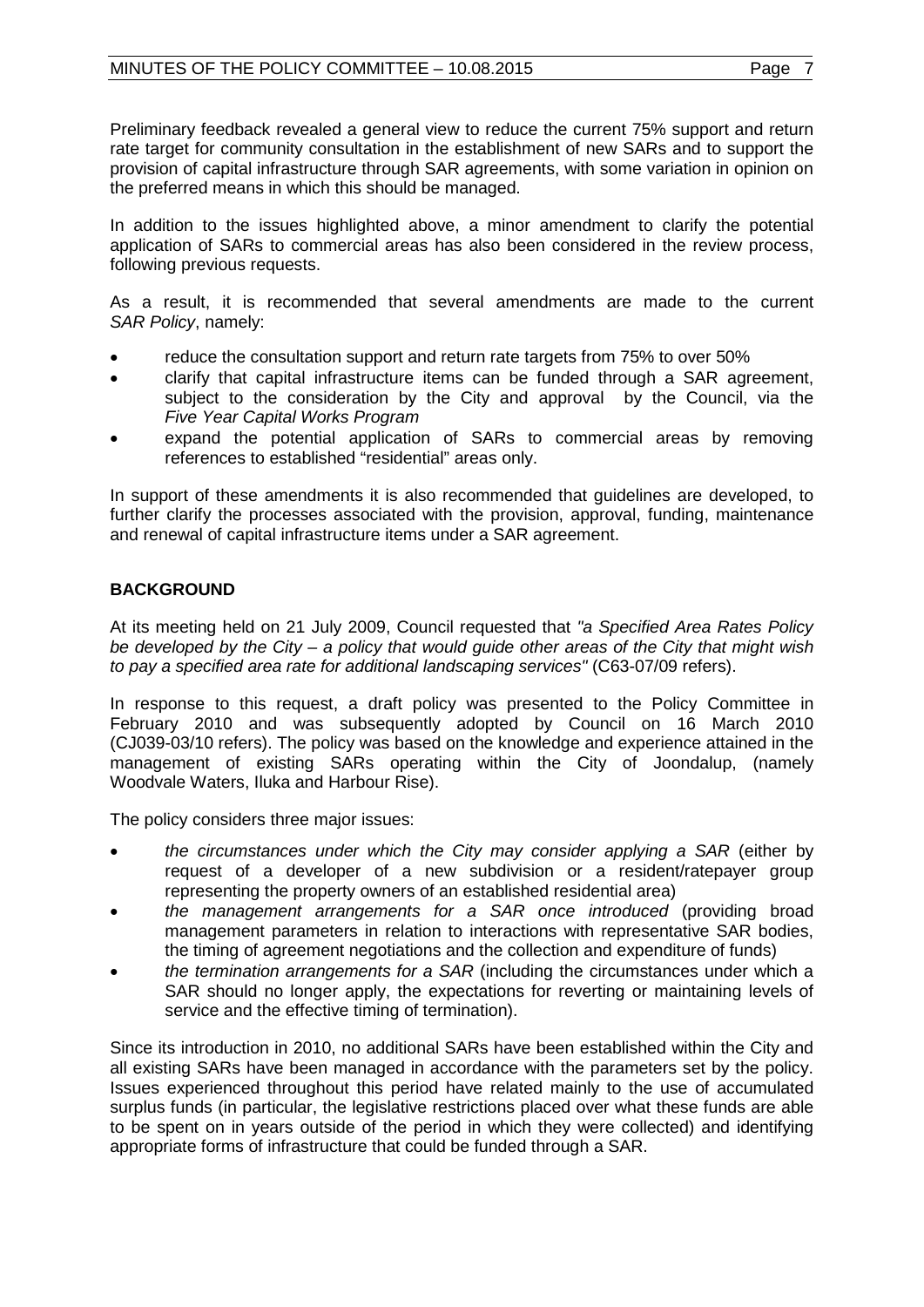Preliminary feedback revealed a general view to reduce the current 75% support and return rate target for community consultation in the establishment of new SARs and to support the provision of capital infrastructure through SAR agreements, with some variation in opinion on the preferred means in which this should be managed.

In addition to the issues highlighted above, a minor amendment to clarify the potential application of SARs to commercial areas has also been considered in the review process, following previous requests.

As a result, it is recommended that several amendments are made to the current *SAR Policy*, namely:

- reduce the consultation support and return rate targets from 75% to over 50%
- clarify that capital infrastructure items can be funded through a SAR agreement, subject to the consideration by the City and approval by the Council, via the *Five Year Capital Works Program*
- expand the potential application of SARs to commercial areas by removing references to established "residential" areas only.

In support of these amendments it is also recommended that guidelines are developed, to further clarify the processes associated with the provision, approval, funding, maintenance and renewal of capital infrastructure items under a SAR agreement.

## BACKGROUND

At its meeting held on 21 July 2009, Council requested that *"a Specified Area Rates Policy be developed by the City – a policy that would guide other areas of the City that might wish to pay a specified area rate for additional landscaping services"* (C63-07/09 refers).

In response to this request, a draft policy was presented to the Policy Committee in February 2010 and was subsequently adopted by Council on 16 March 2010 (CJ039-03/10 refers). The policy was based on the knowledge and experience attained in the management of existing SARs operating within the City of Joondalup, (namely Woodvale Waters, Iluka and Harbour Rise).

The policy considers three major issues:

- *the circumstances under which the City may consider applying a SAR* (either by request of a developer of a new subdivision or a resident/ratepayer group representing the property owners of an established residential area)
- *the management arrangements for a SAR once introduced* (providing broad management parameters in relation to interactions with representative SAR bodies, the timing of agreement negotiations and the collection and expenditure of funds)
- *the termination arrangements for a SAR* (including the circumstances under which a SAR should no longer apply, the expectations for reverting or maintaining levels of service and the effective timing of termination).

Since its introduction in 2010, no additional SARs have been established within the City and all existing SARs have been managed in accordance with the parameters set by the policy. Issues experienced throughout this period have related mainly to the use of accumulated surplus funds (in particular, the legislative restrictions placed over what these funds are able to be spent on in years outside of the period in which they were collected) and identifying appropriate forms of infrastructure that could be funded through a SAR.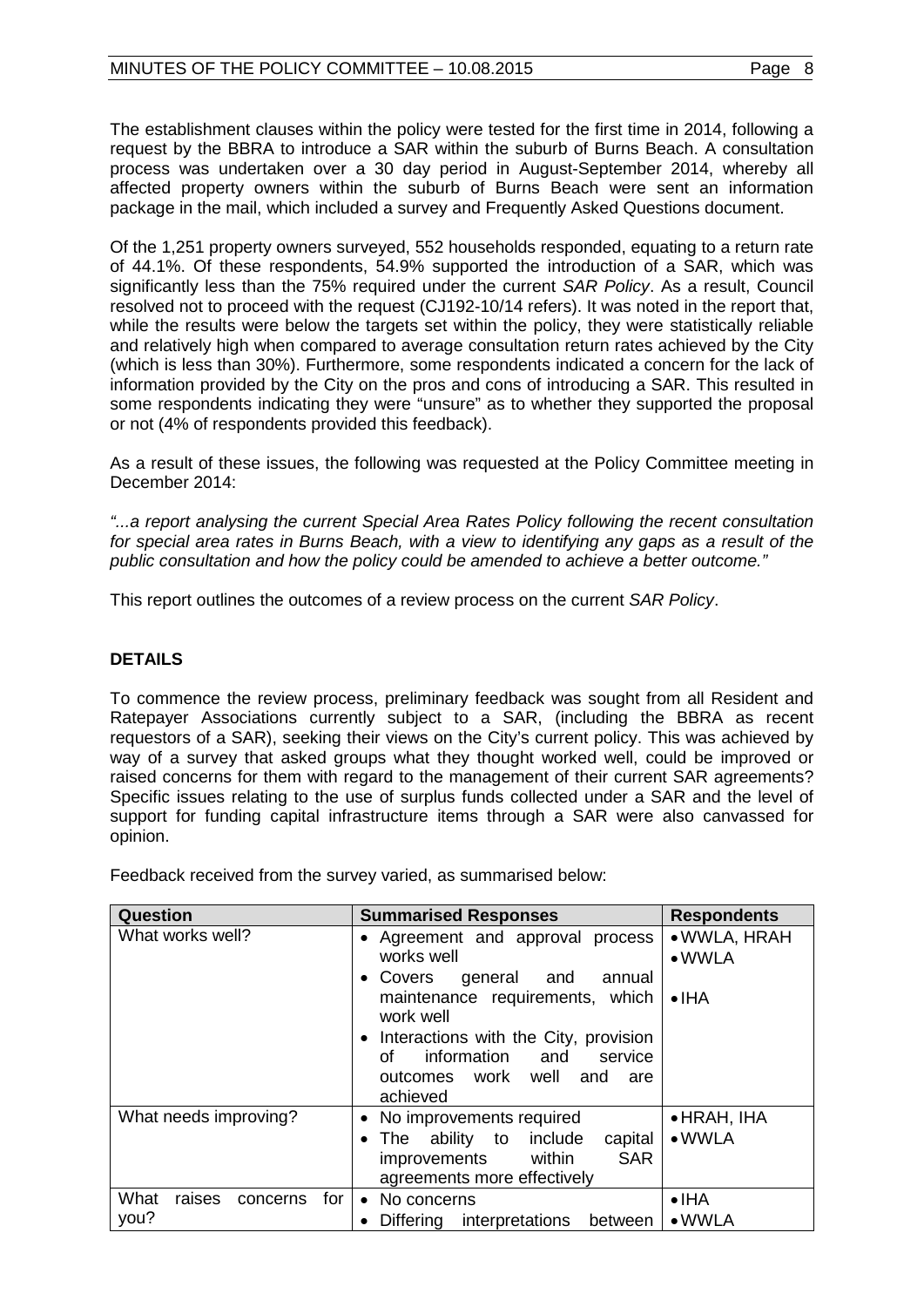The establishment clauses within the policy were tested for the first time in 2014, following a request by the BBRA to introduce a SAR within the suburb of Burns Beach. A consultation process was undertaken over a 30 day period in August-September 2014, whereby all affected property owners within the suburb of Burns Beach were sent an information package in the mail, which included a survey and Frequently Asked Questions document.

Of the 1,251 property owners surveyed, 552 households responded, equating to a return rate of 44.1%. Of these respondents, 54.9% supported the introduction of a SAR, which was significantly less than the 75% required under the current *SAR Policy*. As a result, Council resolved not to proceed with the request (CJ192-10/14 refers). It was noted in the report that, while the results were below the targets set within the policy, they were statistically reliable and relatively high when compared to average consultation return rates achieved by the City (which is less than 30%). Furthermore, some respondents indicated a concern for the lack of information provided by the City on the pros and cons of introducing a SAR. This resulted in some respondents indicating they were "unsure" as to whether they supported the proposal or not (4% of respondents provided this feedback).

As a result of these issues, the following was requested at the Policy Committee meeting in December 2014:

*"...a report analysing the current Special Area Rates Policy following the recent consultation for special area rates in Burns Beach, with a view to identifying any gaps as a result of the public consultation and how the policy could be amended to achieve a better outcome."*

This report outlines the outcomes of a review process on the current *SAR Policy*.

**DETAILS**

To commence the review process, preliminary feedback was sought from all Resident and Ratepayer Associations currently subject to a SAR, (including the BBRA as recent requestors of a SAR), seeking their views on the City's current policy. This was achieved by way of a survey that asked groups what they thought worked well, could be improved or raised concerns for them with regard to the management of their current SAR agreements? Specific issues relating to the use of surplus funds collected under a SAR and the level of support for funding capital infrastructure items through a SAR were also canvassed for opinion.

Feedback received from the survey varied, as summarised below:

| Question | Summarised Responses | Respondents |
|---|---|---|
| What works well? | • Agreement and approval process works well<br>• Covers general and annual maintenance requirements, which work well<br>• Interactions with the City, provision of information and service outcomes work well and are achieved | • WWLA, HRAH<br>• WWLA<br>• IHA |
| What needs improving? | • No improvements required<br>• The ability to include capital improvements within SAR agreements more effectively | • HRAH, IHA<br>• WWLA |
| What raises concerns for you? | • No concerns<br>• Differing interpretations between | • IHA<br>• WWLA |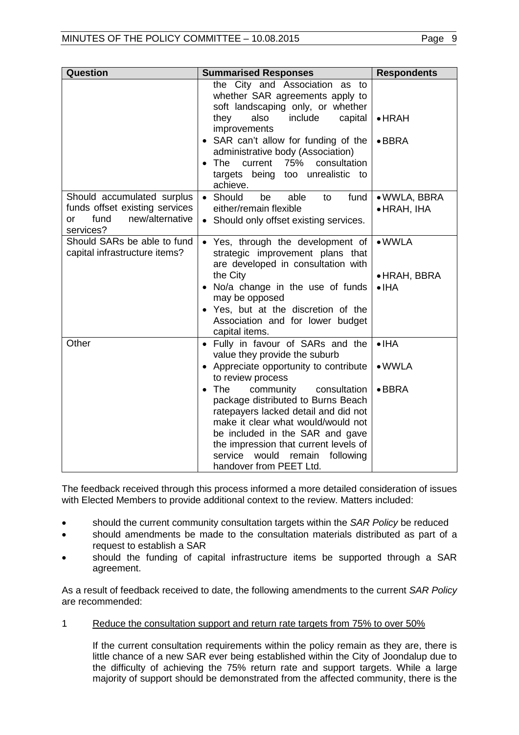| Question | Summarised Responses | Respondents |
|---|---|---|
| | the City and Association as to whether SAR agreements apply to soft landscaping only, or whether they also include capital improvements<br>• SAR can't allow for funding of the administrative body (Association)<br>• The current 75% consultation targets being too unrealistic to achieve. | • HRAH<br>• BBRA |
| Should accumulated surplus funds offset existing services or fund new/alternative services? | • Should be able to fund either/remain flexible<br>• Should only offset existing services. | • WWLA, BBRA<br>• HRAH, IHA |
| Should SARs be able to fund capital infrastructure items? | • Yes, through the development of strategic improvement plans that are developed in consultation with the City<br>• No/a change in the use of funds may be opposed<br>• Yes, but at the discretion of the Association and for lower budget capital items. | • WWLA<br>• HRAH, BBRA<br>• IHA |
| Other | • Fully in favour of SARs and the value they provide the suburb<br>• Appreciate opportunity to contribute to review process<br>• The community consultation package distributed to Burns Beach ratepayers lacked detail and did not make it clear what would/would not be included in the SAR and gave the impression that current levels of service would remain following handover from PEET Ltd. | • IHA<br>• WWLA<br>• BBRA |

The feedback received through this process informed a more detailed consideration of issues with Elected Members to provide additional context to the review. Matters included:

- should the current community consultation targets within the *SAR Policy* be reduced
- should amendments be made to the consultation materials distributed as part of a request to establish a SAR
- should the funding of capital infrastructure items be supported through a SAR agreement.

As a result of feedback received to date, the following amendments to the current *SAR Policy* are recommended:

1 <u>Reduce the consultation support and return rate targets from 75% to over 50%</u>

If the current consultation requirements within the policy remain as they are, there is little chance of a new SAR ever being established within the City of Joondalup due to the difficulty of achieving the 75% return rate and support targets. While a large majority of support should be demonstrated from the affected community, there is the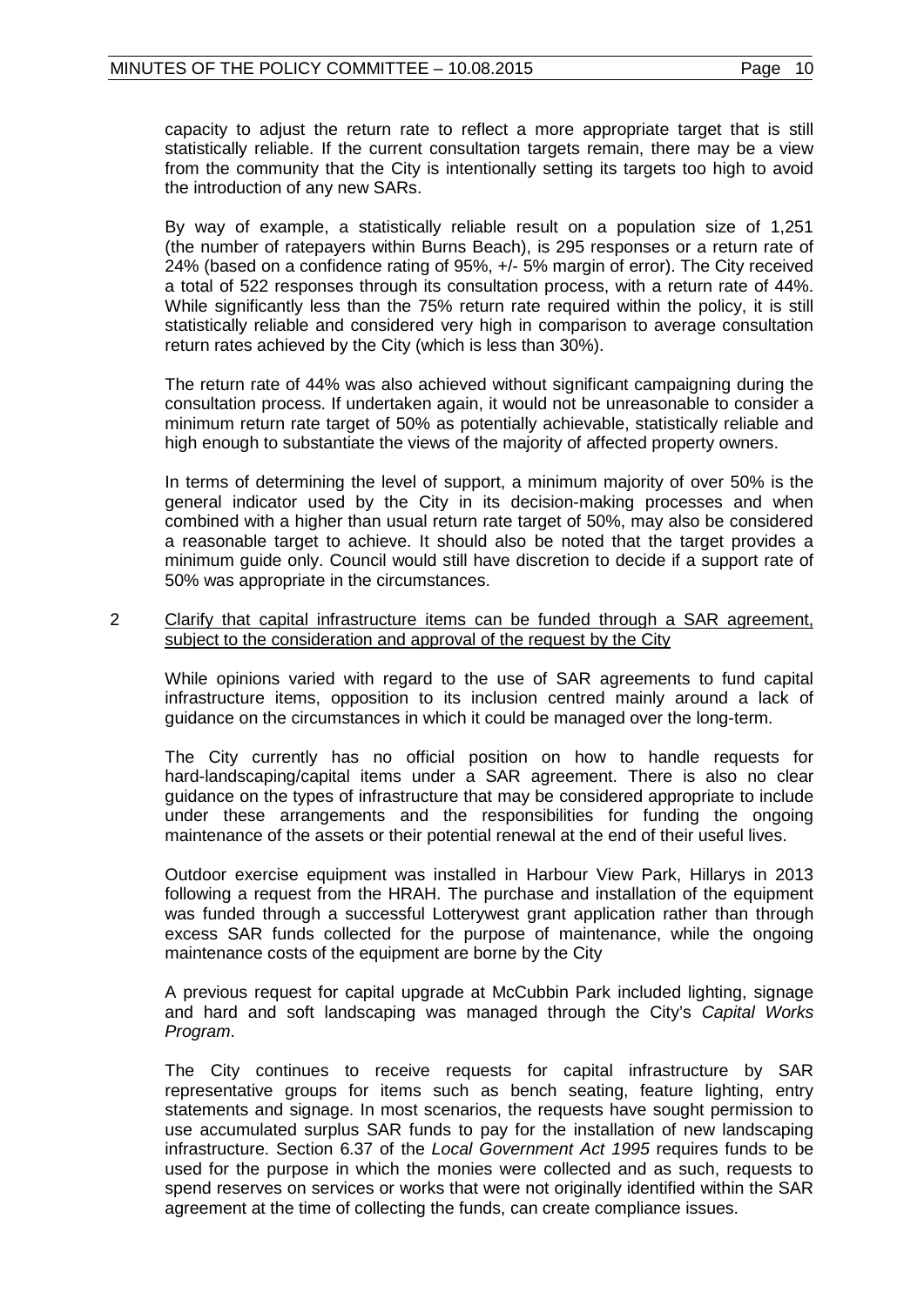capacity to adjust the return rate to reflect a more appropriate target that is still statistically reliable. If the current consultation targets remain, there may be a view from the community that the City is intentionally setting its targets too high to avoid the introduction of any new SARs.

By way of example, a statistically reliable result on a population size of 1,251 (the number of ratepayers within Burns Beach), is 295 responses or a return rate of 24% (based on a confidence rating of 95%, +/- 5% margin of error). The City received a total of 522 responses through its consultation process, with a return rate of 44%. While significantly less than the 75% return rate required within the policy, it is still statistically reliable and considered very high in comparison to average consultation return rates achieved by the City (which is less than 30%).

The return rate of 44% was also achieved without significant campaigning during the consultation process. If undertaken again, it would not be unreasonable to consider a minimum return rate target of 50% as potentially achievable, statistically reliable and high enough to substantiate the views of the majority of affected property owners.

In terms of determining the level of support, a minimum majority of over 50% is the general indicator used by the City in its decision-making processes and when combined with a higher than usual return rate target of 50%, may also be considered a reasonable target to achieve. It should also be noted that the target provides a minimum guide only. Council would still have discretion to decide if a support rate of 50% was appropriate in the circumstances.

2 Clarify that capital infrastructure items can be funded through a SAR agreement, subject to the consideration and approval of the request by the City

While opinions varied with regard to the use of SAR agreements to fund capital infrastructure items, opposition to its inclusion centred mainly around a lack of guidance on the circumstances in which it could be managed over the long-term.

The City currently has no official position on how to handle requests for hard-landscaping/capital items under a SAR agreement. There is also no clear guidance on the types of infrastructure that may be considered appropriate to include under these arrangements and the responsibilities for funding the ongoing maintenance of the assets or their potential renewal at the end of their useful lives.

Outdoor exercise equipment was installed in Harbour View Park, Hillarys in 2013 following a request from the HRAH. The purchase and installation of the equipment was funded through a successful Lotterywest grant application rather than through excess SAR funds collected for the purpose of maintenance, while the ongoing maintenance costs of the equipment are borne by the City

A previous request for capital upgrade at McCubbin Park included lighting, signage and hard and soft landscaping was managed through the City's *Capital Works Program*.

The City continues to receive requests for capital infrastructure by SAR representative groups for items such as bench seating, feature lighting, entry statements and signage. In most scenarios, the requests have sought permission to use accumulated surplus SAR funds to pay for the installation of new landscaping infrastructure. Section 6.37 of the *Local Government Act 1995* requires funds to be used for the purpose in which the monies were collected and as such, requests to spend reserves on services or works that were not originally identified within the SAR agreement at the time of collecting the funds, can create compliance issues.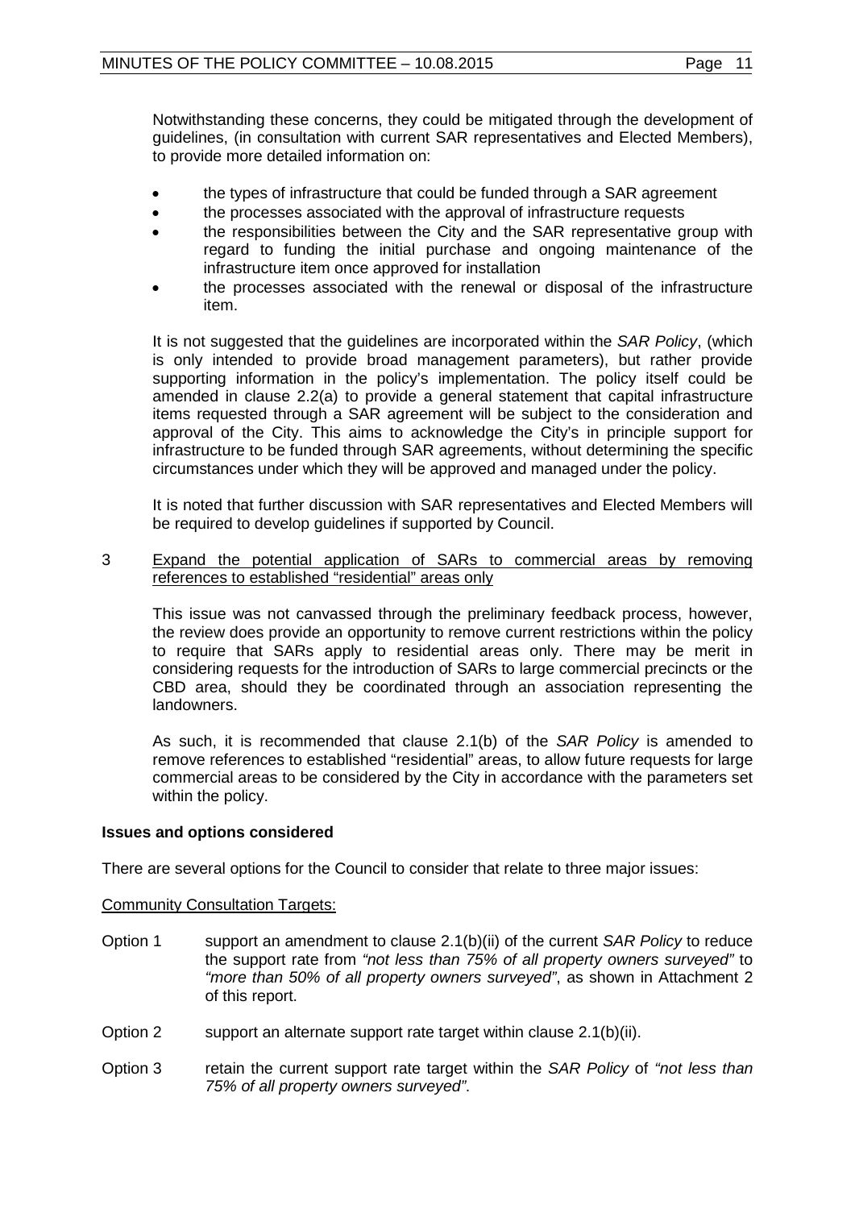Notwithstanding these concerns, they could be mitigated through the development of guidelines, (in consultation with current SAR representatives and Elected Members), to provide more detailed information on:

- the types of infrastructure that could be funded through a SAR agreement
- the processes associated with the approval of infrastructure requests
- the responsibilities between the City and the SAR representative group with regard to funding the initial purchase and ongoing maintenance of the infrastructure item once approved for installation
- the processes associated with the renewal or disposal of the infrastructure item.

It is not suggested that the guidelines are incorporated within the *SAR Policy*, (which is only intended to provide broad management parameters), but rather provide supporting information in the policy's implementation. The policy itself could be amended in clause 2.2(a) to provide a general statement that capital infrastructure items requested through a SAR agreement will be subject to the consideration and approval of the City. This aims to acknowledge the City's in principle support for infrastructure to be funded through SAR agreements, without determining the specific circumstances under which they will be approved and managed under the policy.

It is noted that further discussion with SAR representatives and Elected Members will be required to develop guidelines if supported by Council.

3 Expand the potential application of SARs to commercial areas by removing references to established "residential" areas only

This issue was not canvassed through the preliminary feedback process, however, the review does provide an opportunity to remove current restrictions within the policy to require that SARs apply to residential areas only. There may be merit in considering requests for the introduction of SARs to large commercial precincts or the CBD area, should they be coordinated through an association representing the landowners.

As such, it is recommended that clause 2.1(b) of the *SAR Policy* is amended to remove references to established "residential" areas, to allow future requests for large commercial areas to be considered by the City in accordance with the parameters set within the policy.

**Issues and options considered**

There are several options for the Council to consider that relate to three major issues:

Community Consultation Targets:

Option 1 support an amendment to clause 2.1(b)(ii) of the current *SAR Policy* to reduce the support rate from *"not less than 75% of all property owners surveyed"* to *"more than 50% of all property owners surveyed"*, as shown in Attachment 2 of this report.

Option 2 support an alternate support rate target within clause 2.1(b)(ii).

Option 3 retain the current support rate target within the *SAR Policy* of *"not less than 75% of all property owners surveyed"*.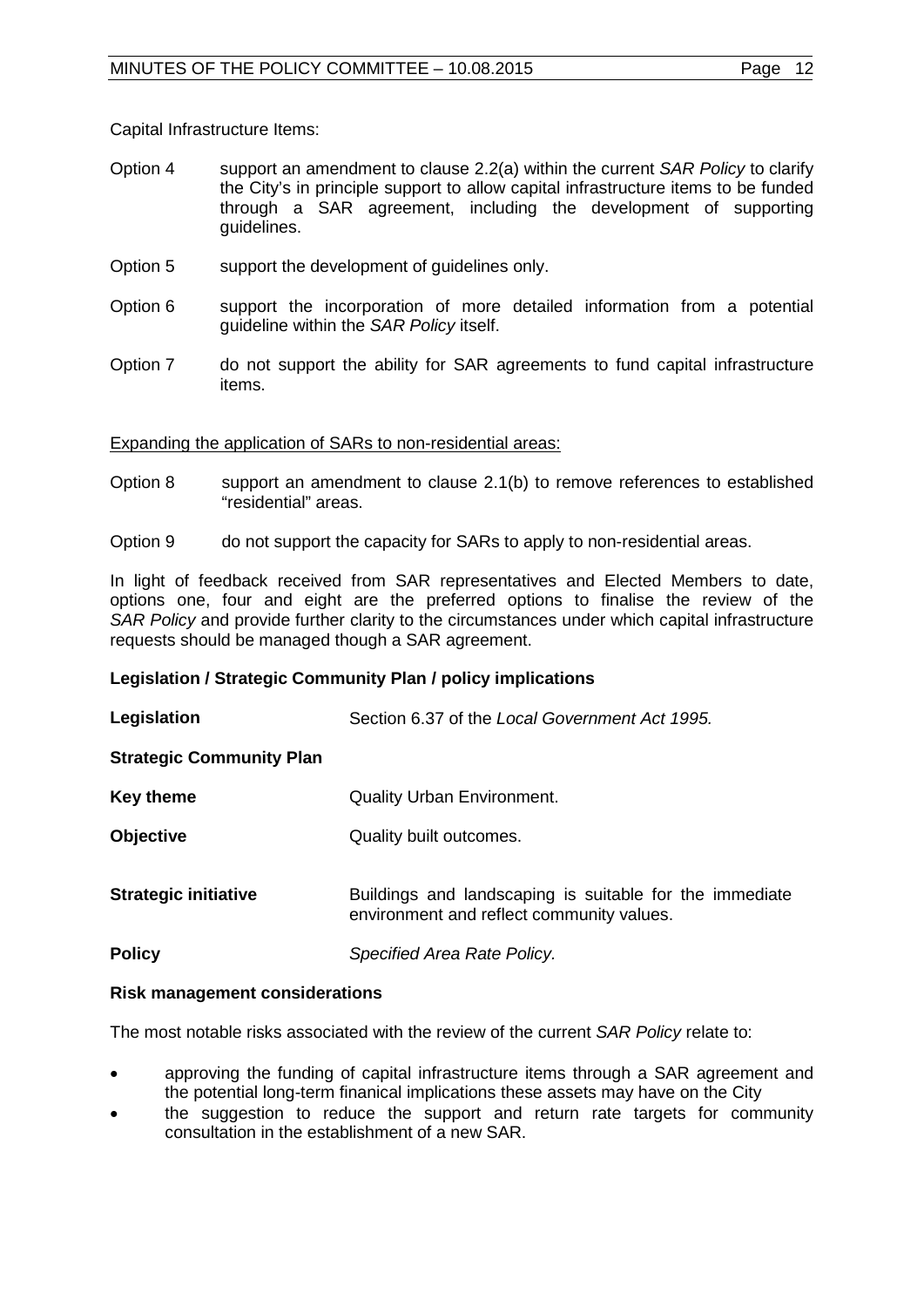Capital Infrastructure Items:

Option 4 support an amendment to clause 2.2(a) within the current *SAR Policy* to clarify the City's in principle support to allow capital infrastructure items to be funded through a SAR agreement, including the development of supporting guidelines.

Option 5 support the development of guidelines only.

Option 6 support the incorporation of more detailed information from a potential guideline within the *SAR Policy* itself.

Option 7 do not support the ability for SAR agreements to fund capital infrastructure items.

Expanding the application of SARs to non-residential areas:

Option 8 support an amendment to clause 2.1(b) to remove references to established "residential" areas.

Option 9 do not support the capacity for SARs to apply to non-residential areas.

In light of feedback received from SAR representatives and Elected Members to date, options one, four and eight are the preferred options to finalise the review of the *SAR Policy* and provide further clarity to the circumstances under which capital infrastructure requests should be managed though a SAR agreement.

**Legislation / Strategic Community Plan / policy implications**

**Legislation** Section 6.37 of the *Local Government Act 1995.*

**Strategic Community Plan**

**Key theme** Quality Urban Environment.

**Objective** Quality built outcomes.

**Strategic initiative** Buildings and landscaping is suitable for the immediate environment and reflect community values.

**Policy** *Specified Area Rate Policy.*

**Risk management considerations**

The most notable risks associated with the review of the current *SAR Policy* relate to:

- approving the funding of capital infrastructure items through a SAR agreement and the potential long-term finanical implications these assets may have on the City
- the suggestion to reduce the support and return rate targets for community consultation in the establishment of a new SAR.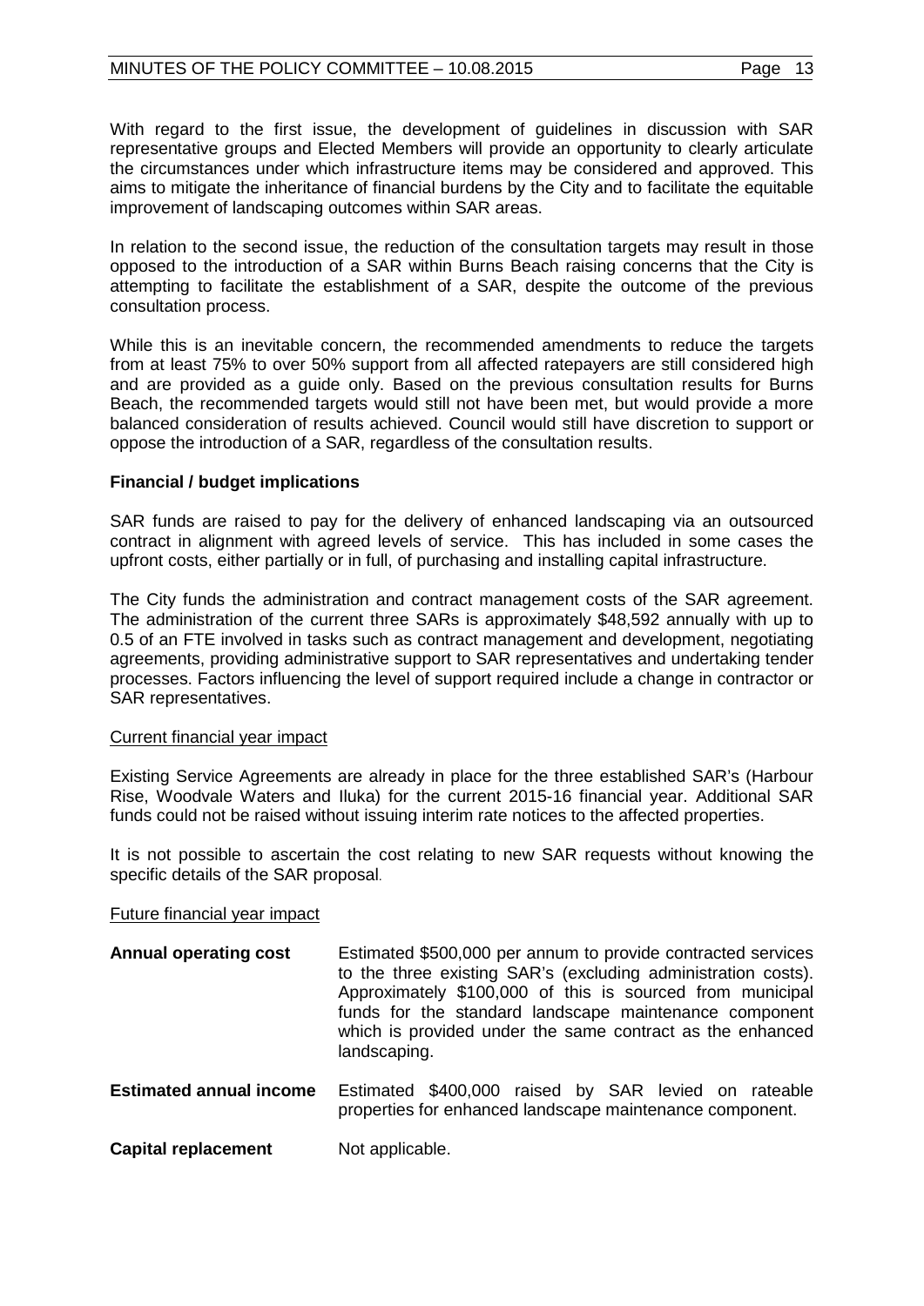With regard to the first issue, the development of guidelines in discussion with SAR representative groups and Elected Members will provide an opportunity to clearly articulate the circumstances under which infrastructure items may be considered and approved. This aims to mitigate the inheritance of financial burdens by the City and to facilitate the equitable improvement of landscaping outcomes within SAR areas.

In relation to the second issue, the reduction of the consultation targets may result in those opposed to the introduction of a SAR within Burns Beach raising concerns that the City is attempting to facilitate the establishment of a SAR, despite the outcome of the previous consultation process.

While this is an inevitable concern, the recommended amendments to reduce the targets from at least 75% to over 50% support from all affected ratepayers are still considered high and are provided as a guide only. Based on the previous consultation results for Burns Beach, the recommended targets would still not have been met, but would provide a more balanced consideration of results achieved. Council would still have discretion to support or oppose the introduction of a SAR, regardless of the consultation results.

**Financial / budget implications**

SAR funds are raised to pay for the delivery of enhanced landscaping via an outsourced contract in alignment with agreed levels of service. This has included in some cases the upfront costs, either partially or in full, of purchasing and installing capital infrastructure.

The City funds the administration and contract management costs of the SAR agreement. The administration of the current three SARs is approximately $48,592 annually with up to 0.5 of an FTE involved in tasks such as contract management and development, negotiating agreements, providing administrative support to SAR representatives and undertaking tender processes. Factors influencing the level of support required include a change in contractor or SAR representatives.

Current financial year impact

Existing Service Agreements are already in place for the three established SAR's (Harbour Rise, Woodvale Waters and Iluka) for the current 2015-16 financial year. Additional SAR funds could not be raised without issuing interim rate notices to the affected properties.

It is not possible to ascertain the cost relating to new SAR requests without knowing the specific details of the SAR proposal.

Future financial year impact

| | |
|---|---|
| **Annual operating cost** | Estimated $500,000 per annum to provide contracted services to the three existing SAR's (excluding administration costs). Approximately $100,000 of this is sourced from municipal funds for the standard landscape maintenance component which is provided under the same contract as the enhanced landscaping. |
| **Estimated annual income** | Estimated $400,000 raised by SAR levied on rateable properties for enhanced landscape maintenance component. |
| **Capital replacement** | Not applicable. |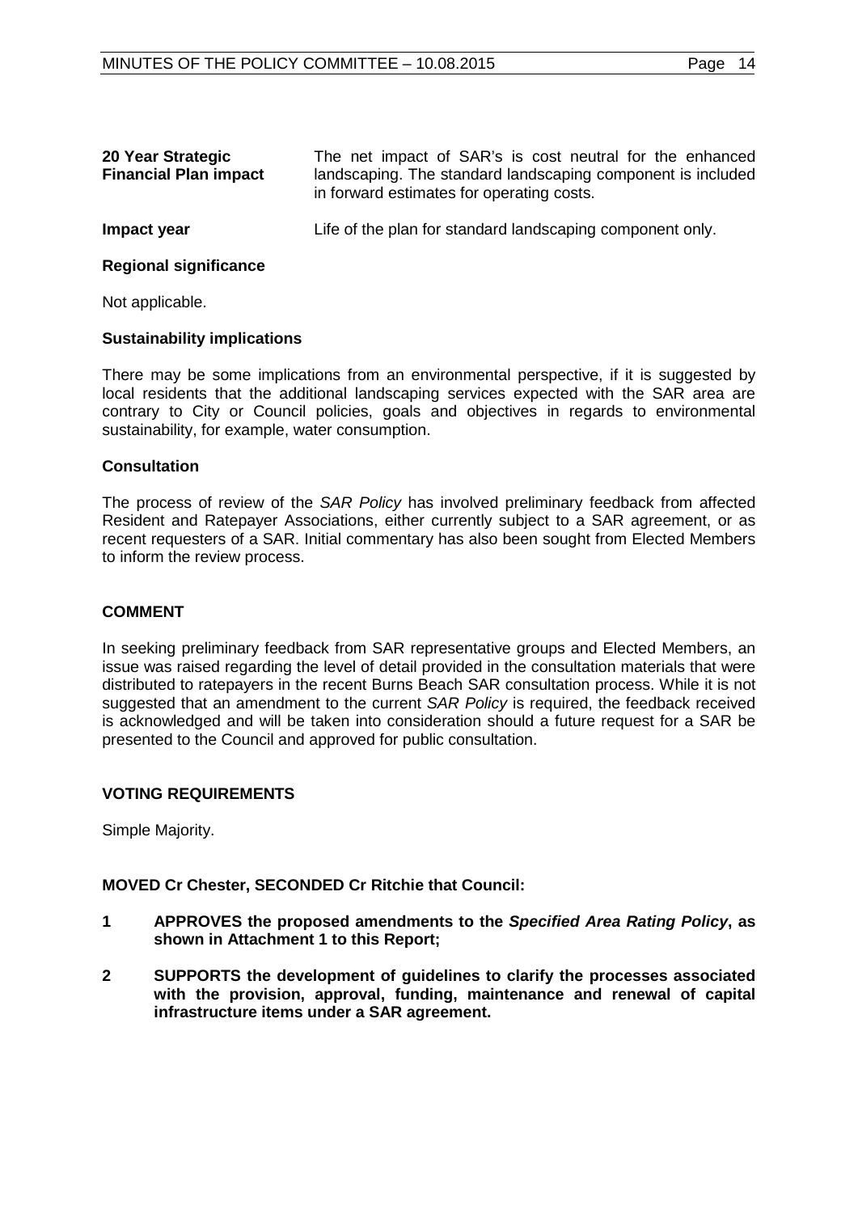**20 Year Strategic Financial Plan impact** The net impact of SAR's is cost neutral for the enhanced landscaping. The standard landscaping component is included in forward estimates for operating costs.

**Impact year** Life of the plan for standard landscaping component only.

**Regional significance**

Not applicable.

**Sustainability implications**

There may be some implications from an environmental perspective, if it is suggested by local residents that the additional landscaping services expected with the SAR area are contrary to City or Council policies, goals and objectives in regards to environmental sustainability, for example, water consumption.

**Consultation**

The process of review of the *SAR Policy* has involved preliminary feedback from affected Resident and Ratepayer Associations, either currently subject to a SAR agreement, or as recent requesters of a SAR. Initial commentary has also been sought from Elected Members to inform the review process.

**COMMENT**

In seeking preliminary feedback from SAR representative groups and Elected Members, an issue was raised regarding the level of detail provided in the consultation materials that were distributed to ratepayers in the recent Burns Beach SAR consultation process. While it is not suggested that an amendment to the current *SAR Policy* is required, the feedback received is acknowledged and will be taken into consideration should a future request for a SAR be presented to the Council and approved for public consultation.

**VOTING REQUIREMENTS**

Simple Majority.

**MOVED Cr Chester, SECONDED Cr Ritchie that Council:**

**1 APPROVES the proposed amendments to the *Specified Area Rating Policy*, as shown in Attachment 1 to this Report;**

**2 SUPPORTS the development of guidelines to clarify the processes associated with the provision, approval, funding, maintenance and renewal of capital infrastructure items under a SAR agreement.**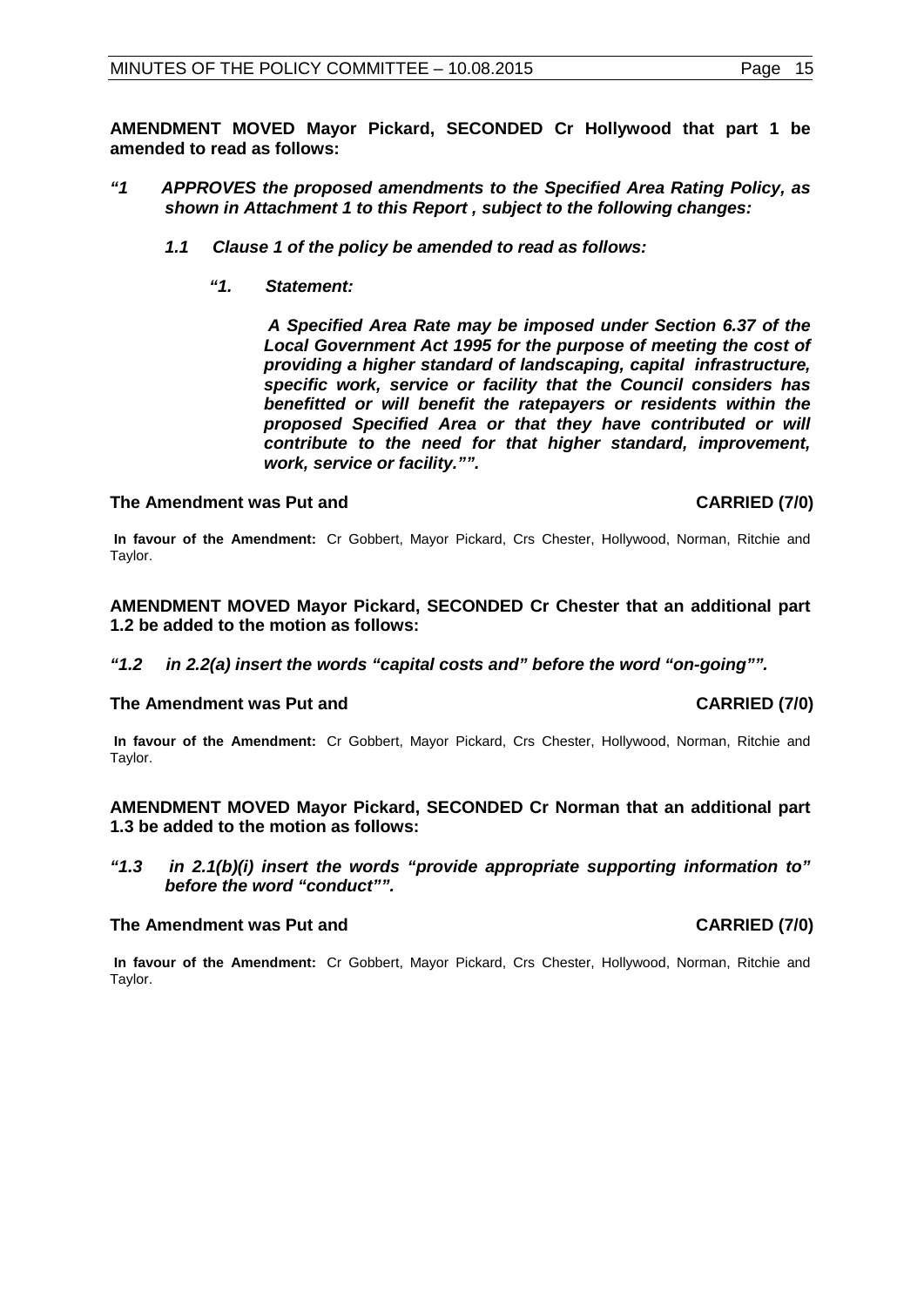**AMENDMENT MOVED Mayor Pickard, SECONDED Cr Hollywood that part 1 be amended to read as follows:**

***"1 APPROVES the proposed amendments to the Specified Area Rating Policy, as shown in Attachment 1 to this Report , subject to the following changes:***

***1.1 Clause 1 of the policy be amended to read as follows:***

***"1. Statement:***

***A Specified Area Rate may be imposed under Section 6.37 of the Local Government Act 1995 for the purpose of meeting the cost of providing a higher standard of landscaping, capital infrastructure, specific work, service or facility that the Council considers has benefitted or will benefit the ratepayers or residents within the proposed Specified Area or that they have contributed or will contribute to the need for that higher standard, improvement, work, service or facility."".***

**The Amendment was Put and CARRIED (7/0)**

**In favour of the Amendment:** Cr Gobbert, Mayor Pickard, Crs Chester, Hollywood, Norman, Ritchie and Taylor.

**AMENDMENT MOVED Mayor Pickard, SECONDED Cr Chester that an additional part 1.2 be added to the motion as follows:**

***"1.2 in 2.2(a) insert the words "capital costs and" before the word "on-going"".***

**The Amendment was Put and CARRIED (7/0)**

**In favour of the Amendment:** Cr Gobbert, Mayor Pickard, Crs Chester, Hollywood, Norman, Ritchie and Taylor.

**AMENDMENT MOVED Mayor Pickard, SECONDED Cr Norman that an additional part 1.3 be added to the motion as follows:**

***"1.3 in 2.1(b)(i) insert the words "provide appropriate supporting information to" before the word "conduct"".***

**The Amendment was Put and CARRIED (7/0)**

**In favour of the Amendment:** Cr Gobbert, Mayor Pickard, Crs Chester, Hollywood, Norman, Ritchie and Taylor.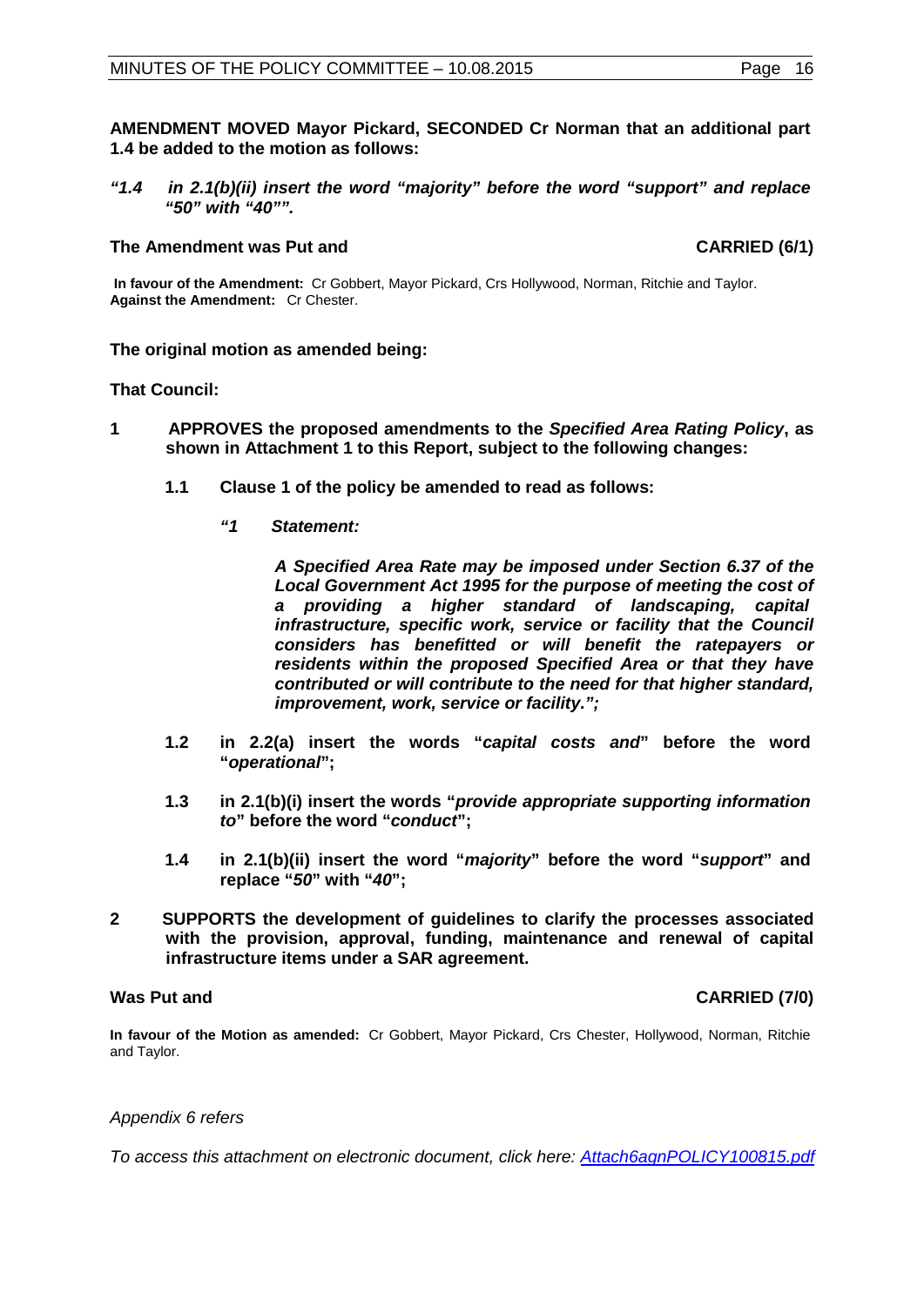**AMENDMENT MOVED Mayor Pickard, SECONDED Cr Norman that an additional part 1.4 be added to the motion as follows:**

***"1.4 in 2.1(b)(ii) insert the word "majority" before the word "support" and replace "50" with "40"".***

**The Amendment was Put and CARRIED (6/1)**

**In favour of the Amendment:** Cr Gobbert, Mayor Pickard, Crs Hollywood, Norman, Ritchie and Taylor.
**Against the Amendment:** Cr Chester.

**The original motion as amended being:**

**That Council:**

**1 APPROVES the proposed amendments to the *Specified Area Rating Policy*, as shown in Attachment 1 to this Report, subject to the following changes:**

**1.1 Clause 1 of the policy be amended to read as follows:**

***"1 Statement:***

***A Specified Area Rate may be imposed under Section 6.37 of the Local Government Act 1995 for the purpose of meeting the cost of a providing a higher standard of landscaping, capital infrastructure, specific work, service or facility that the Council considers has benefitted or will benefit the ratepayers or residents within the proposed Specified Area or that they have contributed or will contribute to the need for that higher standard, improvement, work, service or facility.";***

**1.2 in 2.2(a) insert the words "*capital costs and*" before the word "*operational*";**

**1.3 in 2.1(b)(i) insert the words "*provide appropriate supporting information to*" before the word "*conduct*";**

**1.4 in 2.1(b)(ii) insert the word "*majority*" before the word "*support*" and replace "*50*" with "*40*";**

**2 SUPPORTS the development of guidelines to clarify the processes associated with the provision, approval, funding, maintenance and renewal of capital infrastructure items under a SAR agreement.**

**Was Put and CARRIED (7/0)**

**In favour of the Motion as amended:** Cr Gobbert, Mayor Pickard, Crs Chester, Hollywood, Norman, Ritchie and Taylor.

*Appendix 6 refers*

*To access this attachment on electronic document, click here: Attach6agnPOLICY100815.pdf*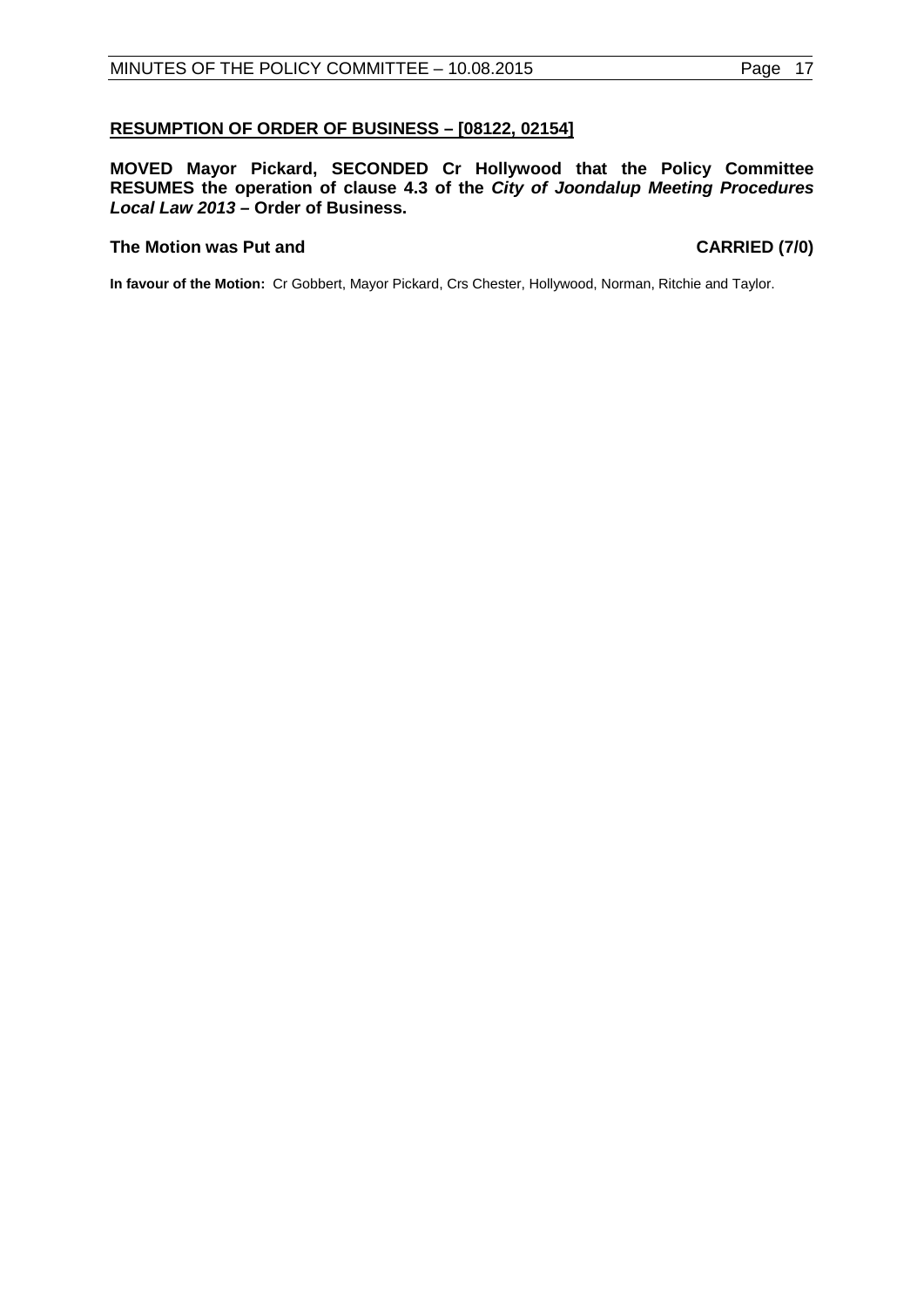**RESUMPTION OF ORDER OF BUSINESS – [08122, 02154]**

**MOVED Mayor Pickard, SECONDED Cr Hollywood that the Policy Committee RESUMES the operation of clause 4.3 of the *City of Joondalup Meeting Procedures Local Law 2013* – Order of Business.**

**The Motion was Put and CARRIED (7/0)**

**In favour of the Motion:** Cr Gobbert, Mayor Pickard, Crs Chester, Hollywood, Norman, Ritchie and Taylor.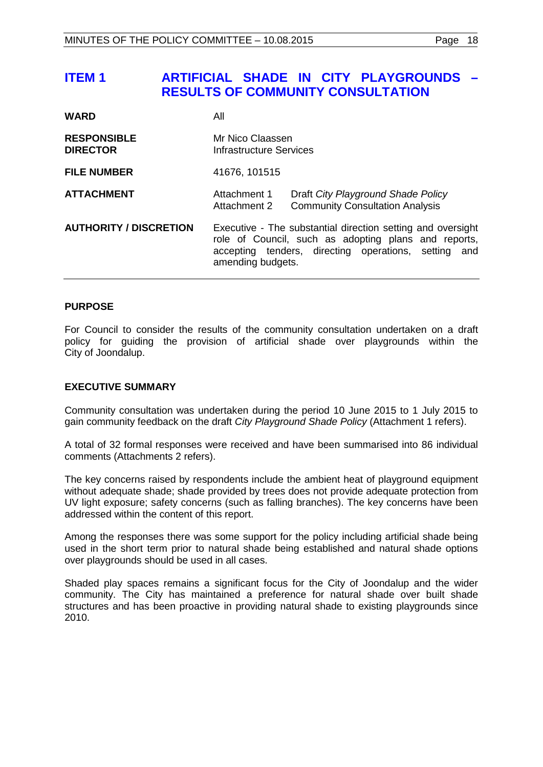# ITEM 1 ARTIFICIAL SHADE IN CITY PLAYGROUNDS – RESULTS OF COMMUNITY CONSULTATION

| | | |
|---|---|---|
| **WARD** | All | |
| **RESPONSIBLE DIRECTOR** | Mr Nico Claassen<br>Infrastructure Services | |
| **FILE NUMBER** | 41676, 101515 | |
| **ATTACHMENT** | Attachment 1<br>Attachment 2 | Draft *City Playground Shade Policy*<br>Community Consultation Analysis |
| **AUTHORITY / DISCRETION** | Executive - The substantial direction setting and oversight role of Council, such as adopting plans and reports, accepting tenders, directing operations, setting and amending budgets. | |

## PURPOSE

For Council to consider the results of the community consultation undertaken on a draft policy for guiding the provision of artificial shade over playgrounds within the City of Joondalup.

## EXECUTIVE SUMMARY

Community consultation was undertaken during the period 10 June 2015 to 1 July 2015 to gain community feedback on the draft *City Playground Shade Policy* (Attachment 1 refers).

A total of 32 formal responses were received and have been summarised into 86 individual comments (Attachments 2 refers).

The key concerns raised by respondents include the ambient heat of playground equipment without adequate shade; shade provided by trees does not provide adequate protection from UV light exposure; safety concerns (such as falling branches). The key concerns have been addressed within the content of this report.

Among the responses there was some support for the policy including artificial shade being used in the short term prior to natural shade being established and natural shade options over playgrounds should be used in all cases.

Shaded play spaces remains a significant focus for the City of Joondalup and the wider community. The City has maintained a preference for natural shade over built shade structures and has been proactive in providing natural shade to existing playgrounds since 2010.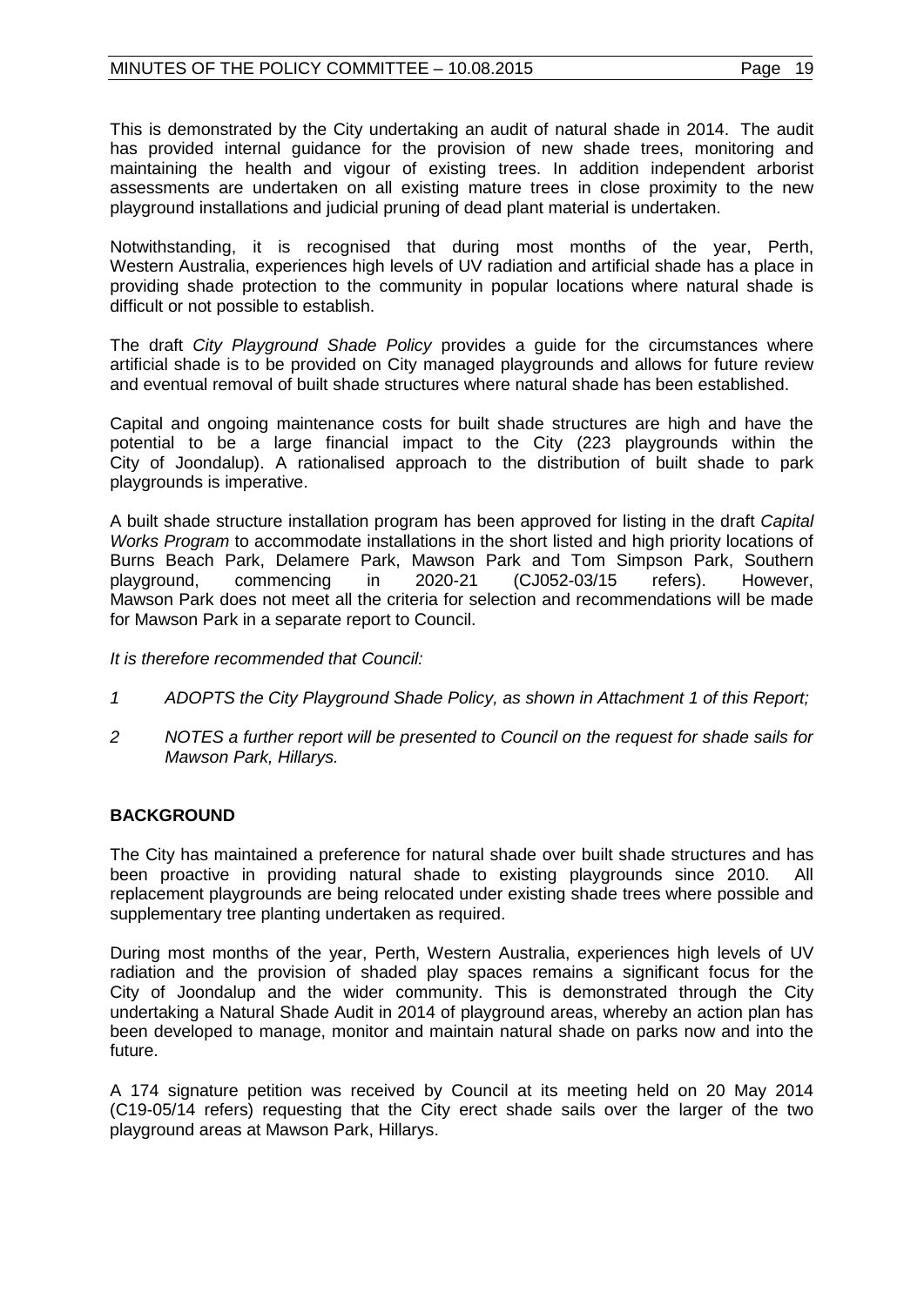This is demonstrated by the City undertaking an audit of natural shade in 2014. The audit has provided internal guidance for the provision of new shade trees, monitoring and maintaining the health and vigour of existing trees. In addition independent arborist assessments are undertaken on all existing mature trees in close proximity to the new playground installations and judicial pruning of dead plant material is undertaken.

Notwithstanding, it is recognised that during most months of the year, Perth, Western Australia, experiences high levels of UV radiation and artificial shade has a place in providing shade protection to the community in popular locations where natural shade is difficult or not possible to establish.

The draft *City Playground Shade Policy* provides a guide for the circumstances where artificial shade is to be provided on City managed playgrounds and allows for future review and eventual removal of built shade structures where natural shade has been established.

Capital and ongoing maintenance costs for built shade structures are high and have the potential to be a large financial impact to the City (223 playgrounds within the City of Joondalup). A rationalised approach to the distribution of built shade to park playgrounds is imperative.

A built shade structure installation program has been approved for listing in the draft *Capital Works Program* to accommodate installations in the short listed and high priority locations of Burns Beach Park, Delamere Park, Mawson Park and Tom Simpson Park, Southern playground, commencing in 2020-21 (CJ052-03/15 refers). However, Mawson Park does not meet all the criteria for selection and recommendations will be made for Mawson Park in a separate report to Council.

*It is therefore recommended that Council:*

*1 ADOPTS the City Playground Shade Policy, as shown in Attachment 1 of this Report;*

*2 NOTES a further report will be presented to Council on the request for shade sails for Mawson Park, Hillarys.*

## BACKGROUND

The City has maintained a preference for natural shade over built shade structures and has been proactive in providing natural shade to existing playgrounds since 2010. All replacement playgrounds are being relocated under existing shade trees where possible and supplementary tree planting undertaken as required.

During most months of the year, Perth, Western Australia, experiences high levels of UV radiation and the provision of shaded play spaces remains a significant focus for the City of Joondalup and the wider community. This is demonstrated through the City undertaking a Natural Shade Audit in 2014 of playground areas, whereby an action plan has been developed to manage, monitor and maintain natural shade on parks now and into the future.

A 174 signature petition was received by Council at its meeting held on 20 May 2014 (C19-05/14 refers) requesting that the City erect shade sails over the larger of the two playground areas at Mawson Park, Hillarys.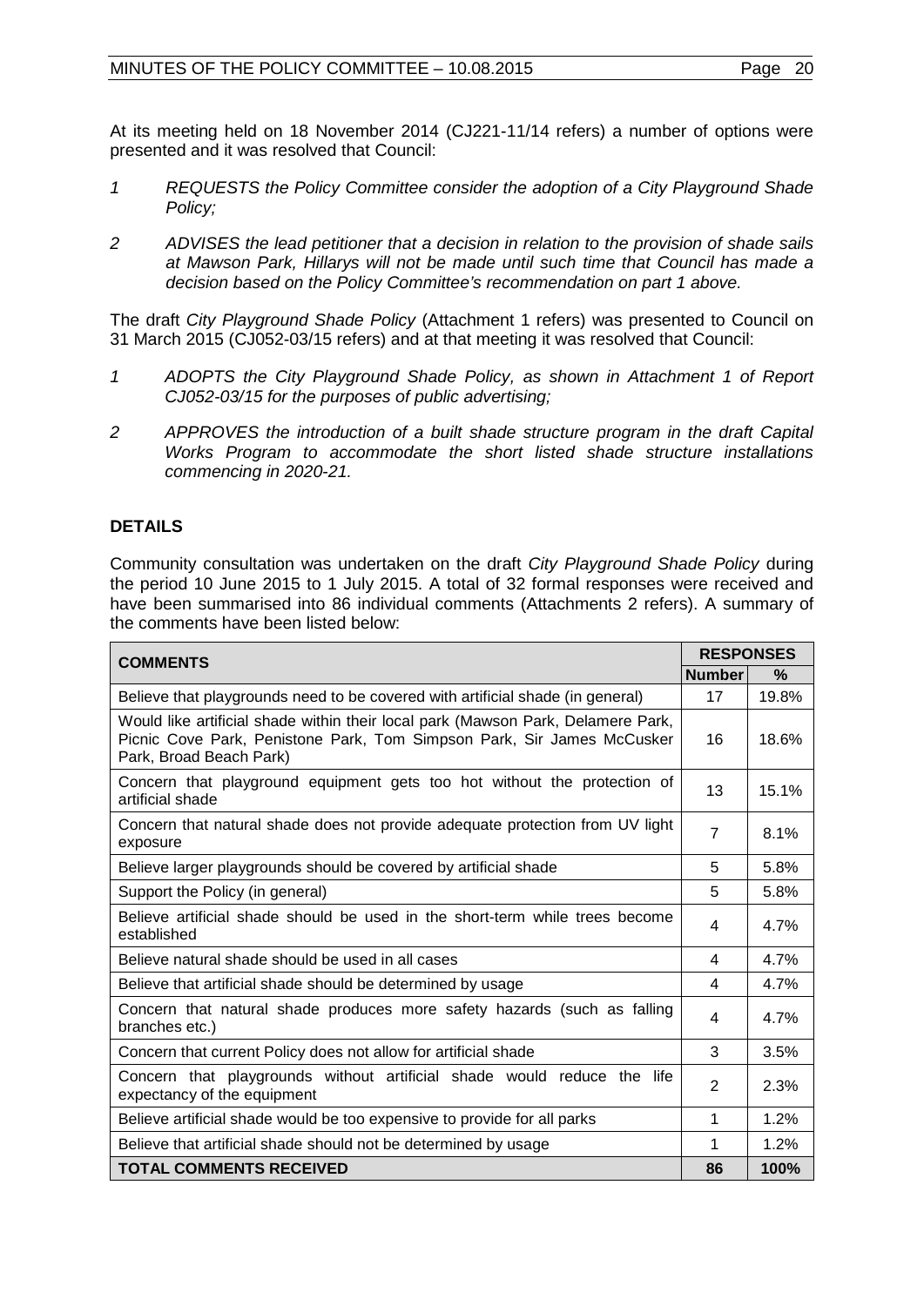At its meeting held on 18 November 2014 (CJ221-11/14 refers) a number of options were presented and it was resolved that Council:

*1 REQUESTS the Policy Committee consider the adoption of a City Playground Shade Policy;*

*2 ADVISES the lead petitioner that a decision in relation to the provision of shade sails at Mawson Park, Hillarys will not be made until such time that Council has made a decision based on the Policy Committee's recommendation on part 1 above.*

The draft *City Playground Shade Policy* (Attachment 1 refers) was presented to Council on 31 March 2015 (CJ052-03/15 refers) and at that meeting it was resolved that Council:

*1 ADOPTS the City Playground Shade Policy, as shown in Attachment 1 of Report CJ052-03/15 for the purposes of public advertising;*

*2 APPROVES the introduction of a built shade structure program in the draft Capital Works Program to accommodate the short listed shade structure installations commencing in 2020-21.*

## DETAILS

Community consultation was undertaken on the draft *City Playground Shade Policy* during the period 10 June 2015 to 1 July 2015. A total of 32 formal responses were received and have been summarised into 86 individual comments (Attachments 2 refers). A summary of the comments have been listed below:

| COMMENTS | RESPONSES | |
|---|---|---|
| | Number | % |
| Believe that playgrounds need to be covered with artificial shade (in general) | 17 | 19.8% |
| Would like artificial shade within their local park (Mawson Park, Delamere Park, Picnic Cove Park, Penistone Park, Tom Simpson Park, Sir James McCusker Park, Broad Beach Park) | 16 | 18.6% |
| Concern that playground equipment gets too hot without the protection of artificial shade | 13 | 15.1% |
| Concern that natural shade does not provide adequate protection from UV light exposure | 7 | 8.1% |
| Believe larger playgrounds should be covered by artificial shade | 5 | 5.8% |
| Support the Policy (in general) | 5 | 5.8% |
| Believe artificial shade should be used in the short-term while trees become established | 4 | 4.7% |
| Believe natural shade should be used in all cases | 4 | 4.7% |
| Believe that artificial shade should be determined by usage | 4 | 4.7% |
| Concern that natural shade produces more safety hazards (such as falling branches etc.) | 4 | 4.7% |
| Concern that current Policy does not allow for artificial shade | 3 | 3.5% |
| Concern that playgrounds without artificial shade would reduce the life expectancy of the equipment | 2 | 2.3% |
| Believe artificial shade would be too expensive to provide for all parks | 1 | 1.2% |
| Believe that artificial shade should not be determined by usage | 1 | 1.2% |
| **TOTAL COMMENTS RECEIVED** | **86** | **100%** |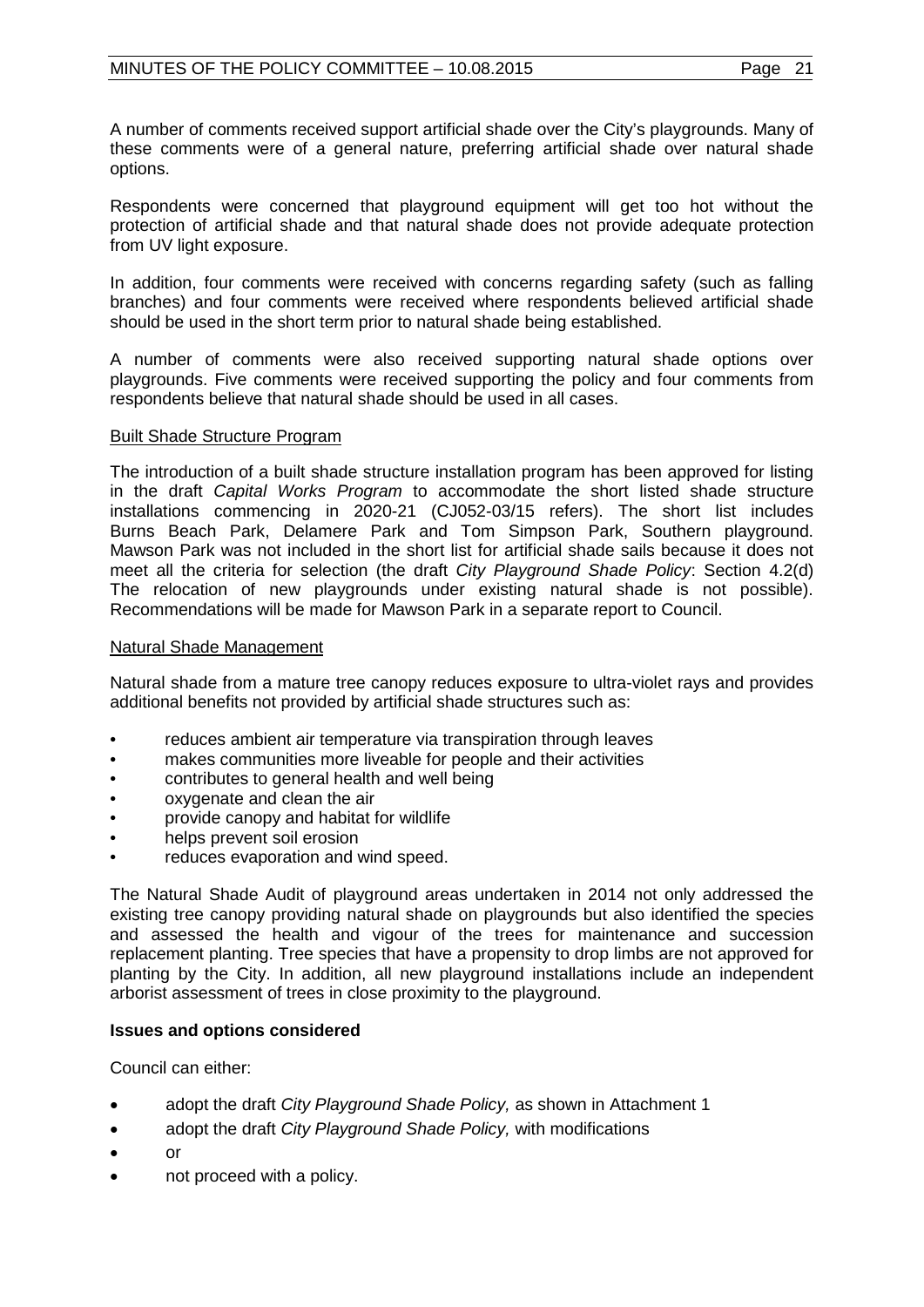A number of comments received support artificial shade over the City's playgrounds. Many of these comments were of a general nature, preferring artificial shade over natural shade options.

Respondents were concerned that playground equipment will get too hot without the protection of artificial shade and that natural shade does not provide adequate protection from UV light exposure.

In addition, four comments were received with concerns regarding safety (such as falling branches) and four comments were received where respondents believed artificial shade should be used in the short term prior to natural shade being established.

A number of comments were also received supporting natural shade options over playgrounds. Five comments were received supporting the policy and four comments from respondents believe that natural shade should be used in all cases.

Built Shade Structure Program

The introduction of a built shade structure installation program has been approved for listing in the draft *Capital Works Program* to accommodate the short listed shade structure installations commencing in 2020-21 (CJ052-03/15 refers). The short list includes Burns Beach Park, Delamere Park and Tom Simpson Park, Southern playground. Mawson Park was not included in the short list for artificial shade sails because it does not meet all the criteria for selection (the draft *City Playground Shade Policy*: Section 4.2(d) The relocation of new playgrounds under existing natural shade is not possible). Recommendations will be made for Mawson Park in a separate report to Council.

Natural Shade Management

Natural shade from a mature tree canopy reduces exposure to ultra-violet rays and provides additional benefits not provided by artificial shade structures such as:

- reduces ambient air temperature via transpiration through leaves
- makes communities more liveable for people and their activities
- contributes to general health and well being
- oxygenate and clean the air
- provide canopy and habitat for wildlife
- helps prevent soil erosion
- reduces evaporation and wind speed.

The Natural Shade Audit of playground areas undertaken in 2014 not only addressed the existing tree canopy providing natural shade on playgrounds but also identified the species and assessed the health and vigour of the trees for maintenance and succession replacement planting. Tree species that have a propensity to drop limbs are not approved for planting by the City. In addition, all new playground installations include an independent arborist assessment of trees in close proximity to the playground.

**Issues and options considered**

Council can either:

- adopt the draft *City Playground Shade Policy,* as shown in Attachment 1
- adopt the draft *City Playground Shade Policy,* with modifications
- or
- not proceed with a policy.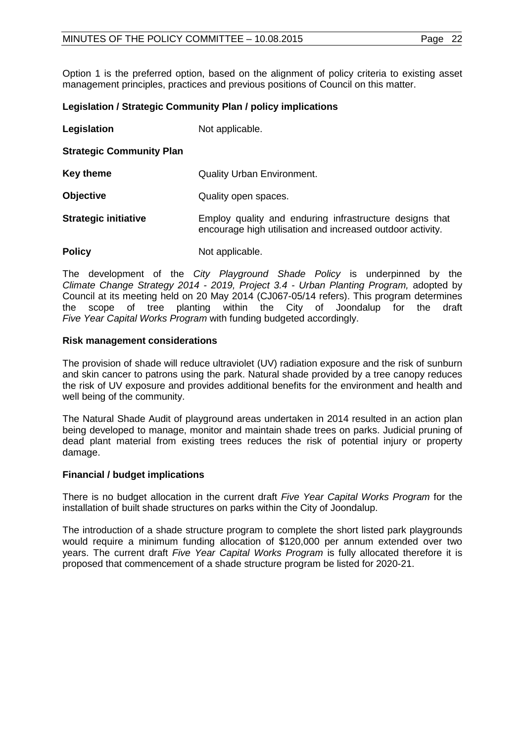Option 1 is the preferred option, based on the alignment of policy criteria to existing asset management principles, practices and previous positions of Council on this matter.

**Legislation / Strategic Community Plan / policy implications**

| | |
|---|---|
| **Legislation** | Not applicable. |
| **Strategic Community Plan** | |
| **Key theme** | Quality Urban Environment. |
| **Objective** | Quality open spaces. |
| **Strategic initiative** | Employ quality and enduring infrastructure designs that encourage high utilisation and increased outdoor activity. |
| **Policy** | Not applicable. |

The development of the *City Playground Shade Policy* is underpinned by the *Climate Change Strategy 2014 - 2019, Project 3.4 - Urban Planting Program,* adopted by Council at its meeting held on 20 May 2014 (CJ067-05/14 refers). This program determines the scope of tree planting within the City of Joondalup for the draft *Five Year Capital Works Program* with funding budgeted accordingly.

**Risk management considerations**

The provision of shade will reduce ultraviolet (UV) radiation exposure and the risk of sunburn and skin cancer to patrons using the park. Natural shade provided by a tree canopy reduces the risk of UV exposure and provides additional benefits for the environment and health and well being of the community.

The Natural Shade Audit of playground areas undertaken in 2014 resulted in an action plan being developed to manage, monitor and maintain shade trees on parks. Judicial pruning of dead plant material from existing trees reduces the risk of potential injury or property damage.

**Financial / budget implications**

There is no budget allocation in the current draft *Five Year Capital Works Program* for the installation of built shade structures on parks within the City of Joondalup.

The introduction of a shade structure program to complete the short listed park playgrounds would require a minimum funding allocation of $120,000 per annum extended over two years. The current draft *Five Year Capital Works Program* is fully allocated therefore it is proposed that commencement of a shade structure program be listed for 2020-21.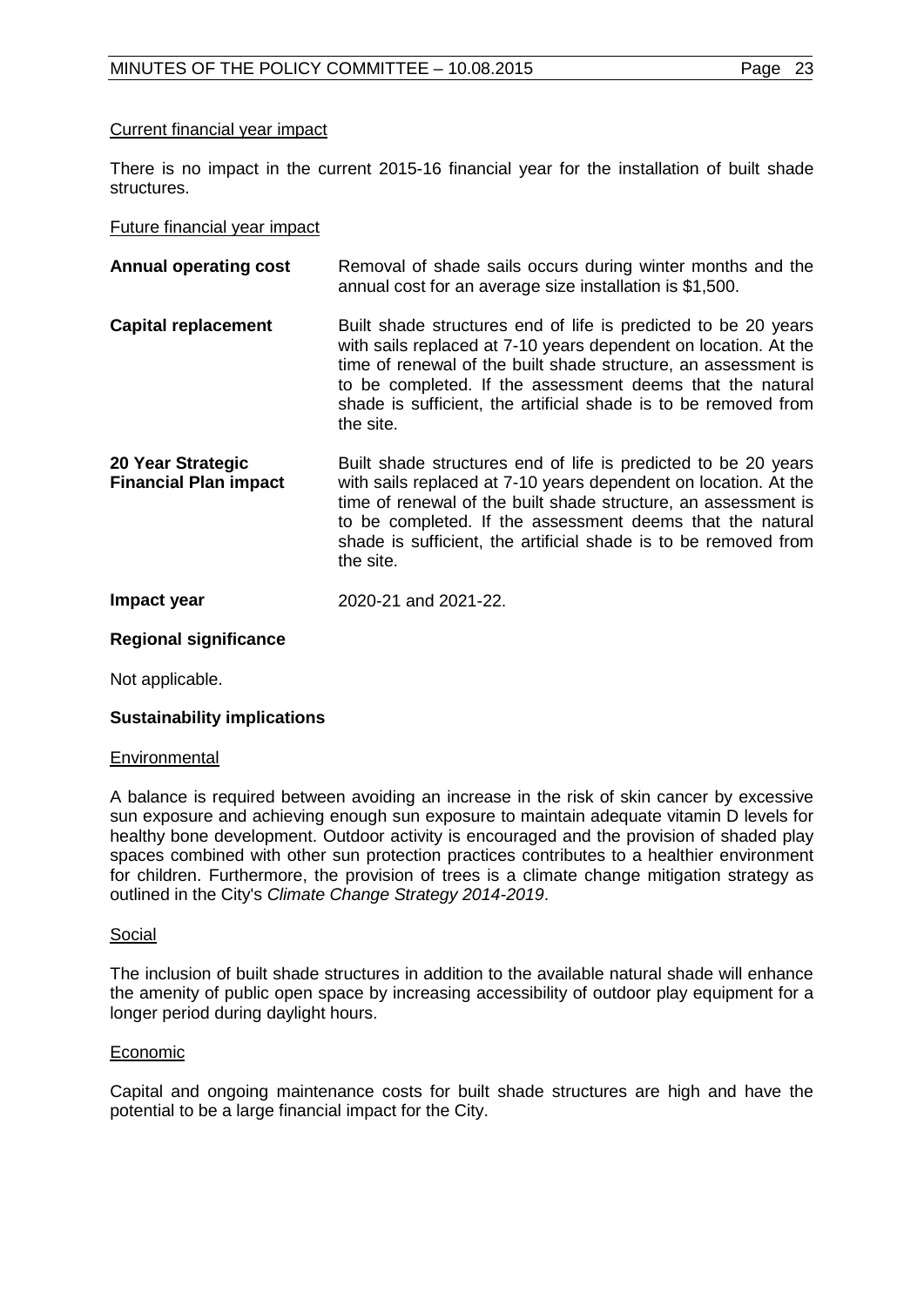Current financial year impact

There is no impact in the current 2015-16 financial year for the installation of built shade structures.

Future financial year impact

| | |
|---|---|
| **Annual operating cost** | Removal of shade sails occurs during winter months and the annual cost for an average size installation is $1,500. |
| **Capital replacement** | Built shade structures end of life is predicted to be 20 years with sails replaced at 7-10 years dependent on location. At the time of renewal of the built shade structure, an assessment is to be completed. If the assessment deems that the natural shade is sufficient, the artificial shade is to be removed from the site. |
| **20 Year Strategic Financial Plan impact** | Built shade structures end of life is predicted to be 20 years with sails replaced at 7-10 years dependent on location. At the time of renewal of the built shade structure, an assessment is to be completed. If the assessment deems that the natural shade is sufficient, the artificial shade is to be removed from the site. |
| **Impact year** | 2020-21 and 2021-22. |

**Regional significance**

Not applicable.

**Sustainability implications**

Environmental

A balance is required between avoiding an increase in the risk of skin cancer by excessive sun exposure and achieving enough sun exposure to maintain adequate vitamin D levels for healthy bone development. Outdoor activity is encouraged and the provision of shaded play spaces combined with other sun protection practices contributes to a healthier environment for children. Furthermore, the provision of trees is a climate change mitigation strategy as outlined in the City's *Climate Change Strategy 2014-2019*.

Social

The inclusion of built shade structures in addition to the available natural shade will enhance the amenity of public open space by increasing accessibility of outdoor play equipment for a longer period during daylight hours.

Economic

Capital and ongoing maintenance costs for built shade structures are high and have the potential to be a large financial impact for the City.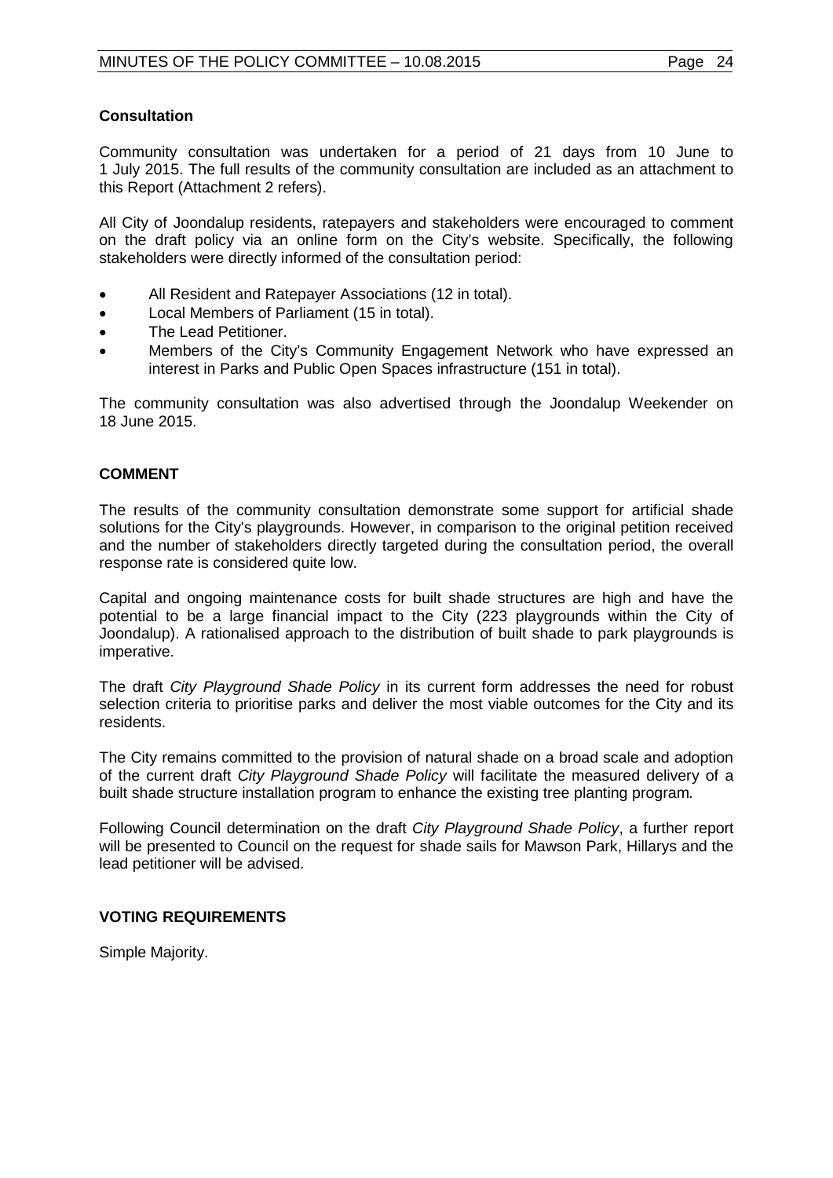### Consultation

Community consultation was undertaken for a period of 21 days from 10 June to 1 July 2015. The full results of the community consultation are included as an attachment to this Report (Attachment 2 refers).

All City of Joondalup residents, ratepayers and stakeholders were encouraged to comment on the draft policy via an online form on the City's website. Specifically, the following stakeholders were directly informed of the consultation period:

- All Resident and Ratepayer Associations (12 in total).
- Local Members of Parliament (15 in total).
- The Lead Petitioner.
- Members of the City's Community Engagement Network who have expressed an interest in Parks and Public Open Spaces infrastructure (151 in total).

The community consultation was also advertised through the Joondalup Weekender on 18 June 2015.

## COMMENT

The results of the community consultation demonstrate some support for artificial shade solutions for the City's playgrounds. However, in comparison to the original petition received and the number of stakeholders directly targeted during the consultation period, the overall response rate is considered quite low.

Capital and ongoing maintenance costs for built shade structures are high and have the potential to be a large financial impact to the City (223 playgrounds within the City of Joondalup). A rationalised approach to the distribution of built shade to park playgrounds is imperative.

The draft *City Playground Shade Policy* in its current form addresses the need for robust selection criteria to prioritise parks and deliver the most viable outcomes for the City and its residents.

The City remains committed to the provision of natural shade on a broad scale and adoption of the current draft *City Playground Shade Policy* will facilitate the measured delivery of a built shade structure installation program to enhance the existing tree planting program.

Following Council determination on the draft *City Playground Shade Policy*, a further report will be presented to Council on the request for shade sails for Mawson Park, Hillarys and the lead petitioner will be advised.

## VOTING REQUIREMENTS

Simple Majority.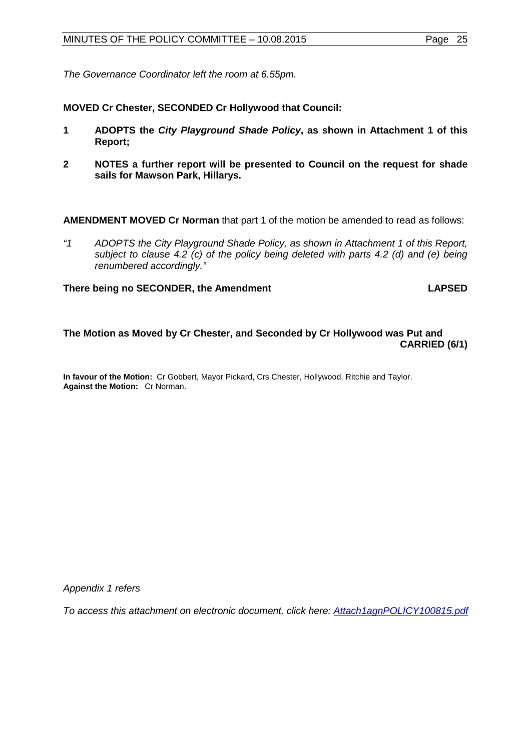*The Governance Coordinator left the room at 6.55pm.*

**MOVED Cr Chester, SECONDED Cr Hollywood that Council:**

**1 ADOPTS the *City Playground Shade Policy*, as shown in Attachment 1 of this Report;**

**2 NOTES a further report will be presented to Council on the request for shade sails for Mawson Park, Hillarys.**

**AMENDMENT MOVED Cr Norman** that part 1 of the motion be amended to read as follows:

*"1 ADOPTS the City Playground Shade Policy, as shown in Attachment 1 of this Report, subject to clause 4.2 (c) of the policy being deleted with parts 4.2 (d) and (e) being renumbered accordingly."*

**There being no SECONDER, the Amendment LAPSED**

**The Motion as Moved by Cr Chester, and Seconded by Cr Hollywood was Put and CARRIED (6/1)**

**In favour of the Motion:** Cr Gobbert, Mayor Pickard, Crs Chester, Hollywood, Ritchie and Taylor.
**Against the Motion:** Cr Norman.

*Appendix 1 refers*

*To access this attachment on electronic document, click here: Attach1agnPOLICY100815.pdf*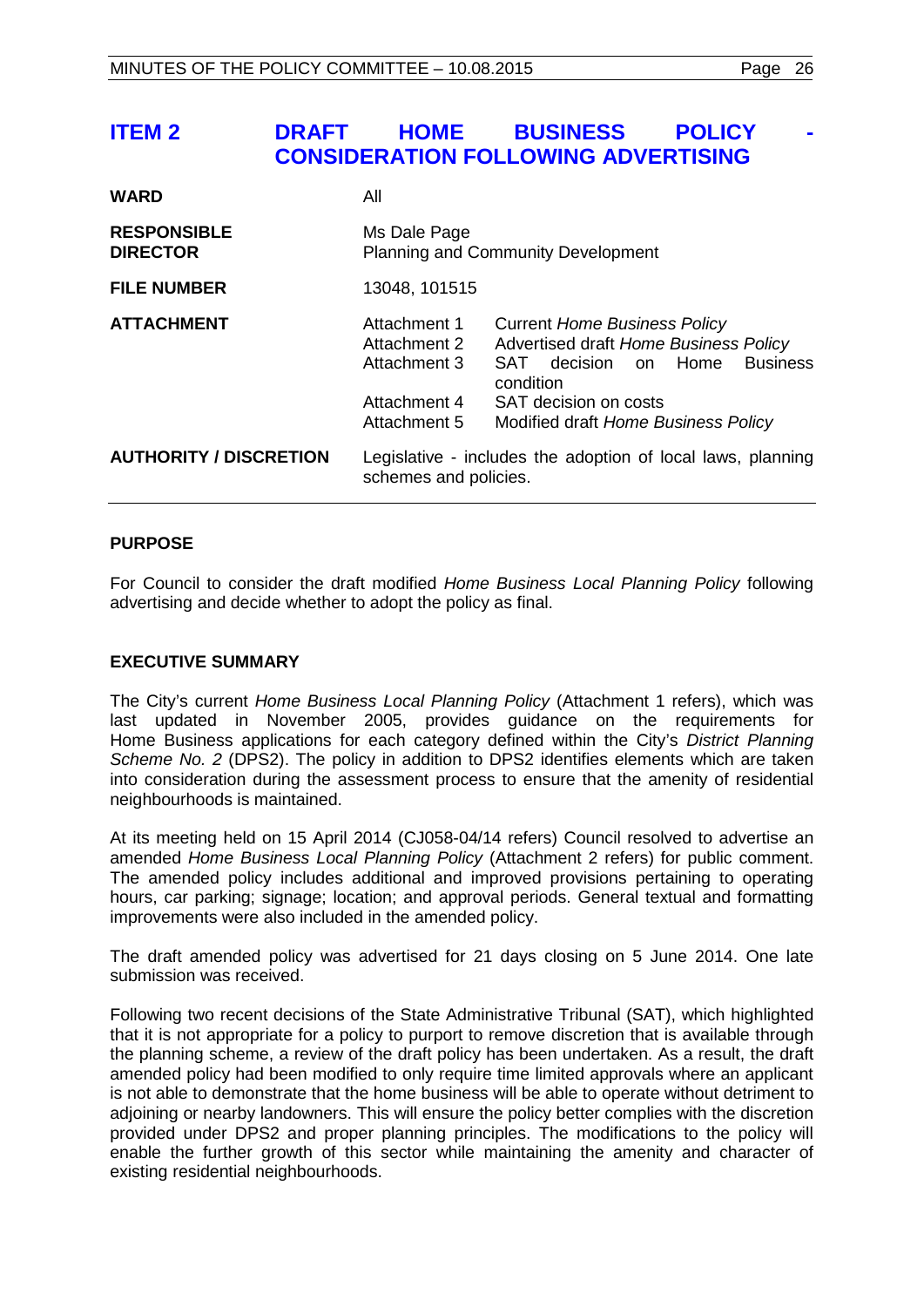# ITEM 2 DRAFT HOME BUSINESS POLICY - CONSIDERATION FOLLOWING ADVERTISING

| | |
|---|---|
| **WARD** | All |
| **RESPONSIBLE DIRECTOR** | Ms Dale Page<br>Planning and Community Development |
| **FILE NUMBER** | 13048, 101515 |
| **ATTACHMENT** | Attachment 1 Current *Home Business Policy*<br>Attachment 2 Advertised draft *Home Business Policy*<br>Attachment 3 SAT decision on Home Business condition<br>Attachment 4 SAT decision on costs<br>Attachment 5 Modified draft *Home Business Policy* |
| **AUTHORITY / DISCRETION** | Legislative - includes the adoption of local laws, planning schemes and policies. |

## PURPOSE

For Council to consider the draft modified *Home Business Local Planning Policy* following advertising and decide whether to adopt the policy as final.

## EXECUTIVE SUMMARY

The City's current *Home Business Local Planning Policy* (Attachment 1 refers), which was last updated in November 2005, provides guidance on the requirements for Home Business applications for each category defined within the City's *District Planning Scheme No. 2* (DPS2). The policy in addition to DPS2 identifies elements which are taken into consideration during the assessment process to ensure that the amenity of residential neighbourhoods is maintained.

At its meeting held on 15 April 2014 (CJ058-04/14 refers) Council resolved to advertise an amended *Home Business Local Planning Policy* (Attachment 2 refers) for public comment. The amended policy includes additional and improved provisions pertaining to operating hours, car parking; signage; location; and approval periods. General textual and formatting improvements were also included in the amended policy.

The draft amended policy was advertised for 21 days closing on 5 June 2014. One late submission was received.

Following two recent decisions of the State Administrative Tribunal (SAT), which highlighted that it is not appropriate for a policy to purport to remove discretion that is available through the planning scheme, a review of the draft policy has been undertaken. As a result, the draft amended policy had been modified to only require time limited approvals where an applicant is not able to demonstrate that the home business will be able to operate without detriment to adjoining or nearby landowners. This will ensure the policy better complies with the discretion provided under DPS2 and proper planning principles. The modifications to the policy will enable the further growth of this sector while maintaining the amenity and character of existing residential neighbourhoods.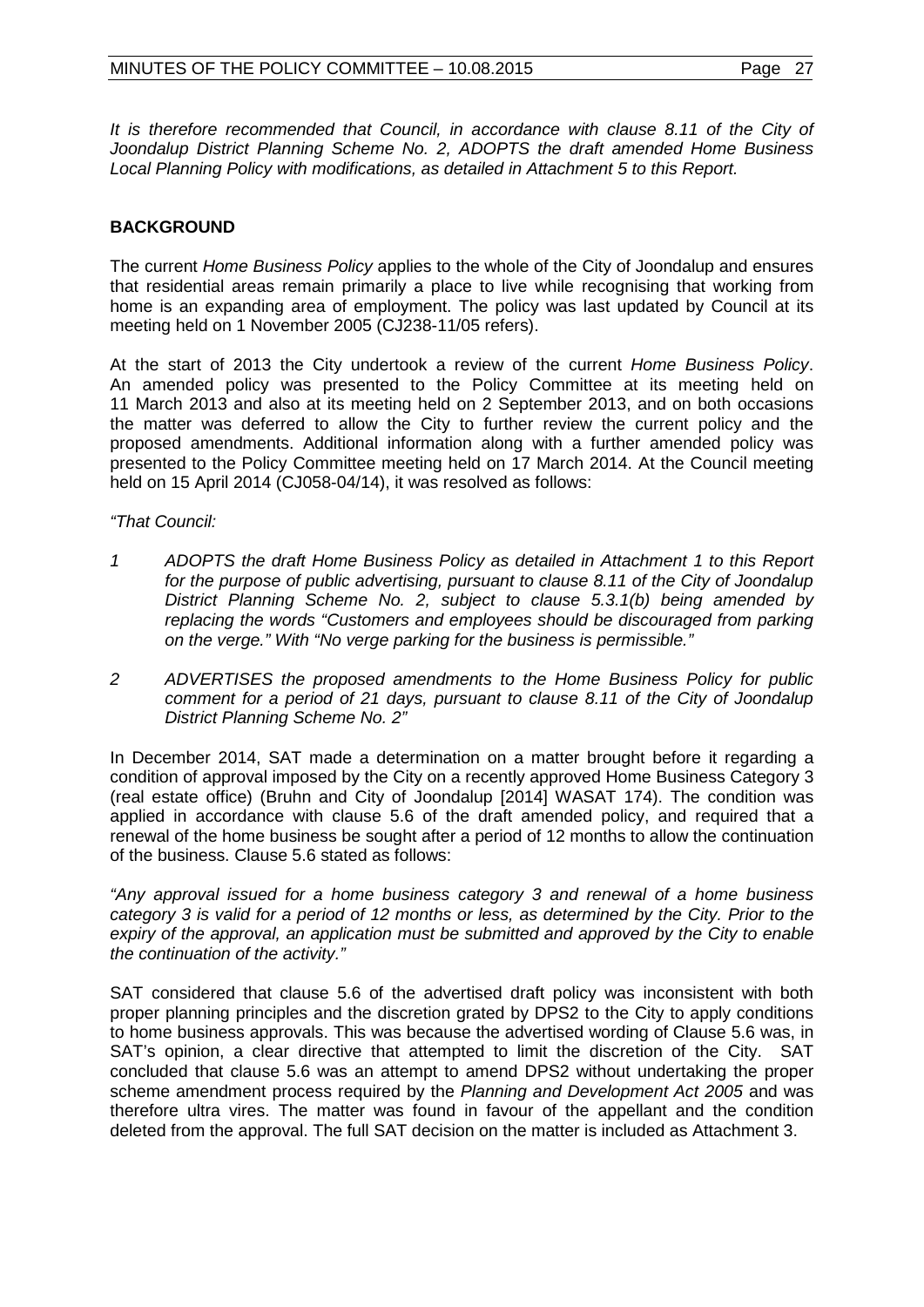*It is therefore recommended that Council, in accordance with clause 8.11 of the City of Joondalup District Planning Scheme No. 2, ADOPTS the draft amended Home Business Local Planning Policy with modifications, as detailed in Attachment 5 to this Report.*

## BACKGROUND

The current *Home Business Policy* applies to the whole of the City of Joondalup and ensures that residential areas remain primarily a place to live while recognising that working from home is an expanding area of employment. The policy was last updated by Council at its meeting held on 1 November 2005 (CJ238-11/05 refers).

At the start of 2013 the City undertook a review of the current *Home Business Policy*. An amended policy was presented to the Policy Committee at its meeting held on 11 March 2013 and also at its meeting held on 2 September 2013, and on both occasions the matter was deferred to allow the City to further review the current policy and the proposed amendments. Additional information along with a further amended policy was presented to the Policy Committee meeting held on 17 March 2014. At the Council meeting held on 15 April 2014 (CJ058-04/14), it was resolved as follows:

*"That Council:*

*1 ADOPTS the draft Home Business Policy as detailed in Attachment 1 to this Report for the purpose of public advertising, pursuant to clause 8.11 of the City of Joondalup District Planning Scheme No. 2, subject to clause 5.3.1(b) being amended by replacing the words "Customers and employees should be discouraged from parking on the verge." With "No verge parking for the business is permissible."*

*2 ADVERTISES the proposed amendments to the Home Business Policy for public comment for a period of 21 days, pursuant to clause 8.11 of the City of Joondalup District Planning Scheme No. 2"*

In December 2014, SAT made a determination on a matter brought before it regarding a condition of approval imposed by the City on a recently approved Home Business Category 3 (real estate office) (Bruhn and City of Joondalup [2014] WASAT 174). The condition was applied in accordance with clause 5.6 of the draft amended policy, and required that a renewal of the home business be sought after a period of 12 months to allow the continuation of the business. Clause 5.6 stated as follows:

*"Any approval issued for a home business category 3 and renewal of a home business category 3 is valid for a period of 12 months or less, as determined by the City. Prior to the expiry of the approval, an application must be submitted and approved by the City to enable the continuation of the activity."*

SAT considered that clause 5.6 of the advertised draft policy was inconsistent with both proper planning principles and the discretion grated by DPS2 to the City to apply conditions to home business approvals. This was because the advertised wording of Clause 5.6 was, in SAT's opinion, a clear directive that attempted to limit the discretion of the City. SAT concluded that clause 5.6 was an attempt to amend DPS2 without undertaking the proper scheme amendment process required by the *Planning and Development Act 2005* and was therefore ultra vires. The matter was found in favour of the appellant and the condition deleted from the approval. The full SAT decision on the matter is included as Attachment 3.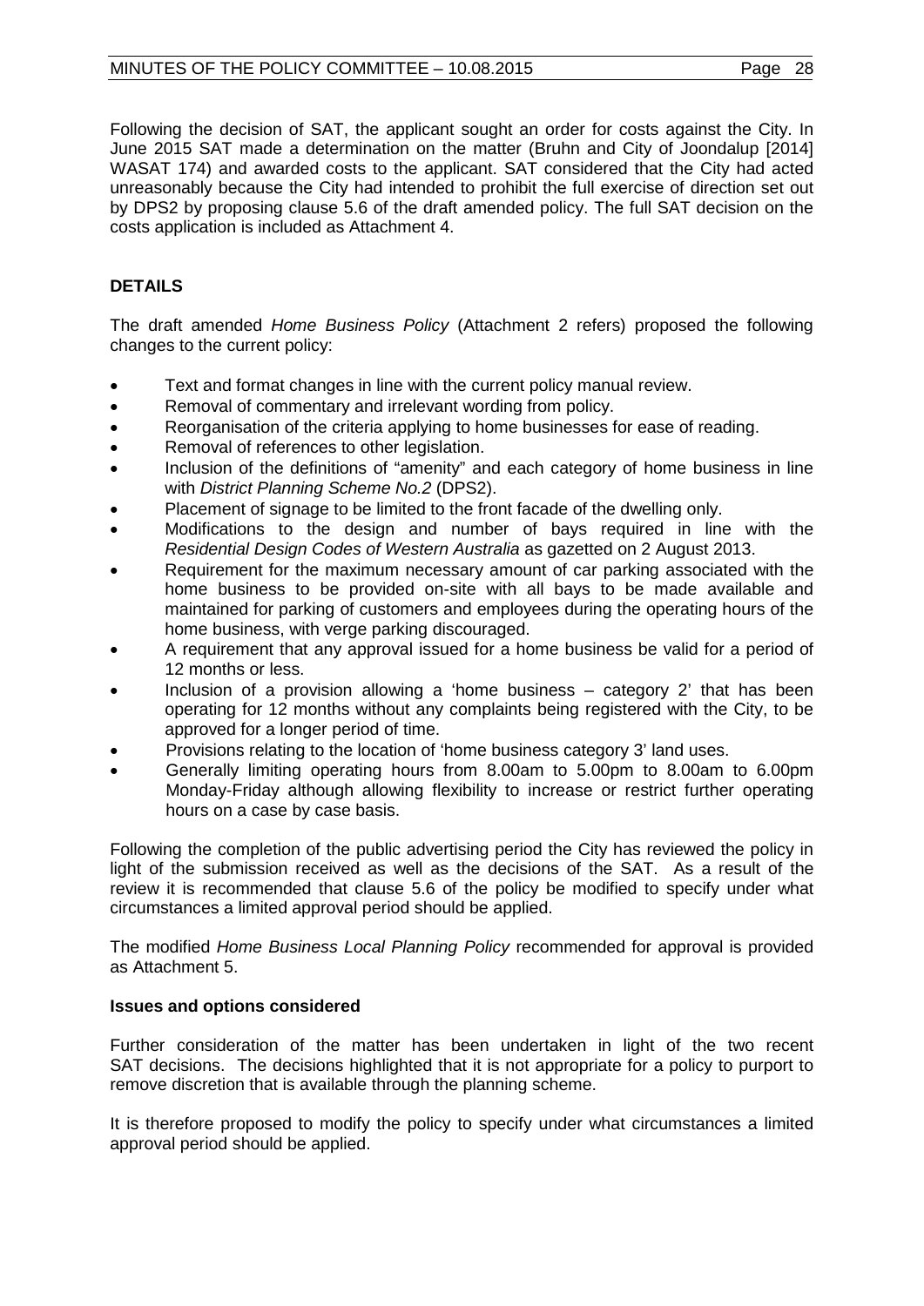Following the decision of SAT, the applicant sought an order for costs against the City. In June 2015 SAT made a determination on the matter (Bruhn and City of Joondalup [2014] WASAT 174) and awarded costs to the applicant. SAT considered that the City had acted unreasonably because the City had intended to prohibit the full exercise of direction set out by DPS2 by proposing clause 5.6 of the draft amended policy. The full SAT decision on the costs application is included as Attachment 4.

## DETAILS

The draft amended *Home Business Policy* (Attachment 2 refers) proposed the following changes to the current policy:

- Text and format changes in line with the current policy manual review.
- Removal of commentary and irrelevant wording from policy.
- Reorganisation of the criteria applying to home businesses for ease of reading.
- Removal of references to other legislation.
- Inclusion of the definitions of "amenity" and each category of home business in line with *District Planning Scheme No.2* (DPS2).
- Placement of signage to be limited to the front facade of the dwelling only.
- Modifications to the design and number of bays required in line with the *Residential Design Codes of Western Australia* as gazetted on 2 August 2013.
- Requirement for the maximum necessary amount of car parking associated with the home business to be provided on-site with all bays to be made available and maintained for parking of customers and employees during the operating hours of the home business, with verge parking discouraged.
- A requirement that any approval issued for a home business be valid for a period of 12 months or less.
- Inclusion of a provision allowing a 'home business – category 2' that has been operating for 12 months without any complaints being registered with the City, to be approved for a longer period of time.
- Provisions relating to the location of 'home business category 3' land uses.
- Generally limiting operating hours from 8.00am to 5.00pm to 8.00am to 6.00pm Monday-Friday although allowing flexibility to increase or restrict further operating hours on a case by case basis.

Following the completion of the public advertising period the City has reviewed the policy in light of the submission received as well as the decisions of the SAT. As a result of the review it is recommended that clause 5.6 of the policy be modified to specify under what circumstances a limited approval period should be applied.

The modified *Home Business Local Planning Policy* recommended for approval is provided as Attachment 5.

### Issues and options considered

Further consideration of the matter has been undertaken in light of the two recent SAT decisions. The decisions highlighted that it is not appropriate for a policy to purport to remove discretion that is available through the planning scheme.

It is therefore proposed to modify the policy to specify under what circumstances a limited approval period should be applied.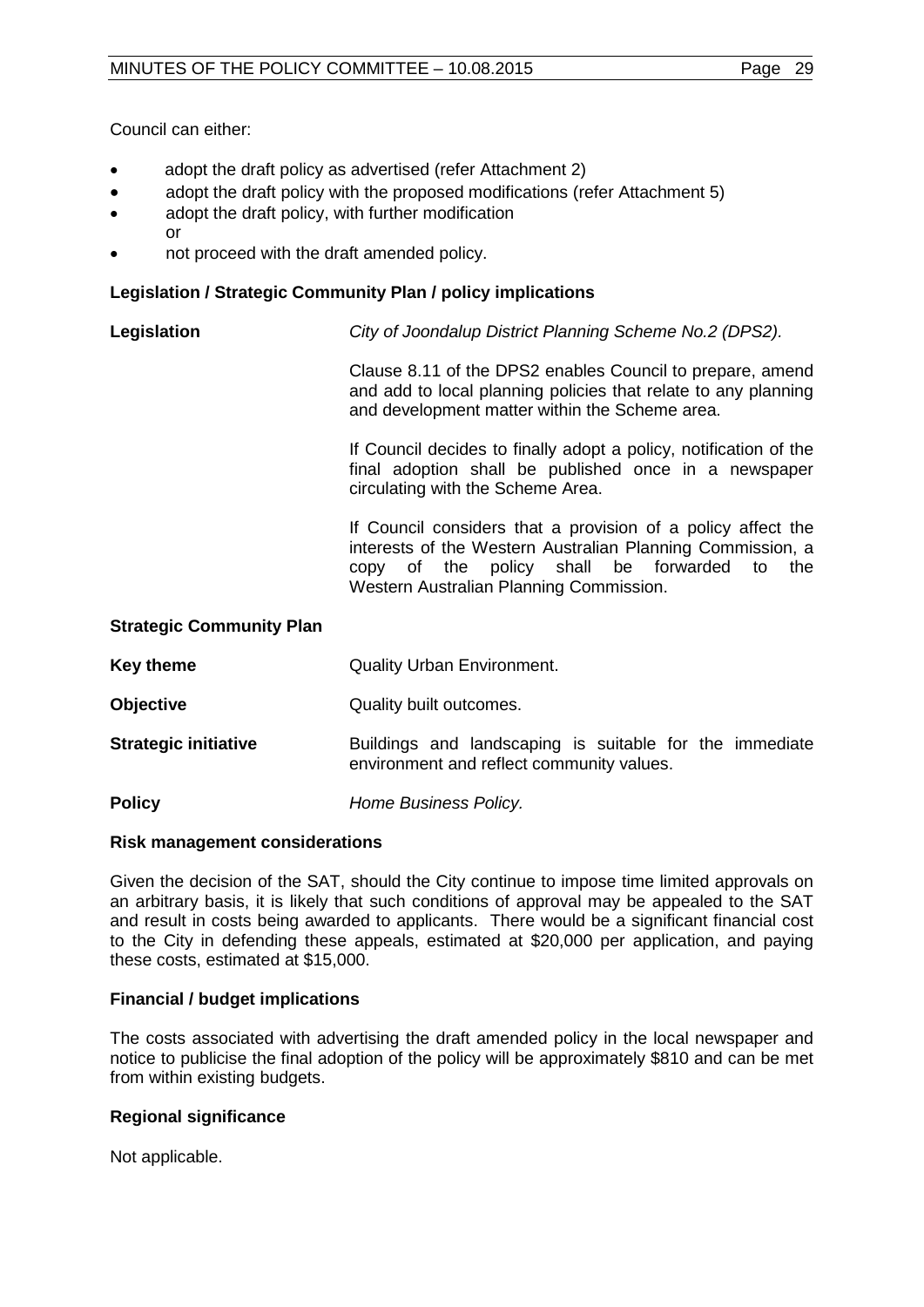Council can either:

- adopt the draft policy as advertised (refer Attachment 2)
- adopt the draft policy with the proposed modifications (refer Attachment 5)
- adopt the draft policy, with further modification
  or
- not proceed with the draft amended policy.

**Legislation / Strategic Community Plan / policy implications**

**Legislation** *City of Joondalup District Planning Scheme No.2 (DPS2).*

Clause 8.11 of the DPS2 enables Council to prepare, amend and add to local planning policies that relate to any planning and development matter within the Scheme area.

If Council decides to finally adopt a policy, notification of the final adoption shall be published once in a newspaper circulating with the Scheme Area.

If Council considers that a provision of a policy affect the interests of the Western Australian Planning Commission, a copy of the policy shall be forwarded to the Western Australian Planning Commission.

**Strategic Community Plan**

**Key theme** Quality Urban Environment.

**Objective** Quality built outcomes.

**Strategic initiative** Buildings and landscaping is suitable for the immediate environment and reflect community values.

**Policy** *Home Business Policy.*

**Risk management considerations**

Given the decision of the SAT, should the City continue to impose time limited approvals on an arbitrary basis, it is likely that such conditions of approval may be appealed to the SAT and result in costs being awarded to applicants. There would be a significant financial cost to the City in defending these appeals, estimated at $20,000 per application, and paying these costs, estimated at $15,000.

**Financial / budget implications**

The costs associated with advertising the draft amended policy in the local newspaper and notice to publicise the final adoption of the policy will be approximately $810 and can be met from within existing budgets.

**Regional significance**

Not applicable.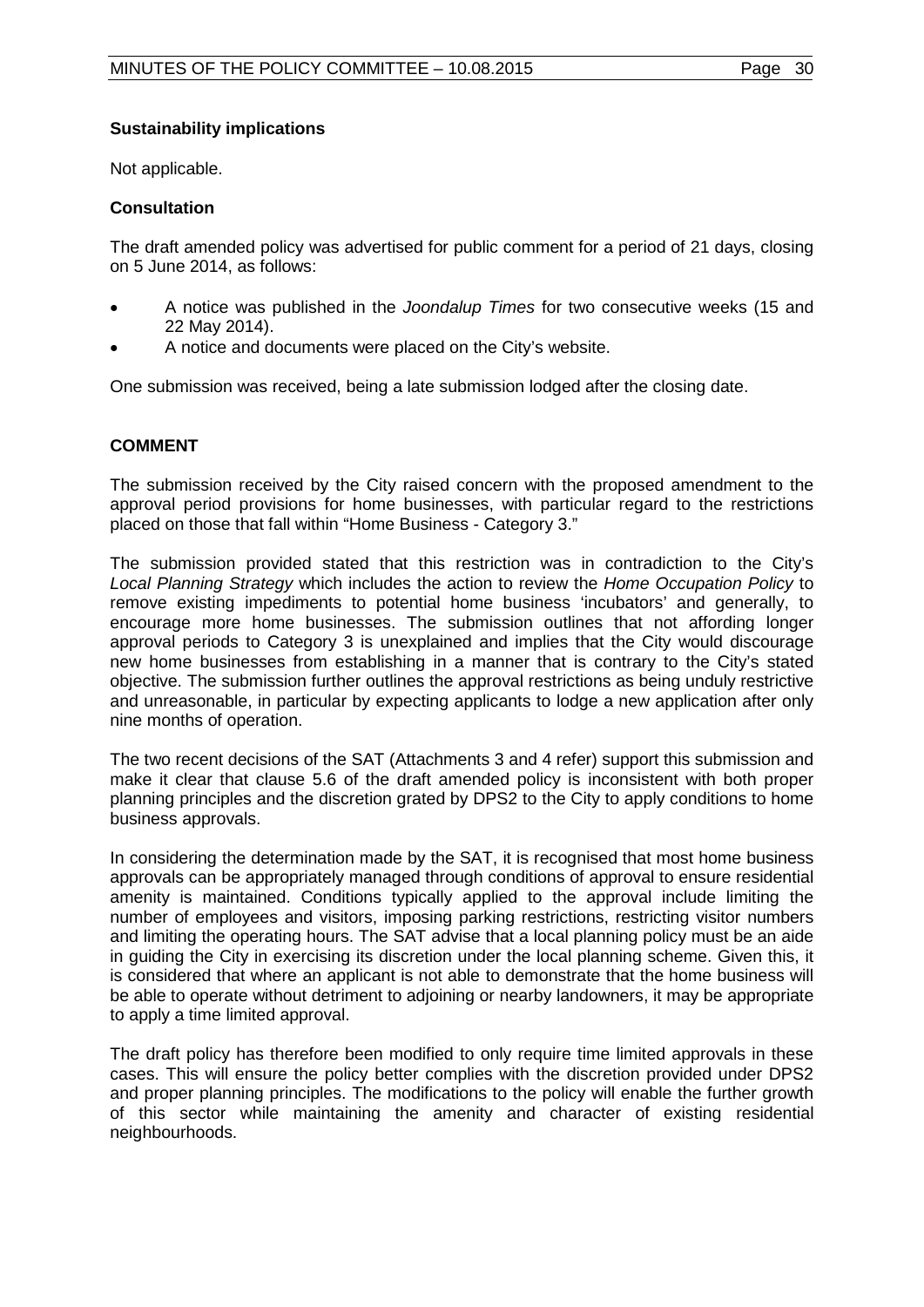**Sustainability implications**

Not applicable.

**Consultation**

The draft amended policy was advertised for public comment for a period of 21 days, closing on 5 June 2014, as follows:

- A notice was published in the *Joondalup Times* for two consecutive weeks (15 and 22 May 2014).
- A notice and documents were placed on the City's website.

One submission was received, being a late submission lodged after the closing date.

## COMMENT

The submission received by the City raised concern with the proposed amendment to the approval period provisions for home businesses, with particular regard to the restrictions placed on those that fall within "Home Business - Category 3."

The submission provided stated that this restriction was in contradiction to the City's *Local Planning Strategy* which includes the action to review the *Home Occupation Policy* to remove existing impediments to potential home business 'incubators' and generally, to encourage more home businesses. The submission outlines that not affording longer approval periods to Category 3 is unexplained and implies that the City would discourage new home businesses from establishing in a manner that is contrary to the City's stated objective. The submission further outlines the approval restrictions as being unduly restrictive and unreasonable, in particular by expecting applicants to lodge a new application after only nine months of operation.

The two recent decisions of the SAT (Attachments 3 and 4 refer) support this submission and make it clear that clause 5.6 of the draft amended policy is inconsistent with both proper planning principles and the discretion grated by DPS2 to the City to apply conditions to home business approvals.

In considering the determination made by the SAT, it is recognised that most home business approvals can be appropriately managed through conditions of approval to ensure residential amenity is maintained. Conditions typically applied to the approval include limiting the number of employees and visitors, imposing parking restrictions, restricting visitor numbers and limiting the operating hours. The SAT advise that a local planning policy must be an aide in guiding the City in exercising its discretion under the local planning scheme. Given this, it is considered that where an applicant is not able to demonstrate that the home business will be able to operate without detriment to adjoining or nearby landowners, it may be appropriate to apply a time limited approval.

The draft policy has therefore been modified to only require time limited approvals in these cases. This will ensure the policy better complies with the discretion provided under DPS2 and proper planning principles. The modifications to the policy will enable the further growth of this sector while maintaining the amenity and character of existing residential neighbourhoods.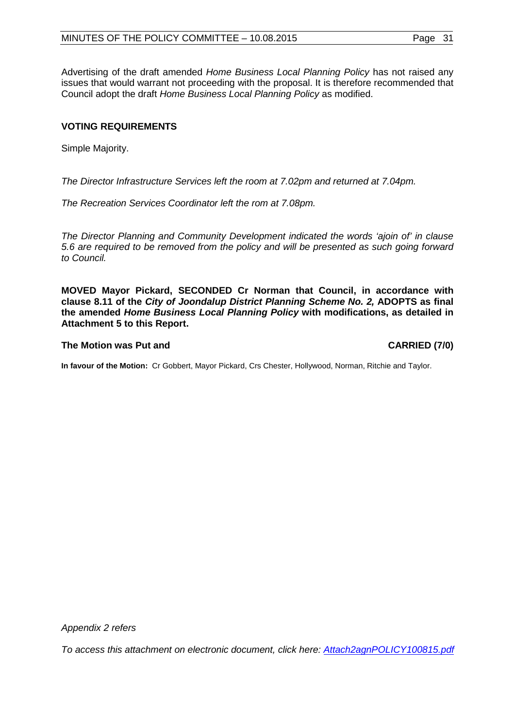Advertising of the draft amended *Home Business Local Planning Policy* has not raised any issues that would warrant not proceeding with the proposal. It is therefore recommended that Council adopt the draft *Home Business Local Planning Policy* as modified.

**VOTING REQUIREMENTS**

Simple Majority.

*The Director Infrastructure Services left the room at 7.02pm and returned at 7.04pm.*

*The Recreation Services Coordinator left the rom at 7.08pm.*

*The Director Planning and Community Development indicated the words 'ajoin of' in clause 5.6 are required to be removed from the policy and will be presented as such going forward to Council.*

**MOVED Mayor Pickard, SECONDED Cr Norman that Council, in accordance with clause 8.11 of the *City of Joondalup District Planning Scheme No. 2,* ADOPTS as final the amended *Home Business Local Planning Policy* with modifications, as detailed in Attachment 5 to this Report.**

**The Motion was Put and CARRIED (7/0)**

**In favour of the Motion:** Cr Gobbert, Mayor Pickard, Crs Chester, Hollywood, Norman, Ritchie and Taylor.

*Appendix 2 refers*

*To access this attachment on electronic document, click here: Attach2agnPOLICY100815.pdf*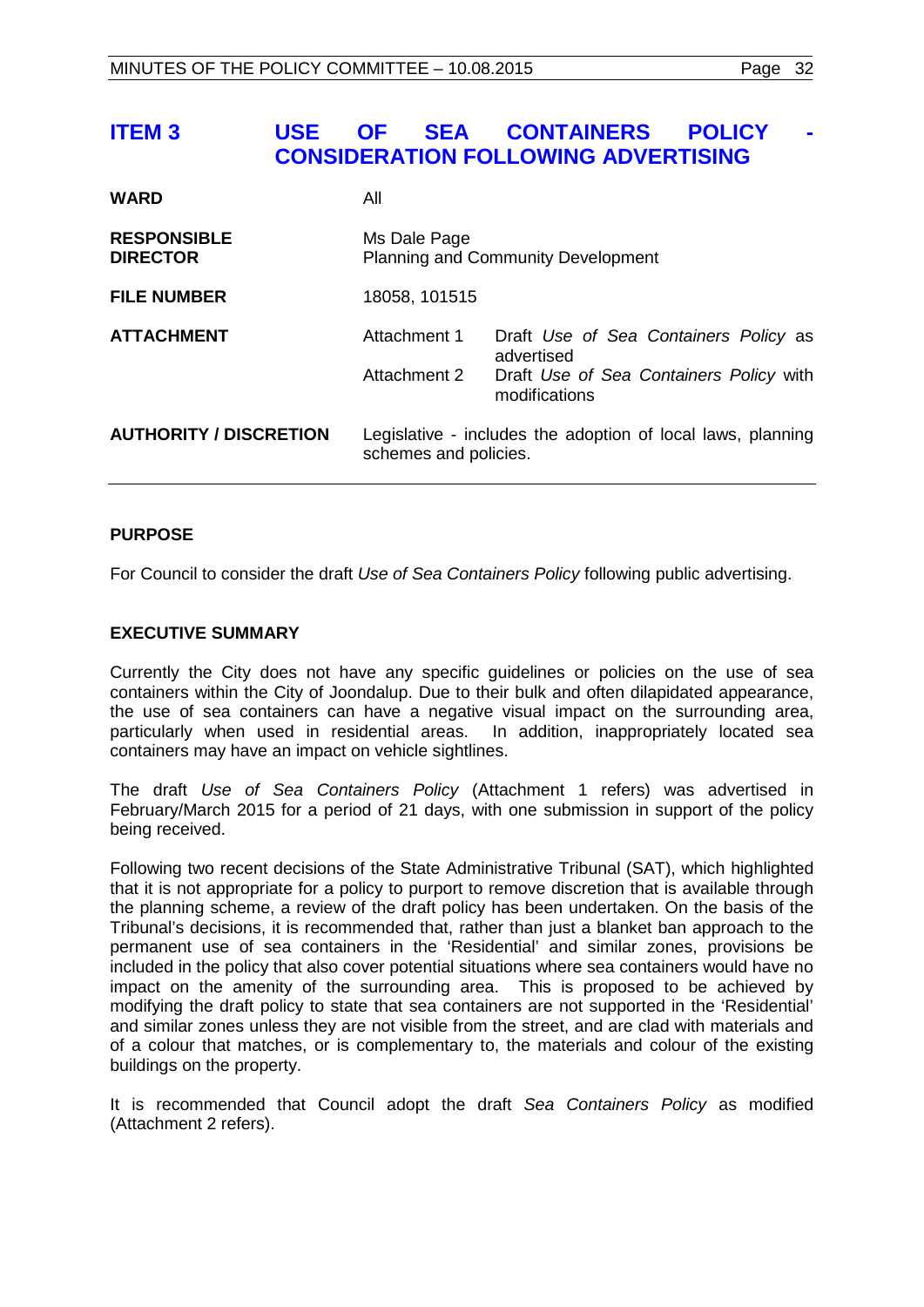# ITEM 3 USE OF SEA CONTAINERS POLICY - CONSIDERATION FOLLOWING ADVERTISING

| | | |
|---|---|---|
| **WARD** | All | |
| **RESPONSIBLE DIRECTOR** | Ms Dale Page<br>Planning and Community Development | |
| **FILE NUMBER** | 18058, 101515 | |
| **ATTACHMENT** | Attachment 1 | Draft *Use of Sea Containers Policy* as advertised |
| | Attachment 2 | Draft *Use of Sea Containers Policy* with modifications |
| **AUTHORITY / DISCRETION** | Legislative - includes the adoption of local laws, planning schemes and policies. | |

## PURPOSE

For Council to consider the draft *Use of Sea Containers Policy* following public advertising.

## EXECUTIVE SUMMARY

Currently the City does not have any specific guidelines or policies on the use of sea containers within the City of Joondalup. Due to their bulk and often dilapidated appearance, the use of sea containers can have a negative visual impact on the surrounding area, particularly when used in residential areas. In addition, inappropriately located sea containers may have an impact on vehicle sightlines.

The draft *Use of Sea Containers Policy* (Attachment 1 refers) was advertised in February/March 2015 for a period of 21 days, with one submission in support of the policy being received.

Following two recent decisions of the State Administrative Tribunal (SAT), which highlighted that it is not appropriate for a policy to purport to remove discretion that is available through the planning scheme, a review of the draft policy has been undertaken. On the basis of the Tribunal's decisions, it is recommended that, rather than just a blanket ban approach to the permanent use of sea containers in the 'Residential' and similar zones, provisions be included in the policy that also cover potential situations where sea containers would have no impact on the amenity of the surrounding area. This is proposed to be achieved by modifying the draft policy to state that sea containers are not supported in the 'Residential' and similar zones unless they are not visible from the street, and are clad with materials and of a colour that matches, or is complementary to, the materials and colour of the existing buildings on the property.

It is recommended that Council adopt the draft *Sea Containers Policy* as modified (Attachment 2 refers).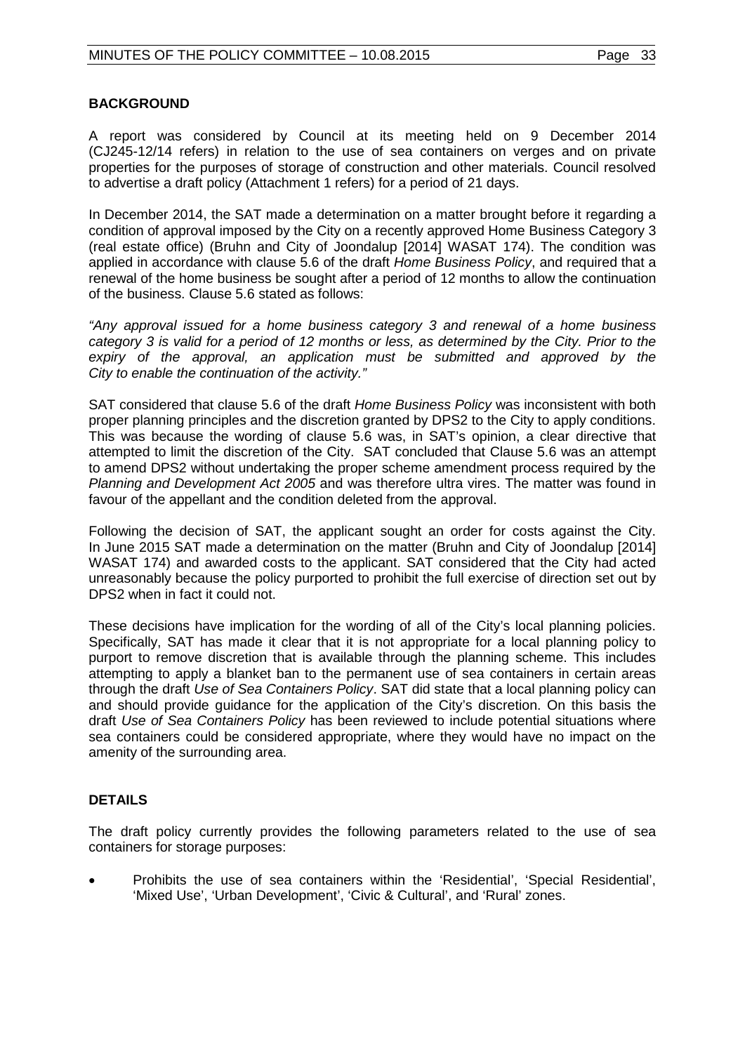## BACKGROUND

A report was considered by Council at its meeting held on 9 December 2014 (CJ245-12/14 refers) in relation to the use of sea containers on verges and on private properties for the purposes of storage of construction and other materials. Council resolved to advertise a draft policy (Attachment 1 refers) for a period of 21 days.

In December 2014, the SAT made a determination on a matter brought before it regarding a condition of approval imposed by the City on a recently approved Home Business Category 3 (real estate office) (Bruhn and City of Joondalup [2014] WASAT 174). The condition was applied in accordance with clause 5.6 of the draft *Home Business Policy*, and required that a renewal of the home business be sought after a period of 12 months to allow the continuation of the business. Clause 5.6 stated as follows:

*"Any approval issued for a home business category 3 and renewal of a home business category 3 is valid for a period of 12 months or less, as determined by the City. Prior to the expiry of the approval, an application must be submitted and approved by the City to enable the continuation of the activity."*

SAT considered that clause 5.6 of the draft *Home Business Policy* was inconsistent with both proper planning principles and the discretion granted by DPS2 to the City to apply conditions. This was because the wording of clause 5.6 was, in SAT's opinion, a clear directive that attempted to limit the discretion of the City. SAT concluded that Clause 5.6 was an attempt to amend DPS2 without undertaking the proper scheme amendment process required by the *Planning and Development Act 2005* and was therefore ultra vires. The matter was found in favour of the appellant and the condition deleted from the approval.

Following the decision of SAT, the applicant sought an order for costs against the City. In June 2015 SAT made a determination on the matter (Bruhn and City of Joondalup [2014] WASAT 174) and awarded costs to the applicant. SAT considered that the City had acted unreasonably because the policy purported to prohibit the full exercise of direction set out by DPS2 when in fact it could not.

These decisions have implication for the wording of all of the City's local planning policies. Specifically, SAT has made it clear that it is not appropriate for a local planning policy to purport to remove discretion that is available through the planning scheme. This includes attempting to apply a blanket ban to the permanent use of sea containers in certain areas through the draft *Use of Sea Containers Policy*. SAT did state that a local planning policy can and should provide guidance for the application of the City's discretion. On this basis the draft *Use of Sea Containers Policy* has been reviewed to include potential situations where sea containers could be considered appropriate, where they would have no impact on the amenity of the surrounding area.

## DETAILS

The draft policy currently provides the following parameters related to the use of sea containers for storage purposes:

- Prohibits the use of sea containers within the 'Residential', 'Special Residential', 'Mixed Use', 'Urban Development', 'Civic & Cultural', and 'Rural' zones.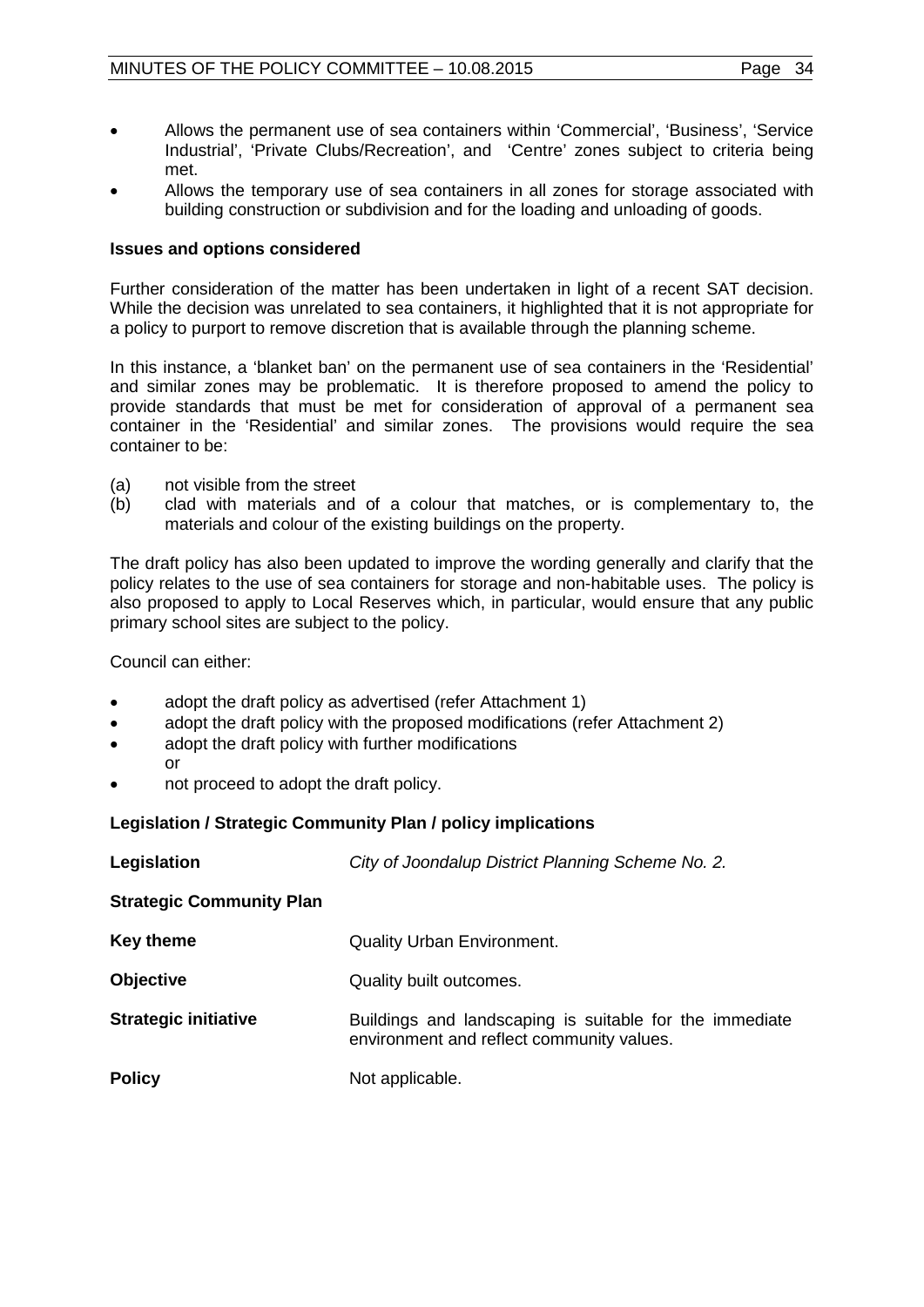- Allows the permanent use of sea containers within 'Commercial', 'Business', 'Service Industrial', 'Private Clubs/Recreation', and 'Centre' zones subject to criteria being met.
- Allows the temporary use of sea containers in all zones for storage associated with building construction or subdivision and for the loading and unloading of goods.

**Issues and options considered**

Further consideration of the matter has been undertaken in light of a recent SAT decision. While the decision was unrelated to sea containers, it highlighted that it is not appropriate for a policy to purport to remove discretion that is available through the planning scheme.

In this instance, a 'blanket ban' on the permanent use of sea containers in the 'Residential' and similar zones may be problematic. It is therefore proposed to amend the policy to provide standards that must be met for consideration of approval of a permanent sea container in the 'Residential' and similar zones. The provisions would require the sea container to be:

(a) not visible from the street
(b) clad with materials and of a colour that matches, or is complementary to, the materials and colour of the existing buildings on the property.

The draft policy has also been updated to improve the wording generally and clarify that the policy relates to the use of sea containers for storage and non-habitable uses. The policy is also proposed to apply to Local Reserves which, in particular, would ensure that any public primary school sites are subject to the policy.

Council can either:

- adopt the draft policy as advertised (refer Attachment 1)
- adopt the draft policy with the proposed modifications (refer Attachment 2)
- adopt the draft policy with further modifications
  or
- not proceed to adopt the draft policy.

**Legislation / Strategic Community Plan / policy implications**

| | |
|---|---|
| **Legislation** | *City of Joondalup District Planning Scheme No. 2.* |
| **Strategic Community Plan** | |
| **Key theme** | Quality Urban Environment. |
| **Objective** | Quality built outcomes. |
| **Strategic initiative** | Buildings and landscaping is suitable for the immediate environment and reflect community values. |
| **Policy** | Not applicable. |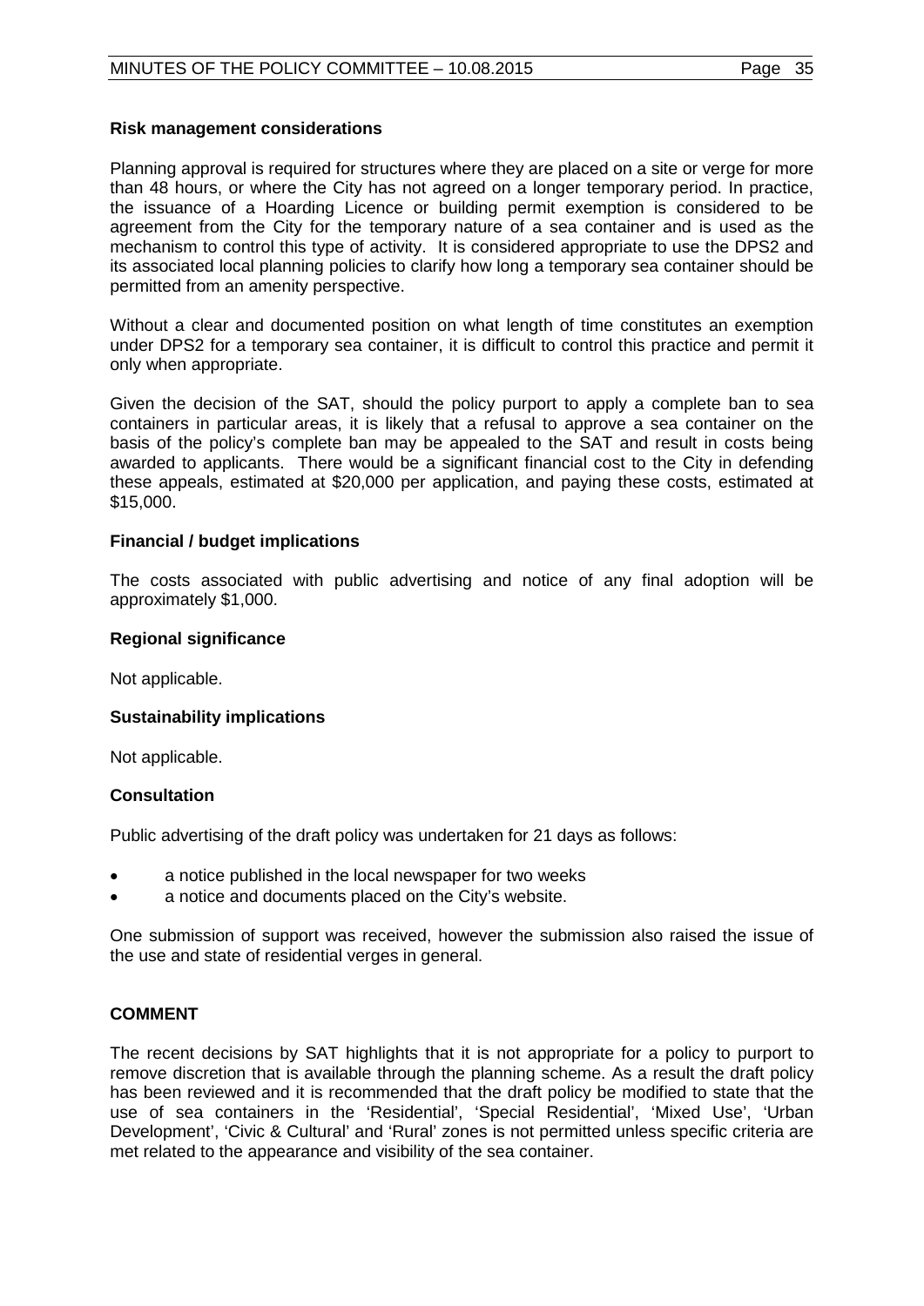**Risk management considerations**

Planning approval is required for structures where they are placed on a site or verge for more than 48 hours, or where the City has not agreed on a longer temporary period. In practice, the issuance of a Hoarding Licence or building permit exemption is considered to be agreement from the City for the temporary nature of a sea container and is used as the mechanism to control this type of activity. It is considered appropriate to use the DPS2 and its associated local planning policies to clarify how long a temporary sea container should be permitted from an amenity perspective.

Without a clear and documented position on what length of time constitutes an exemption under DPS2 for a temporary sea container, it is difficult to control this practice and permit it only when appropriate.

Given the decision of the SAT, should the policy purport to apply a complete ban to sea containers in particular areas, it is likely that a refusal to approve a sea container on the basis of the policy's complete ban may be appealed to the SAT and result in costs being awarded to applicants. There would be a significant financial cost to the City in defending these appeals, estimated at $20,000 per application, and paying these costs, estimated at $15,000.

**Financial / budget implications**

The costs associated with public advertising and notice of any final adoption will be approximately $1,000.

**Regional significance**

Not applicable.

**Sustainability implications**

Not applicable.

**Consultation**

Public advertising of the draft policy was undertaken for 21 days as follows:

- a notice published in the local newspaper for two weeks
- a notice and documents placed on the City's website.

One submission of support was received, however the submission also raised the issue of the use and state of residential verges in general.

## COMMENT

The recent decisions by SAT highlights that it is not appropriate for a policy to purport to remove discretion that is available through the planning scheme. As a result the draft policy has been reviewed and it is recommended that the draft policy be modified to state that the use of sea containers in the 'Residential', 'Special Residential', 'Mixed Use', 'Urban Development', 'Civic & Cultural' and 'Rural' zones is not permitted unless specific criteria are met related to the appearance and visibility of the sea container.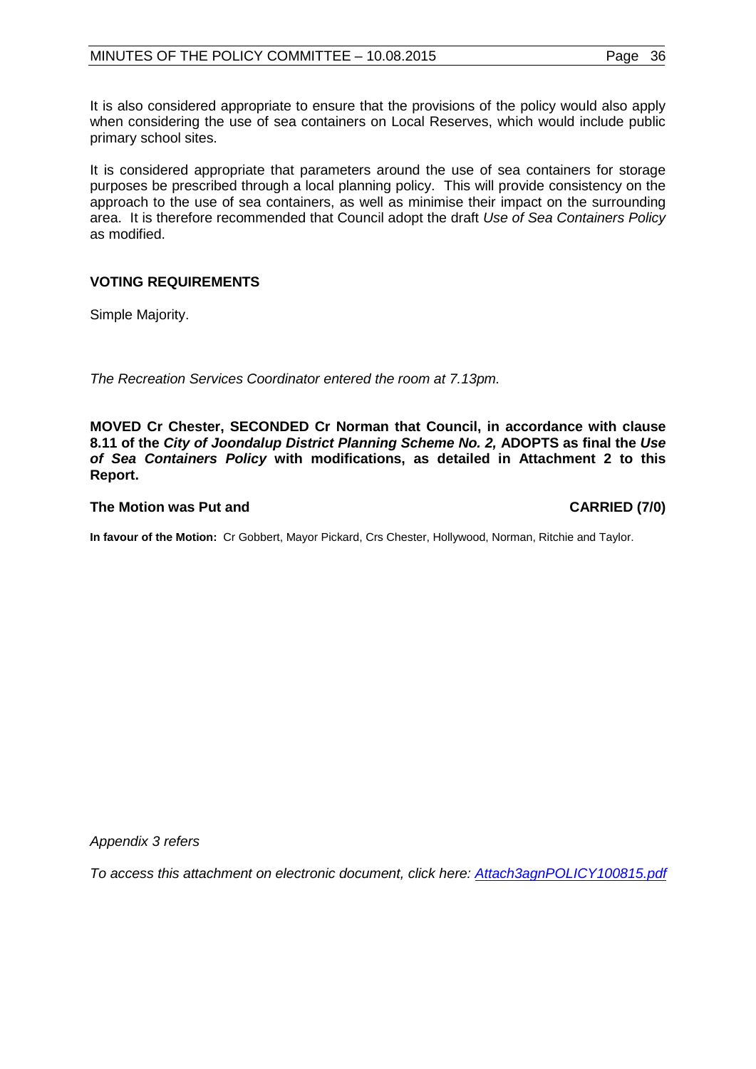It is also considered appropriate to ensure that the provisions of the policy would also apply when considering the use of sea containers on Local Reserves, which would include public primary school sites.

It is considered appropriate that parameters around the use of sea containers for storage purposes be prescribed through a local planning policy. This will provide consistency on the approach to the use of sea containers, as well as minimise their impact on the surrounding area. It is therefore recommended that Council adopt the draft *Use of Sea Containers Policy* as modified.

**VOTING REQUIREMENTS**

Simple Majority.

*The Recreation Services Coordinator entered the room at 7.13pm.*

**MOVED Cr Chester, SECONDED Cr Norman that Council, in accordance with clause 8.11 of the *City of Joondalup District Planning Scheme No. 2,* ADOPTS as final the *Use of Sea Containers Policy* with modifications, as detailed in Attachment 2 to this Report.**

**The Motion was Put and CARRIED (7/0)**

**In favour of the Motion:** Cr Gobbert, Mayor Pickard, Crs Chester, Hollywood, Norman, Ritchie and Taylor.

*Appendix 3 refers*

*To access this attachment on electronic document, click here: Attach3agnPOLICY100815.pdf*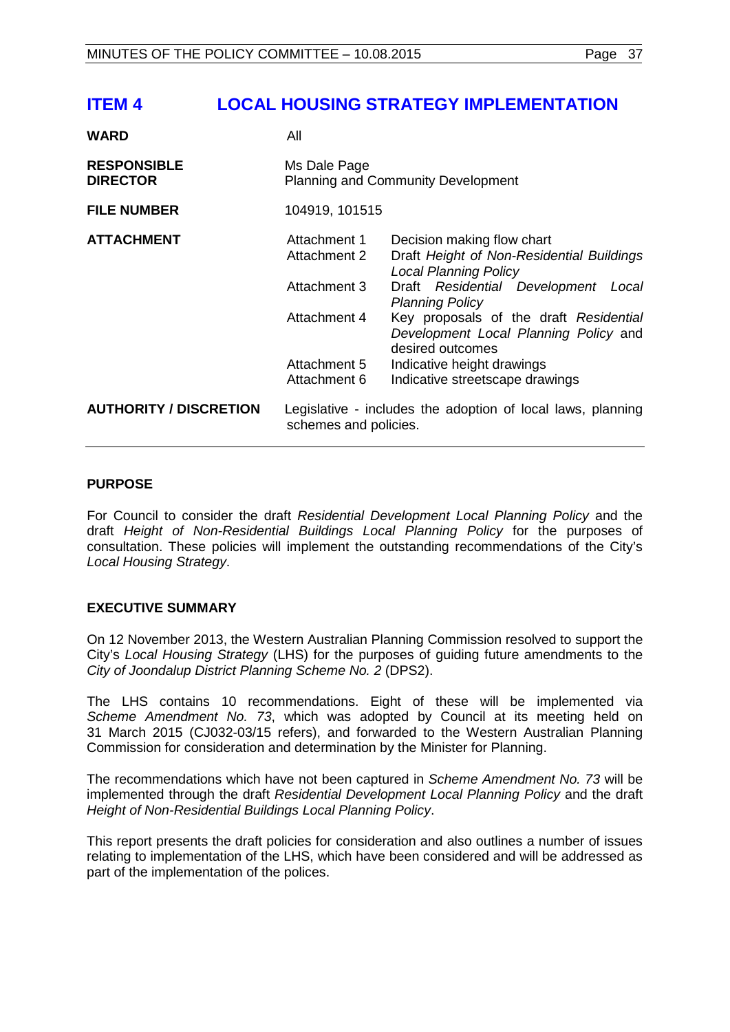# ITEM 4 LOCAL HOUSING STRATEGY IMPLEMENTATION

| | | |
|---|---|---|
| **WARD** | All | |
| **RESPONSIBLE DIRECTOR** | Ms Dale Page<br>Planning and Community Development | |
| **FILE NUMBER** | 104919, 101515 | |
| **ATTACHMENT** | Attachment 1 | Decision making flow chart |
| | Attachment 2 | Draft *Height of Non-Residential Buildings Local Planning Policy* |
| | Attachment 3 | Draft *Residential Development Local Planning Policy* |
| | Attachment 4 | Key proposals of the draft *Residential Development Local Planning Policy* and desired outcomes |
| | Attachment 5 | Indicative height drawings |
| | Attachment 6 | Indicative streetscape drawings |
| **AUTHORITY / DISCRETION** | Legislative - includes the adoption of local laws, planning schemes and policies. | |

## PURPOSE

For Council to consider the draft *Residential Development Local Planning Policy* and the draft *Height of Non-Residential Buildings Local Planning Policy* for the purposes of consultation. These policies will implement the outstanding recommendations of the City's *Local Housing Strategy*.

## EXECUTIVE SUMMARY

On 12 November 2013, the Western Australian Planning Commission resolved to support the City's *Local Housing Strategy* (LHS) for the purposes of guiding future amendments to the *City of Joondalup District Planning Scheme No. 2* (DPS2).

The LHS contains 10 recommendations. Eight of these will be implemented via *Scheme Amendment No. 73*, which was adopted by Council at its meeting held on 31 March 2015 (CJ032-03/15 refers), and forwarded to the Western Australian Planning Commission for consideration and determination by the Minister for Planning.

The recommendations which have not been captured in *Scheme Amendment No. 73* will be implemented through the draft *Residential Development Local Planning Policy* and the draft *Height of Non-Residential Buildings Local Planning Policy*.

This report presents the draft policies for consideration and also outlines a number of issues relating to implementation of the LHS, which have been considered and will be addressed as part of the implementation of the polices.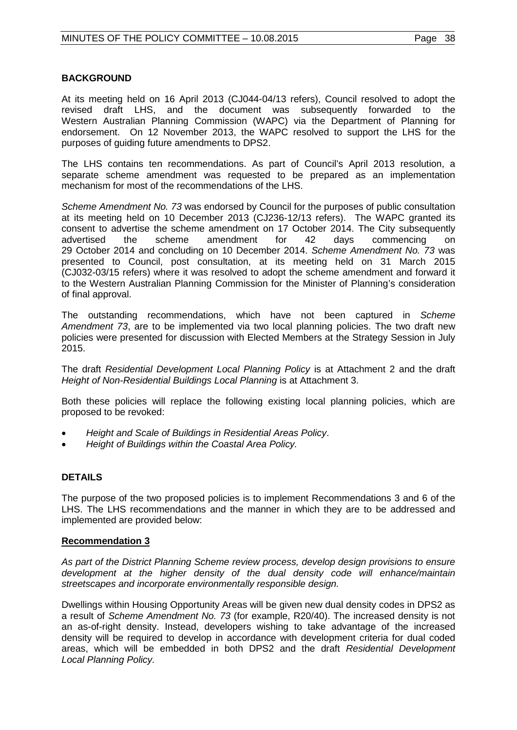## BACKGROUND

At its meeting held on 16 April 2013 (CJ044-04/13 refers), Council resolved to adopt the revised draft LHS, and the document was subsequently forwarded to the Western Australian Planning Commission (WAPC) via the Department of Planning for endorsement. On 12 November 2013, the WAPC resolved to support the LHS for the purposes of guiding future amendments to DPS2.

The LHS contains ten recommendations. As part of Council's April 2013 resolution, a separate scheme amendment was requested to be prepared as an implementation mechanism for most of the recommendations of the LHS.

*Scheme Amendment No. 73* was endorsed by Council for the purposes of public consultation at its meeting held on 10 December 2013 (CJ236-12/13 refers). The WAPC granted its consent to advertise the scheme amendment on 17 October 2014. The City subsequently advertised the scheme amendment for 42 days commencing on 29 October 2014 and concluding on 10 December 2014. *Scheme Amendment No. 73* was presented to Council, post consultation, at its meeting held on 31 March 2015 (CJ032-03/15 refers) where it was resolved to adopt the scheme amendment and forward it to the Western Australian Planning Commission for the Minister of Planning's consideration of final approval.

The outstanding recommendations, which have not been captured in *Scheme Amendment 73*, are to be implemented via two local planning policies. The two draft new policies were presented for discussion with Elected Members at the Strategy Session in July 2015.

The draft *Residential Development Local Planning Policy* is at Attachment 2 and the draft *Height of Non-Residential Buildings Local Planning* is at Attachment 3.

Both these policies will replace the following existing local planning policies, which are proposed to be revoked:

- *Height and Scale of Buildings in Residential Areas Policy*.
- *Height of Buildings within the Coastal Area Policy.*

## DETAILS

The purpose of the two proposed policies is to implement Recommendations 3 and 6 of the LHS. The LHS recommendations and the manner in which they are to be addressed and implemented are provided below:

### Recommendation 3

*As part of the District Planning Scheme review process, develop design provisions to ensure development at the higher density of the dual density code will enhance/maintain streetscapes and incorporate environmentally responsible design.*

Dwellings within Housing Opportunity Areas will be given new dual density codes in DPS2 as a result of *Scheme Amendment No. 73* (for example, R20/40). The increased density is not an as-of-right density. Instead, developers wishing to take advantage of the increased density will be required to develop in accordance with development criteria for dual coded areas, which will be embedded in both DPS2 and the draft *Residential Development Local Planning Policy.*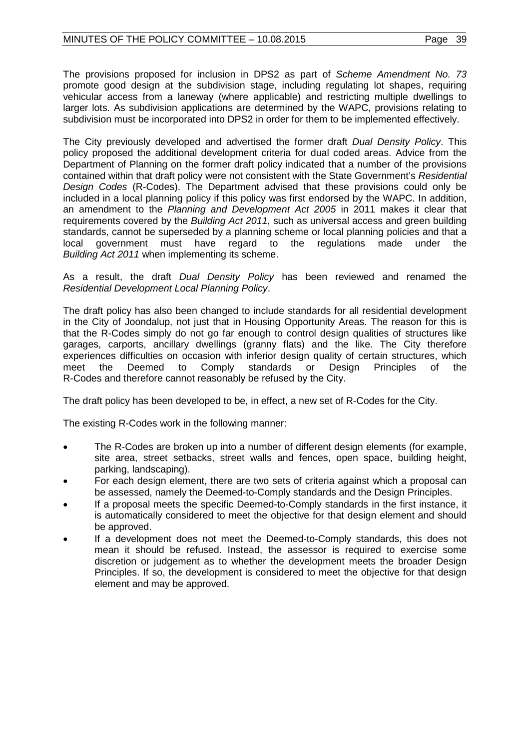The provisions proposed for inclusion in DPS2 as part of *Scheme Amendment No. 73* promote good design at the subdivision stage, including regulating lot shapes, requiring vehicular access from a laneway (where applicable) and restricting multiple dwellings to larger lots. As subdivision applications are determined by the WAPC, provisions relating to subdivision must be incorporated into DPS2 in order for them to be implemented effectively.

The City previously developed and advertised the former draft *Dual Density Policy*. This policy proposed the additional development criteria for dual coded areas. Advice from the Department of Planning on the former draft policy indicated that a number of the provisions contained within that draft policy were not consistent with the State Government's *Residential Design Codes* (R-Codes). The Department advised that these provisions could only be included in a local planning policy if this policy was first endorsed by the WAPC. In addition, an amendment to the *Planning and Development Act 2005* in 2011 makes it clear that requirements covered by the *Building Act 2011*, such as universal access and green building standards, cannot be superseded by a planning scheme or local planning policies and that a local government must have regard to the regulations made under the *Building Act 2011* when implementing its scheme.

As a result, the draft *Dual Density Policy* has been reviewed and renamed the *Residential Development Local Planning Policy*.

The draft policy has also been changed to include standards for all residential development in the City of Joondalup, not just that in Housing Opportunity Areas. The reason for this is that the R-Codes simply do not go far enough to control design qualities of structures like garages, carports, ancillary dwellings (granny flats) and the like. The City therefore experiences difficulties on occasion with inferior design quality of certain structures, which meet the Deemed to Comply standards or Design Principles of the R-Codes and therefore cannot reasonably be refused by the City.

The draft policy has been developed to be, in effect, a new set of R-Codes for the City.

The existing R-Codes work in the following manner:

- The R-Codes are broken up into a number of different design elements (for example, site area, street setbacks, street walls and fences, open space, building height, parking, landscaping).
- For each design element, there are two sets of criteria against which a proposal can be assessed, namely the Deemed-to-Comply standards and the Design Principles.
- If a proposal meets the specific Deemed-to-Comply standards in the first instance, it is automatically considered to meet the objective for that design element and should be approved.
- If a development does not meet the Deemed-to-Comply standards, this does not mean it should be refused. Instead, the assessor is required to exercise some discretion or judgement as to whether the development meets the broader Design Principles. If so, the development is considered to meet the objective for that design element and may be approved.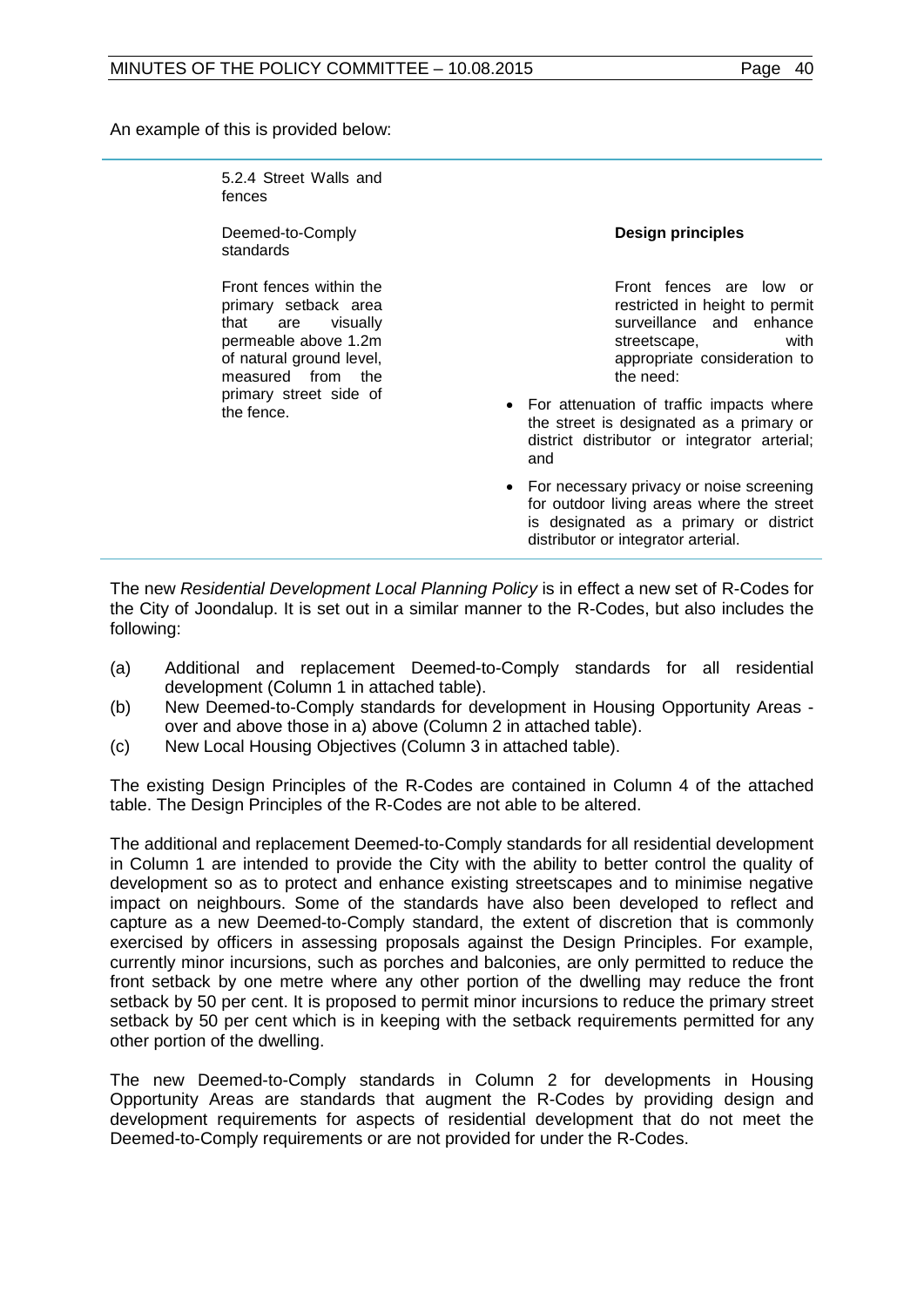An example of this is provided below:

| 5.2.4 Street Walls and fences | |
|---|---|
| Deemed-to-Comply standards | **Design principles** |
| Front fences within the primary setback area that are visually permeable above 1.2m of natural ground level, measured from the primary street side of the fence. | Front fences are low or restricted in height to permit surveillance and enhance streetscape, with appropriate consideration to the need:<br>• For attenuation of traffic impacts where the street is designated as a primary or district distributor or integrator arterial; and<br>• For necessary privacy or noise screening for outdoor living areas where the street is designated as a primary or district distributor or integrator arterial. |

The new *Residential Development Local Planning Policy* is in effect a new set of R-Codes for the City of Joondalup. It is set out in a similar manner to the R-Codes, but also includes the following:

(a) Additional and replacement Deemed-to-Comply standards for all residential development (Column 1 in attached table).
(b) New Deemed-to-Comply standards for development in Housing Opportunity Areas - over and above those in a) above (Column 2 in attached table).
(c) New Local Housing Objectives (Column 3 in attached table).

The existing Design Principles of the R-Codes are contained in Column 4 of the attached table. The Design Principles of the R-Codes are not able to be altered.

The additional and replacement Deemed-to-Comply standards for all residential development in Column 1 are intended to provide the City with the ability to better control the quality of development so as to protect and enhance existing streetscapes and to minimise negative impact on neighbours. Some of the standards have also been developed to reflect and capture as a new Deemed-to-Comply standard, the extent of discretion that is commonly exercised by officers in assessing proposals against the Design Principles. For example, currently minor incursions, such as porches and balconies, are only permitted to reduce the front setback by one metre where any other portion of the dwelling may reduce the front setback by 50 per cent. It is proposed to permit minor incursions to reduce the primary street setback by 50 per cent which is in keeping with the setback requirements permitted for any other portion of the dwelling.

The new Deemed-to-Comply standards in Column 2 for developments in Housing Opportunity Areas are standards that augment the R-Codes by providing design and development requirements for aspects of residential development that do not meet the Deemed-to-Comply requirements or are not provided for under the R-Codes.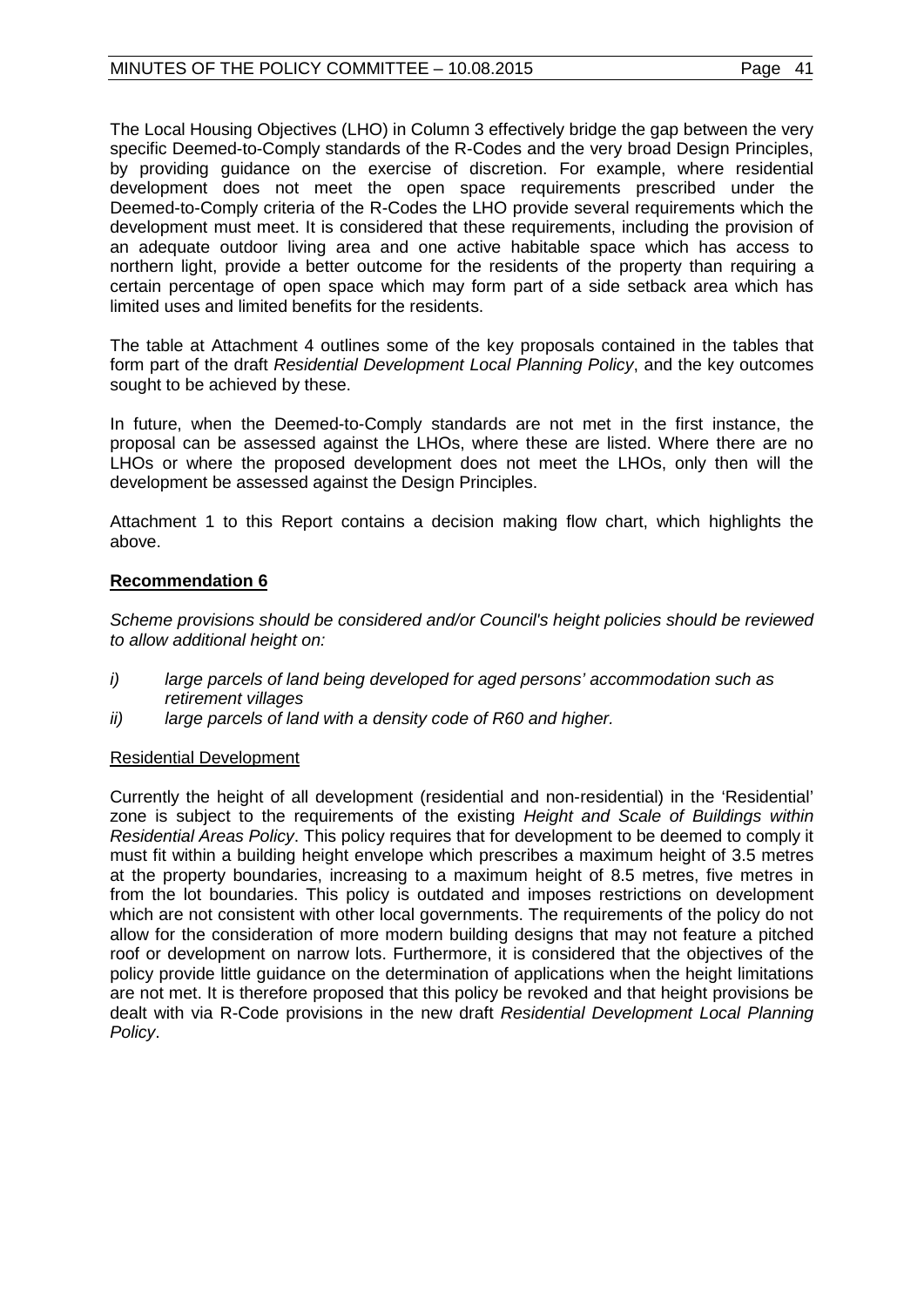The Local Housing Objectives (LHO) in Column 3 effectively bridge the gap between the very specific Deemed-to-Comply standards of the R-Codes and the very broad Design Principles, by providing guidance on the exercise of discretion. For example, where residential development does not meet the open space requirements prescribed under the Deemed-to-Comply criteria of the R-Codes the LHO provide several requirements which the development must meet. It is considered that these requirements, including the provision of an adequate outdoor living area and one active habitable space which has access to northern light, provide a better outcome for the residents of the property than requiring a certain percentage of open space which may form part of a side setback area which has limited uses and limited benefits for the residents.

The table at Attachment 4 outlines some of the key proposals contained in the tables that form part of the draft *Residential Development Local Planning Policy*, and the key outcomes sought to be achieved by these.

In future, when the Deemed-to-Comply standards are not met in the first instance, the proposal can be assessed against the LHOs, where these are listed. Where there are no LHOs or where the proposed development does not meet the LHOs, only then will the development be assessed against the Design Principles.

Attachment 1 to this Report contains a decision making flow chart, which highlights the above.

**Recommendation 6**

*Scheme provisions should be considered and/or Council's height policies should be reviewed to allow additional height on:*

*i) large parcels of land being developed for aged persons' accommodation such as retirement villages*
*ii) large parcels of land with a density code of R60 and higher.*

Residential Development

Currently the height of all development (residential and non-residential) in the 'Residential' zone is subject to the requirements of the existing *Height and Scale of Buildings within Residential Areas Policy*. This policy requires that for development to be deemed to comply it must fit within a building height envelope which prescribes a maximum height of 3.5 metres at the property boundaries, increasing to a maximum height of 8.5 metres, five metres in from the lot boundaries. This policy is outdated and imposes restrictions on development which are not consistent with other local governments. The requirements of the policy do not allow for the consideration of more modern building designs that may not feature a pitched roof or development on narrow lots. Furthermore, it is considered that the objectives of the policy provide little guidance on the determination of applications when the height limitations are not met. It is therefore proposed that this policy be revoked and that height provisions be dealt with via R-Code provisions in the new draft *Residential Development Local Planning Policy*.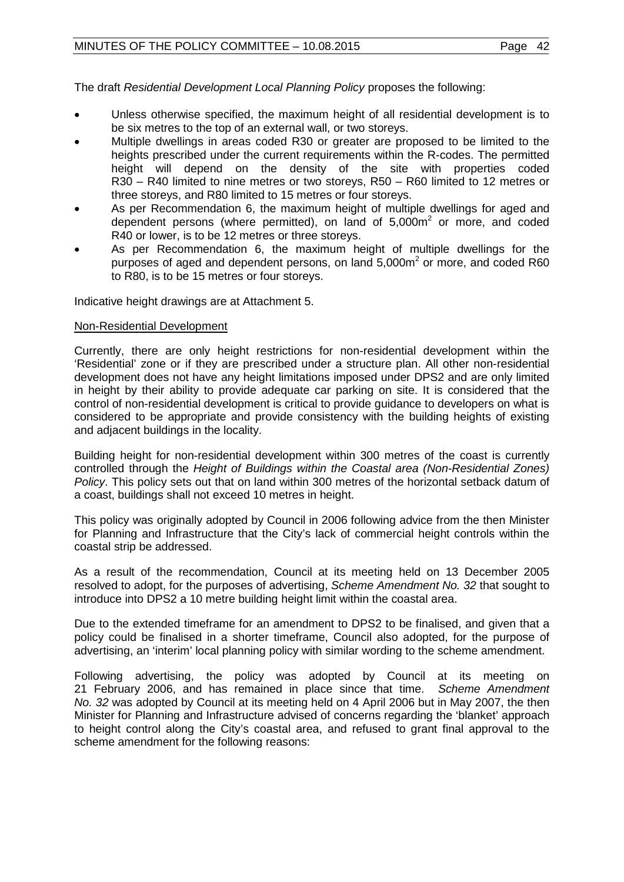The draft *Residential Development Local Planning Policy* proposes the following:

- Unless otherwise specified, the maximum height of all residential development is to be six metres to the top of an external wall, or two storeys.
- Multiple dwellings in areas coded R30 or greater are proposed to be limited to the heights prescribed under the current requirements within the R-codes. The permitted height will depend on the density of the site with properties coded R30 – R40 limited to nine metres or two storeys, R50 – R60 limited to 12 metres or three storeys, and R80 limited to 15 metres or four storeys.
- As per Recommendation 6, the maximum height of multiple dwellings for aged and dependent persons (where permitted), on land of $5,000m^2$ or more, and coded R40 or lower, is to be 12 metres or three storeys.
- As per Recommendation 6, the maximum height of multiple dwellings for the purposes of aged and dependent persons, on land $5,000m^2$ or more, and coded R60 to R80, is to be 15 metres or four storeys.

Indicative height drawings are at Attachment 5.

Non-Residential Development

Currently, there are only height restrictions for non-residential development within the 'Residential' zone or if they are prescribed under a structure plan. All other non-residential development does not have any height limitations imposed under DPS2 and are only limited in height by their ability to provide adequate car parking on site. It is considered that the control of non-residential development is critical to provide guidance to developers on what is considered to be appropriate and provide consistency with the building heights of existing and adjacent buildings in the locality.

Building height for non-residential development within 300 metres of the coast is currently controlled through the *Height of Buildings within the Coastal area (Non-Residential Zones) Policy*. This policy sets out that on land within 300 metres of the horizontal setback datum of a coast, buildings shall not exceed 10 metres in height.

This policy was originally adopted by Council in 2006 following advice from the then Minister for Planning and Infrastructure that the City's lack of commercial height controls within the coastal strip be addressed.

As a result of the recommendation, Council at its meeting held on 13 December 2005 resolved to adopt, for the purposes of advertising, *Scheme Amendment No. 32* that sought to introduce into DPS2 a 10 metre building height limit within the coastal area.

Due to the extended timeframe for an amendment to DPS2 to be finalised, and given that a policy could be finalised in a shorter timeframe, Council also adopted, for the purpose of advertising, an 'interim' local planning policy with similar wording to the scheme amendment.

Following advertising, the policy was adopted by Council at its meeting on 21 February 2006, and has remained in place since that time. *Scheme Amendment No. 32* was adopted by Council at its meeting held on 4 April 2006 but in May 2007, the then Minister for Planning and Infrastructure advised of concerns regarding the 'blanket' approach to height control along the City's coastal area, and refused to grant final approval to the scheme amendment for the following reasons: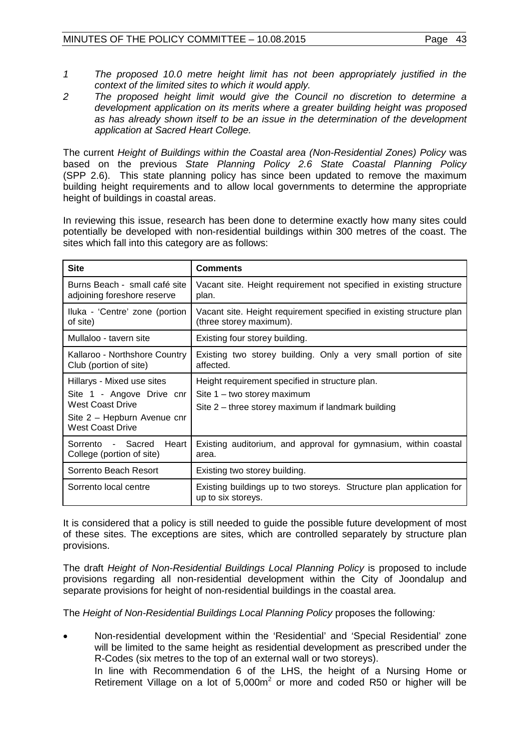*1 The proposed 10.0 metre height limit has not been appropriately justified in the context of the limited sites to which it would apply.*

*2 The proposed height limit would give the Council no discretion to determine a development application on its merits where a greater building height was proposed as has already shown itself to be an issue in the determination of the development application at Sacred Heart College.*

The current *Height of Buildings within the Coastal area (Non-Residential Zones) Policy* was based on the previous *State Planning Policy 2.6 State Coastal Planning Policy* (SPP 2.6). This state planning policy has since been updated to remove the maximum building height requirements and to allow local governments to determine the appropriate height of buildings in coastal areas.

In reviewing this issue, research has been done to determine exactly how many sites could potentially be developed with non-residential buildings within 300 metres of the coast. The sites which fall into this category are as follows:

| Site | Comments |
|---|---|
| Burns Beach - small café site adjoining foreshore reserve | Vacant site. Height requirement not specified in existing structure plan. |
| Iluka - 'Centre' zone (portion of site) | Vacant site. Height requirement specified in existing structure plan (three storey maximum). |
| Mullaloo - tavern site | Existing four storey building. |
| Kallaroo - Northshore Country Club (portion of site) | Existing two storey building. Only a very small portion of site affected. |
| Hillarys - Mixed use sites<br>Site 1 - Angove Drive cnr West Coast Drive<br>Site 2 – Hepburn Avenue cnr West Coast Drive | Height requirement specified in structure plan.<br>Site 1 – two storey maximum<br>Site 2 – three storey maximum if landmark building |
| Sorrento - Sacred Heart College (portion of site) | Existing auditorium, and approval for gymnasium, within coastal area. |
| Sorrento Beach Resort | Existing two storey building. |
| Sorrento local centre | Existing buildings up to two storeys. Structure plan application for up to six storeys. |

It is considered that a policy is still needed to guide the possible future development of most of these sites. The exceptions are sites, which are controlled separately by structure plan provisions.

The draft *Height of Non-Residential Buildings Local Planning Policy* is proposed to include provisions regarding all non-residential development within the City of Joondalup and separate provisions for height of non-residential buildings in the coastal area.

The *Height of Non-Residential Buildings Local Planning Policy* proposes the following*:*

- Non-residential development within the 'Residential' and 'Special Residential' zone will be limited to the same height as residential development as prescribed under the R-Codes (six metres to the top of an external wall or two storeys).

  In line with Recommendation 6 of the LHS, the height of a Nursing Home or Retirement Village on a lot of 5,000m$^2$ or more and coded R50 or higher will be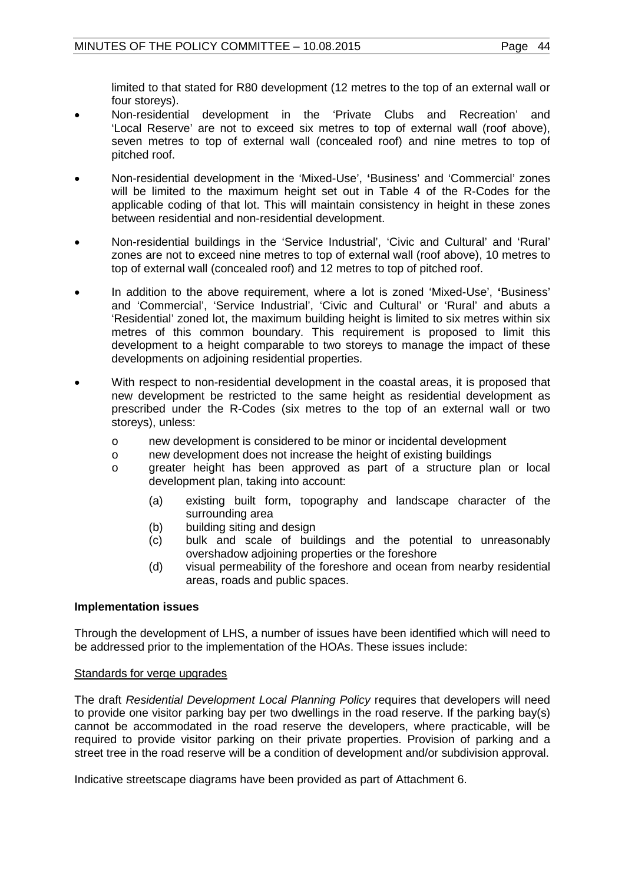limited to that stated for R80 development (12 metres to the top of an external wall or four storeys).

- Non-residential development in the 'Private Clubs and Recreation' and 'Local Reserve' are not to exceed six metres to top of external wall (roof above), seven metres to top of external wall (concealed roof) and nine metres to top of pitched roof.
- Non-residential development in the 'Mixed-Use', **'**Business' and 'Commercial' zones will be limited to the maximum height set out in Table 4 of the R-Codes for the applicable coding of that lot. This will maintain consistency in height in these zones between residential and non-residential development.
- Non-residential buildings in the 'Service Industrial', 'Civic and Cultural' and 'Rural' zones are not to exceed nine metres to top of external wall (roof above), 10 metres to top of external wall (concealed roof) and 12 metres to top of pitched roof.
- In addition to the above requirement, where a lot is zoned 'Mixed-Use', **'**Business' and 'Commercial', 'Service Industrial', 'Civic and Cultural' or 'Rural' and abuts a 'Residential' zoned lot, the maximum building height is limited to six metres within six metres of this common boundary. This requirement is proposed to limit this development to a height comparable to two storeys to manage the impact of these developments on adjoining residential properties.
- With respect to non-residential development in the coastal areas, it is proposed that new development be restricted to the same height as residential development as prescribed under the R-Codes (six metres to the top of an external wall or two storeys), unless:
  - new development is considered to be minor or incidental development
  - new development does not increase the height of existing buildings
  - greater height has been approved as part of a structure plan or local development plan, taking into account:
    - (a) existing built form, topography and landscape character of the surrounding area
    - (b) building siting and design
    - (c) bulk and scale of buildings and the potential to unreasonably overshadow adjoining properties or the foreshore
    - (d) visual permeability of the foreshore and ocean from nearby residential areas, roads and public spaces.

**Implementation issues**

Through the development of LHS, a number of issues have been identified which will need to be addressed prior to the implementation of the HOAs. These issues include:

Standards for verge upgrades

The draft *Residential Development Local Planning Policy* requires that developers will need to provide one visitor parking bay per two dwellings in the road reserve. If the parking bay(s) cannot be accommodated in the road reserve the developers, where practicable, will be required to provide visitor parking on their private properties. Provision of parking and a street tree in the road reserve will be a condition of development and/or subdivision approval.

Indicative streetscape diagrams have been provided as part of Attachment 6.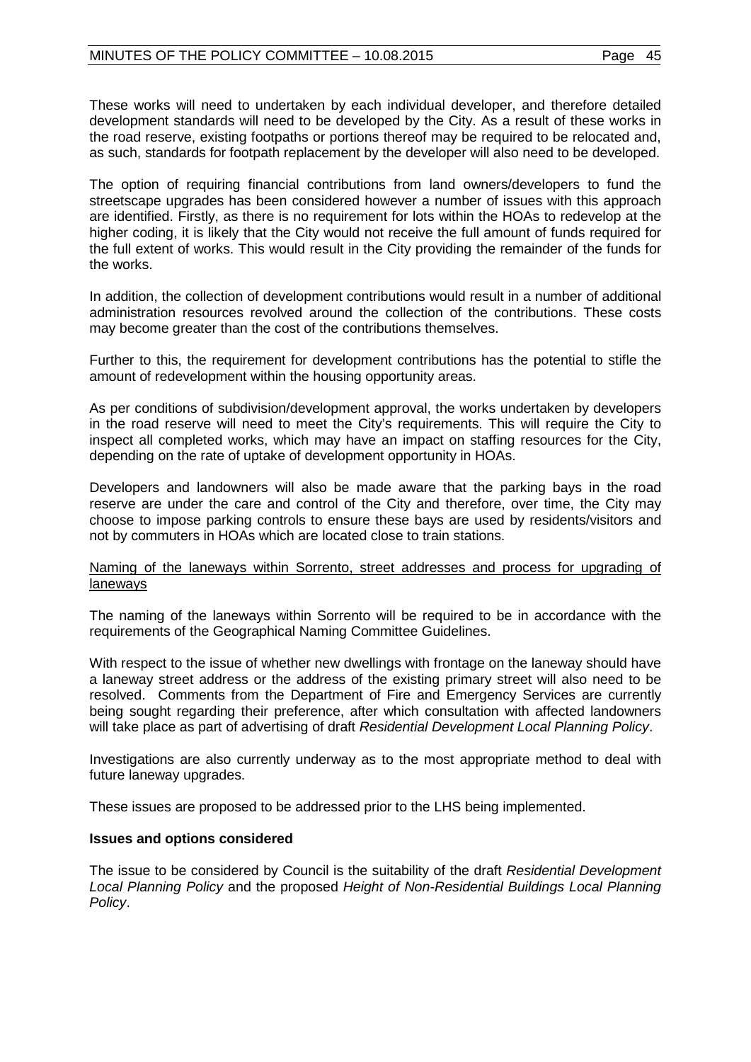These works will need to undertaken by each individual developer, and therefore detailed development standards will need to be developed by the City. As a result of these works in the road reserve, existing footpaths or portions thereof may be required to be relocated and, as such, standards for footpath replacement by the developer will also need to be developed.

The option of requiring financial contributions from land owners/developers to fund the streetscape upgrades has been considered however a number of issues with this approach are identified. Firstly, as there is no requirement for lots within the HOAs to redevelop at the higher coding, it is likely that the City would not receive the full amount of funds required for the full extent of works. This would result in the City providing the remainder of the funds for the works.

In addition, the collection of development contributions would result in a number of additional administration resources revolved around the collection of the contributions. These costs may become greater than the cost of the contributions themselves.

Further to this, the requirement for development contributions has the potential to stifle the amount of redevelopment within the housing opportunity areas.

As per conditions of subdivision/development approval, the works undertaken by developers in the road reserve will need to meet the City's requirements. This will require the City to inspect all completed works, which may have an impact on staffing resources for the City, depending on the rate of uptake of development opportunity in HOAs.

Developers and landowners will also be made aware that the parking bays in the road reserve are under the care and control of the City and therefore, over time, the City may choose to impose parking controls to ensure these bays are used by residents/visitors and not by commuters in HOAs which are located close to train stations.

<u>Naming of the laneways within Sorrento, street addresses and process for upgrading of laneways</u>

The naming of the laneways within Sorrento will be required to be in accordance with the requirements of the Geographical Naming Committee Guidelines.

With respect to the issue of whether new dwellings with frontage on the laneway should have a laneway street address or the address of the existing primary street will also need to be resolved. Comments from the Department of Fire and Emergency Services are currently being sought regarding their preference, after which consultation with affected landowners will take place as part of advertising of draft *Residential Development Local Planning Policy*.

Investigations are also currently underway as to the most appropriate method to deal with future laneway upgrades.

These issues are proposed to be addressed prior to the LHS being implemented.

**Issues and options considered**

The issue to be considered by Council is the suitability of the draft *Residential Development Local Planning Policy* and the proposed *Height of Non-Residential Buildings Local Planning Policy*.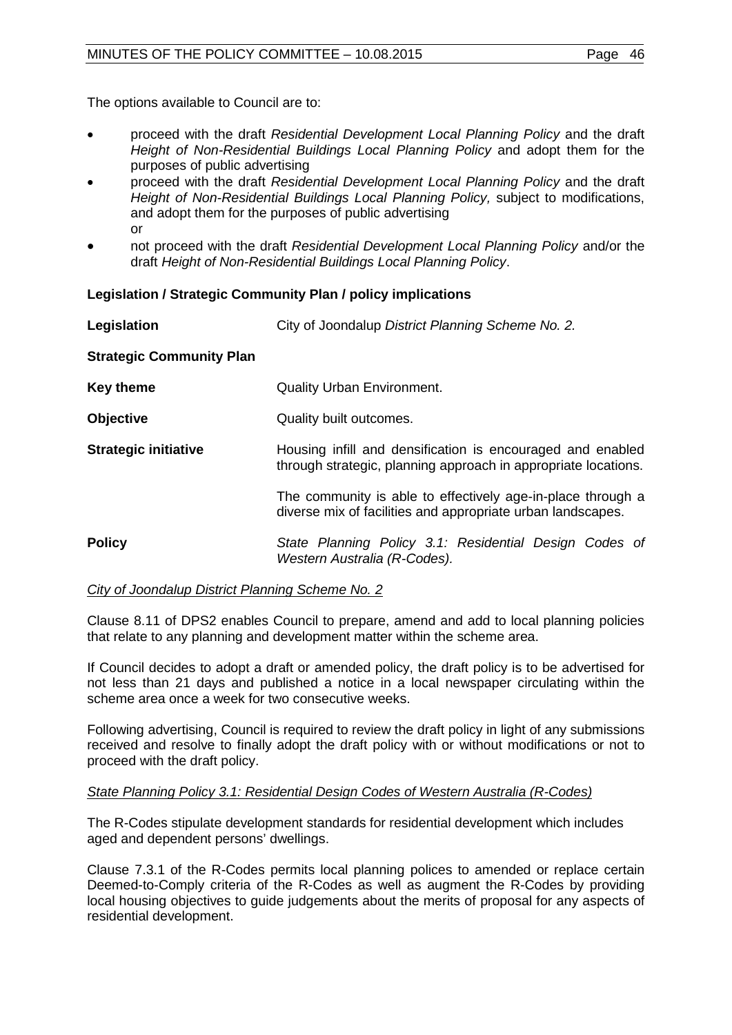The options available to Council are to:

- proceed with the draft *Residential Development Local Planning Policy* and the draft *Height of Non-Residential Buildings Local Planning Policy* and adopt them for the purposes of public advertising
- proceed with the draft *Residential Development Local Planning Policy* and the draft *Height of Non-Residential Buildings Local Planning Policy,* subject to modifications, and adopt them for the purposes of public advertising
  or
- not proceed with the draft *Residential Development Local Planning Policy* and/or the draft *Height of Non-Residential Buildings Local Planning Policy*.

**Legislation / Strategic Community Plan / policy implications**

| | |
|---|---|
| **Legislation** | City of Joondalup *District Planning Scheme No. 2.* |
| **Strategic Community Plan** | |
| **Key theme** | Quality Urban Environment. |
| **Objective** | Quality built outcomes. |
| **Strategic initiative** | Housing infill and densification is encouraged and enabled through strategic, planning approach in appropriate locations.<br><br>The community is able to effectively age-in-place through a diverse mix of facilities and appropriate urban landscapes. |
| **Policy** | *State Planning Policy 3.1: Residential Design Codes of Western Australia (R-Codes).* |

*City of Joondalup District Planning Scheme No. 2*

Clause 8.11 of DPS2 enables Council to prepare, amend and add to local planning policies that relate to any planning and development matter within the scheme area.

If Council decides to adopt a draft or amended policy, the draft policy is to be advertised for not less than 21 days and published a notice in a local newspaper circulating within the scheme area once a week for two consecutive weeks.

Following advertising, Council is required to review the draft policy in light of any submissions received and resolve to finally adopt the draft policy with or without modifications or not to proceed with the draft policy.

*State Planning Policy 3.1: Residential Design Codes of Western Australia (R-Codes)*

The R-Codes stipulate development standards for residential development which includes aged and dependent persons' dwellings.

Clause 7.3.1 of the R-Codes permits local planning polices to amended or replace certain Deemed-to-Comply criteria of the R-Codes as well as augment the R-Codes by providing local housing objectives to guide judgements about the merits of proposal for any aspects of residential development.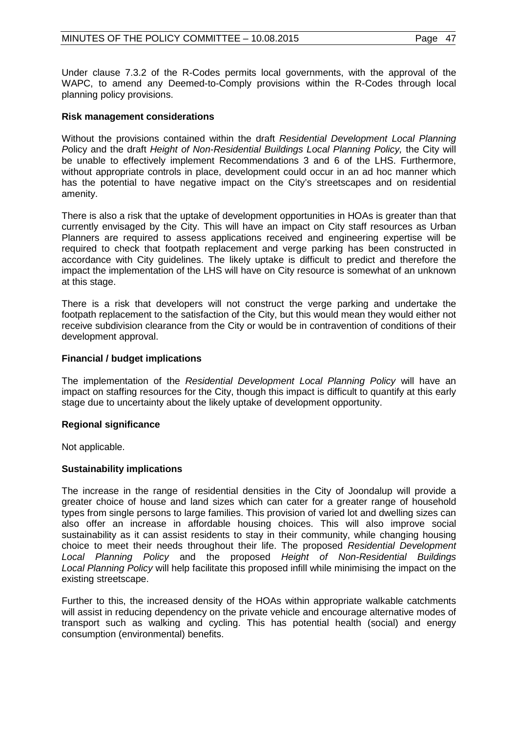Under clause 7.3.2 of the R-Codes permits local governments, with the approval of the WAPC, to amend any Deemed-to-Comply provisions within the R-Codes through local planning policy provisions.

**Risk management considerations**

Without the provisions contained within the draft *Residential Development Local Planning P*olicy and the draft *Height of Non-Residential Buildings Local Planning Policy,* the City will be unable to effectively implement Recommendations 3 and 6 of the LHS. Furthermore, without appropriate controls in place, development could occur in an ad hoc manner which has the potential to have negative impact on the City's streetscapes and on residential amenity.

There is also a risk that the uptake of development opportunities in HOAs is greater than that currently envisaged by the City. This will have an impact on City staff resources as Urban Planners are required to assess applications received and engineering expertise will be required to check that footpath replacement and verge parking has been constructed in accordance with City guidelines. The likely uptake is difficult to predict and therefore the impact the implementation of the LHS will have on City resource is somewhat of an unknown at this stage.

There is a risk that developers will not construct the verge parking and undertake the footpath replacement to the satisfaction of the City, but this would mean they would either not receive subdivision clearance from the City or would be in contravention of conditions of their development approval.

**Financial / budget implications**

The implementation of the *Residential Development Local Planning Policy* will have an impact on staffing resources for the City, though this impact is difficult to quantify at this early stage due to uncertainty about the likely uptake of development opportunity.

**Regional significance**

Not applicable.

**Sustainability implications**

The increase in the range of residential densities in the City of Joondalup will provide a greater choice of house and land sizes which can cater for a greater range of household types from single persons to large families. This provision of varied lot and dwelling sizes can also offer an increase in affordable housing choices. This will also improve social sustainability as it can assist residents to stay in their community, while changing housing choice to meet their needs throughout their life. The proposed *Residential Development Local Planning Policy* and the proposed *Height of Non-Residential Buildings Local Planning Policy* will help facilitate this proposed infill while minimising the impact on the existing streetscape.

Further to this, the increased density of the HOAs within appropriate walkable catchments will assist in reducing dependency on the private vehicle and encourage alternative modes of transport such as walking and cycling. This has potential health (social) and energy consumption (environmental) benefits.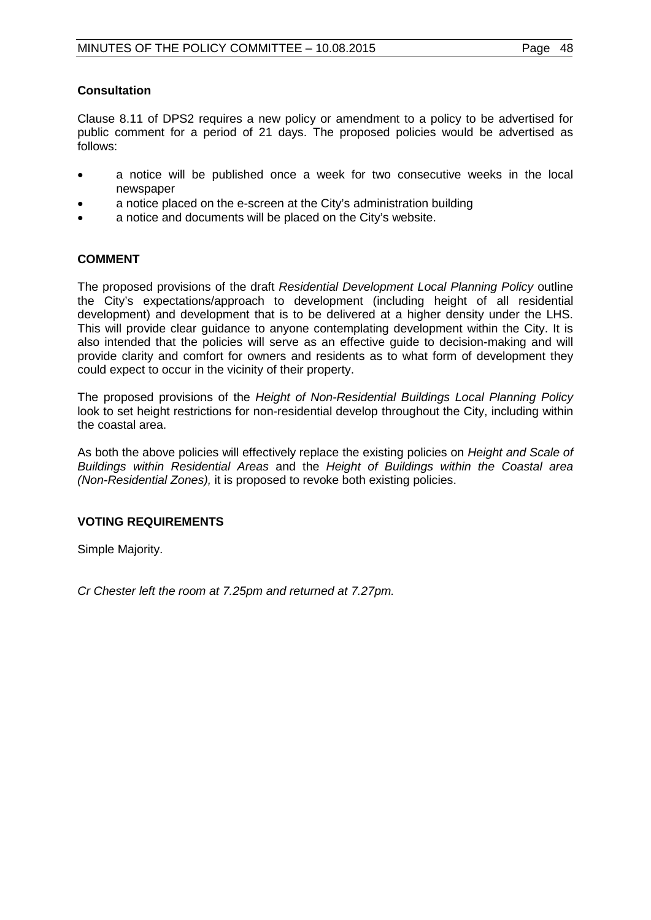**Consultation**

Clause 8.11 of DPS2 requires a new policy or amendment to a policy to be advertised for public comment for a period of 21 days. The proposed policies would be advertised as follows:

- a notice will be published once a week for two consecutive weeks in the local newspaper
- a notice placed on the e-screen at the City's administration building
- a notice and documents will be placed on the City's website.

## COMMENT

The proposed provisions of the draft *Residential Development Local Planning Policy* outline the City's expectations/approach to development (including height of all residential development) and development that is to be delivered at a higher density under the LHS. This will provide clear guidance to anyone contemplating development within the City. It is also intended that the policies will serve as an effective guide to decision-making and will provide clarity and comfort for owners and residents as to what form of development they could expect to occur in the vicinity of their property.

The proposed provisions of the *Height of Non-Residential Buildings Local Planning Policy* look to set height restrictions for non-residential develop throughout the City, including within the coastal area.

As both the above policies will effectively replace the existing policies on *Height and Scale of Buildings within Residential Areas* and the *Height of Buildings within the Coastal area (Non-Residential Zones),* it is proposed to revoke both existing policies.

## VOTING REQUIREMENTS

Simple Majority.

*Cr Chester left the room at 7.25pm and returned at 7.27pm.*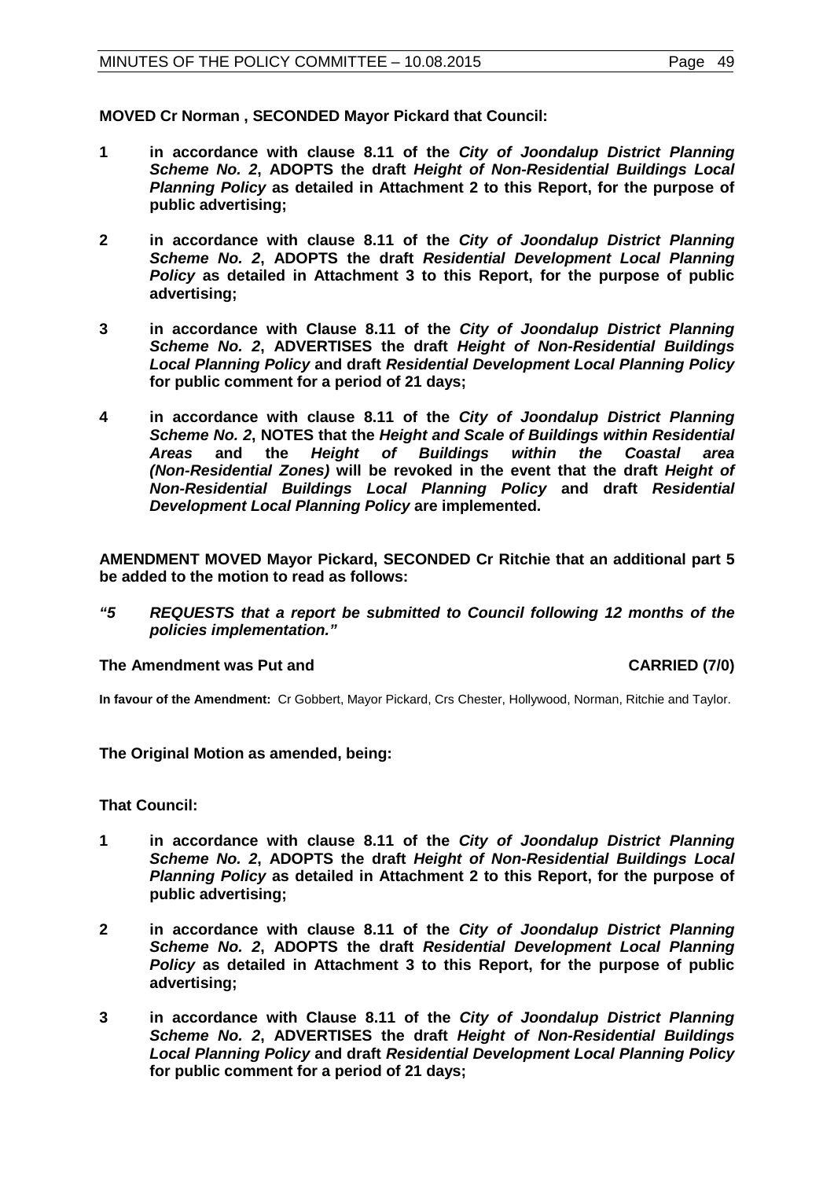**MOVED Cr Norman , SECONDED Mayor Pickard that Council:**

**1 in accordance with clause 8.11 of the *City of Joondalup District Planning Scheme No. 2*, ADOPTS the draft *Height of Non-Residential Buildings Local Planning Policy* as detailed in Attachment 2 to this Report, for the purpose of public advertising;**

**2 in accordance with clause 8.11 of the *City of Joondalup District Planning Scheme No. 2*, ADOPTS the draft *Residential Development Local Planning Policy* as detailed in Attachment 3 to this Report, for the purpose of public advertising;**

**3 in accordance with Clause 8.11 of the *City of Joondalup District Planning Scheme No. 2*, ADVERTISES the draft *Height of Non-Residential Buildings Local Planning Policy* and draft *Residential Development Local Planning Policy* for public comment for a period of 21 days;**

**4 in accordance with clause 8.11 of the *City of Joondalup District Planning Scheme No. 2*, NOTES that the *Height and Scale of Buildings within Residential Areas* and the *Height of Buildings within the Coastal area (Non-Residential Zones)* will be revoked in the event that the draft *Height of Non-Residential Buildings Local Planning Policy* and draft *Residential Development Local Planning Policy* are implemented.**

**AMENDMENT MOVED Mayor Pickard, SECONDED Cr Ritchie that an additional part 5 be added to the motion to read as follows:**

***"5 REQUESTS that a report be submitted to Council following 12 months of the policies implementation."***

**The Amendment was Put and CARRIED (7/0)**

**In favour of the Amendment:** Cr Gobbert, Mayor Pickard, Crs Chester, Hollywood, Norman, Ritchie and Taylor.

**The Original Motion as amended, being:**

**That Council:**

**1 in accordance with clause 8.11 of the *City of Joondalup District Planning Scheme No. 2*, ADOPTS the draft *Height of Non-Residential Buildings Local Planning Policy* as detailed in Attachment 2 to this Report, for the purpose of public advertising;**

**2 in accordance with clause 8.11 of the *City of Joondalup District Planning Scheme No. 2*, ADOPTS the draft *Residential Development Local Planning Policy* as detailed in Attachment 3 to this Report, for the purpose of public advertising;**

**3 in accordance with Clause 8.11 of the *City of Joondalup District Planning Scheme No. 2*, ADVERTISES the draft *Height of Non-Residential Buildings Local Planning Policy* and draft *Residential Development Local Planning Policy* for public comment for a period of 21 days;**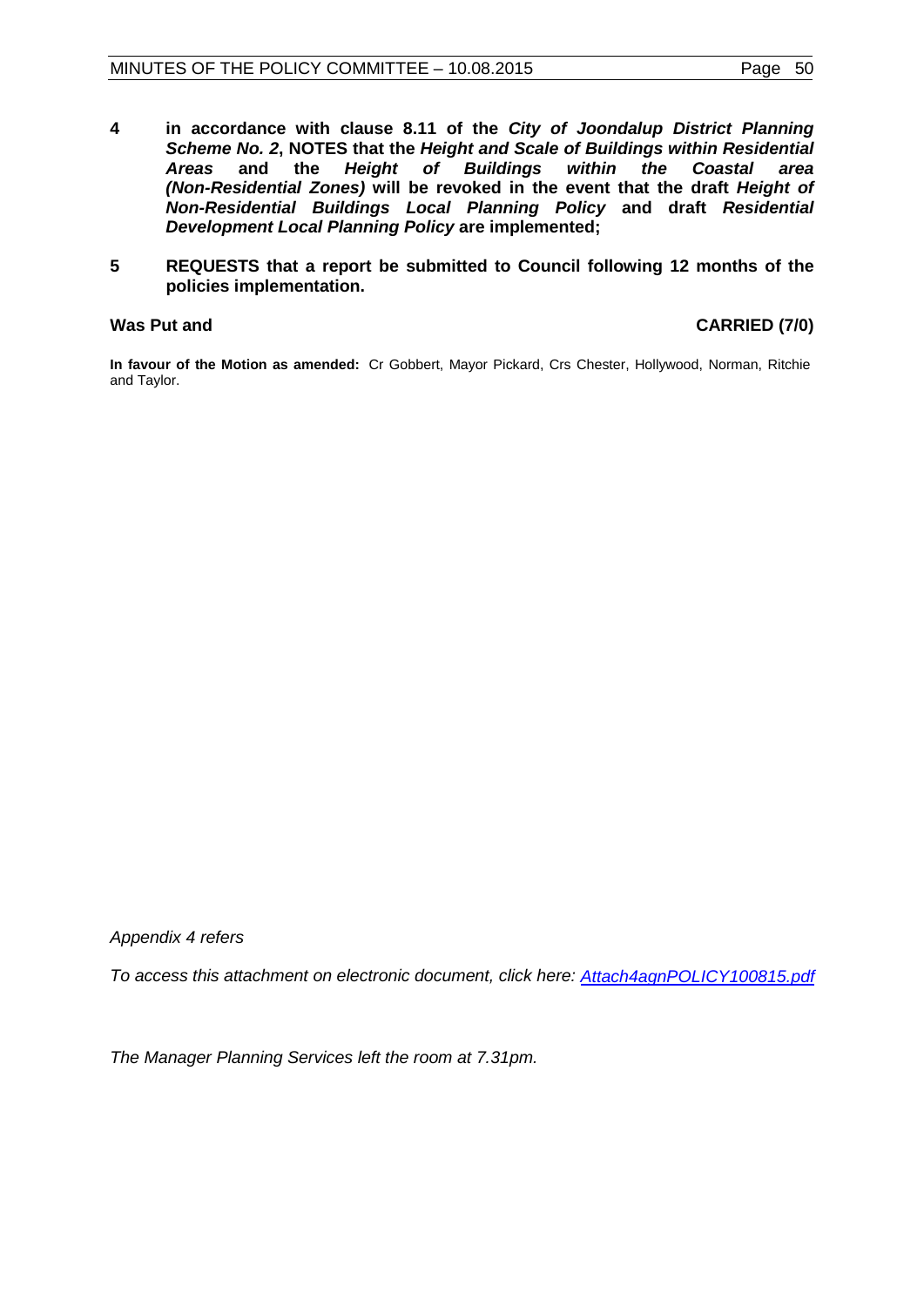**4 in accordance with clause 8.11 of the *City of Joondalup District Planning Scheme No. 2*, NOTES that the *Height and Scale of Buildings within Residential Areas* and the *Height of Buildings within the Coastal area (Non-Residential Zones)* will be revoked in the event that the draft *Height of Non-Residential Buildings Local Planning Policy* and draft *Residential Development Local Planning Policy* are implemented;**

**5 REQUESTS that a report be submitted to Council following 12 months of the policies implementation.**

**Was Put and** **CARRIED (7/0)**

**In favour of the Motion as amended:** Cr Gobbert, Mayor Pickard, Crs Chester, Hollywood, Norman, Ritchie and Taylor.

*Appendix 4 refers*

*To access this attachment on electronic document, click here: Attach4agnPOLICY100815.pdf*

*The Manager Planning Services left the room at 7.31pm.*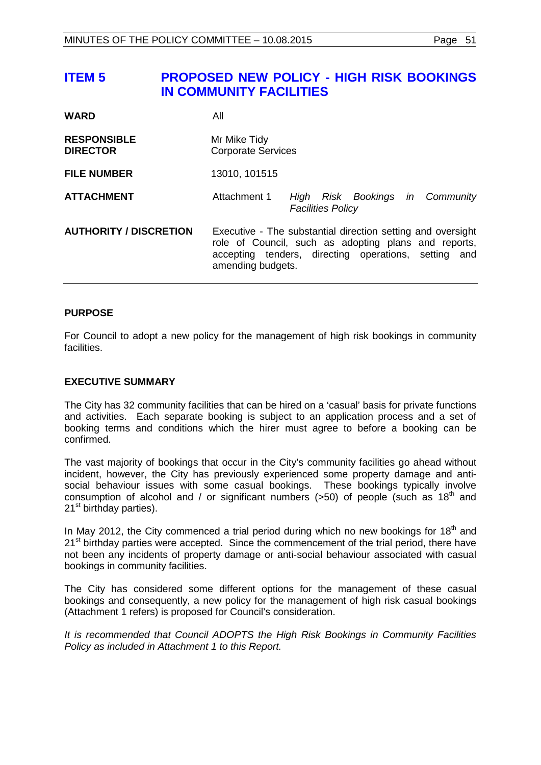# ITEM 5 PROPOSED NEW POLICY - HIGH RISK BOOKINGS IN COMMUNITY FACILITIES

| | |
|---|---|
| **WARD** | All |
| **RESPONSIBLE DIRECTOR** | Mr Mike Tidy<br>Corporate Services |
| **FILE NUMBER** | 13010, 101515 |
| **ATTACHMENT** | Attachment 1 *High Risk Bookings in Community Facilities Policy* |
| **AUTHORITY / DISCRETION** | Executive - The substantial direction setting and oversight role of Council, such as adopting plans and reports, accepting tenders, directing operations, setting and amending budgets. |

## PURPOSE

For Council to adopt a new policy for the management of high risk bookings in community facilities.

## EXECUTIVE SUMMARY

The City has 32 community facilities that can be hired on a 'casual' basis for private functions and activities. Each separate booking is subject to an application process and a set of booking terms and conditions which the hirer must agree to before a booking can be confirmed.

The vast majority of bookings that occur in the City's community facilities go ahead without incident, however, the City has previously experienced some property damage and anti-social behaviour issues with some casual bookings. These bookings typically involve consumption of alcohol and / or significant numbers (>50) of people (such as 18th and 21st birthday parties).

In May 2012, the City commenced a trial period during which no new bookings for 18th and 21st birthday parties were accepted. Since the commencement of the trial period, there have not been any incidents of property damage or anti-social behaviour associated with casual bookings in community facilities.

The City has considered some different options for the management of these casual bookings and consequently, a new policy for the management of high risk casual bookings (Attachment 1 refers) is proposed for Council's consideration.

*It is recommended that Council ADOPTS the High Risk Bookings in Community Facilities Policy as included in Attachment 1 to this Report.*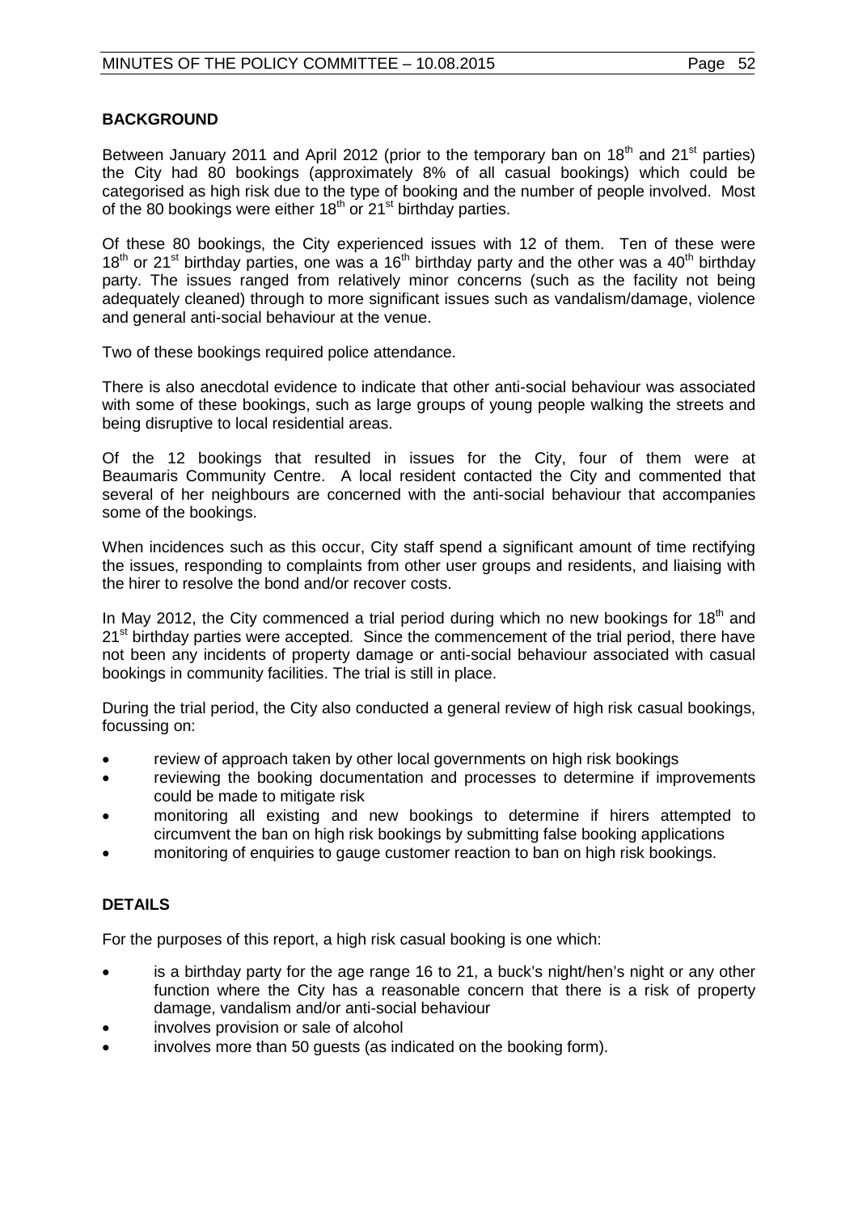## BACKGROUND

Between January 2011 and April 2012 (prior to the temporary ban on 18th and 21st parties) the City had 80 bookings (approximately 8% of all casual bookings) which could be categorised as high risk due to the type of booking and the number of people involved. Most of the 80 bookings were either 18th or 21st birthday parties.

Of these 80 bookings, the City experienced issues with 12 of them. Ten of these were 18th or 21st birthday parties, one was a 16th birthday party and the other was a 40th birthday party. The issues ranged from relatively minor concerns (such as the facility not being adequately cleaned) through to more significant issues such as vandalism/damage, violence and general anti-social behaviour at the venue.

Two of these bookings required police attendance.

There is also anecdotal evidence to indicate that other anti-social behaviour was associated with some of these bookings, such as large groups of young people walking the streets and being disruptive to local residential areas.

Of the 12 bookings that resulted in issues for the City, four of them were at Beaumaris Community Centre. A local resident contacted the City and commented that several of her neighbours are concerned with the anti-social behaviour that accompanies some of the bookings.

When incidences such as this occur, City staff spend a significant amount of time rectifying the issues, responding to complaints from other user groups and residents, and liaising with the hirer to resolve the bond and/or recover costs.

In May 2012, the City commenced a trial period during which no new bookings for 18th and 21st birthday parties were accepted. Since the commencement of the trial period, there have not been any incidents of property damage or anti-social behaviour associated with casual bookings in community facilities. The trial is still in place.

During the trial period, the City also conducted a general review of high risk casual bookings, focussing on:

- review of approach taken by other local governments on high risk bookings
- reviewing the booking documentation and processes to determine if improvements could be made to mitigate risk
- monitoring all existing and new bookings to determine if hirers attempted to circumvent the ban on high risk bookings by submitting false booking applications
- monitoring of enquiries to gauge customer reaction to ban on high risk bookings.

## DETAILS

For the purposes of this report, a high risk casual booking is one which:

- is a birthday party for the age range 16 to 21, a buck's night/hen's night or any other function where the City has a reasonable concern that there is a risk of property damage, vandalism and/or anti-social behaviour
- involves provision or sale of alcohol
- involves more than 50 guests (as indicated on the booking form).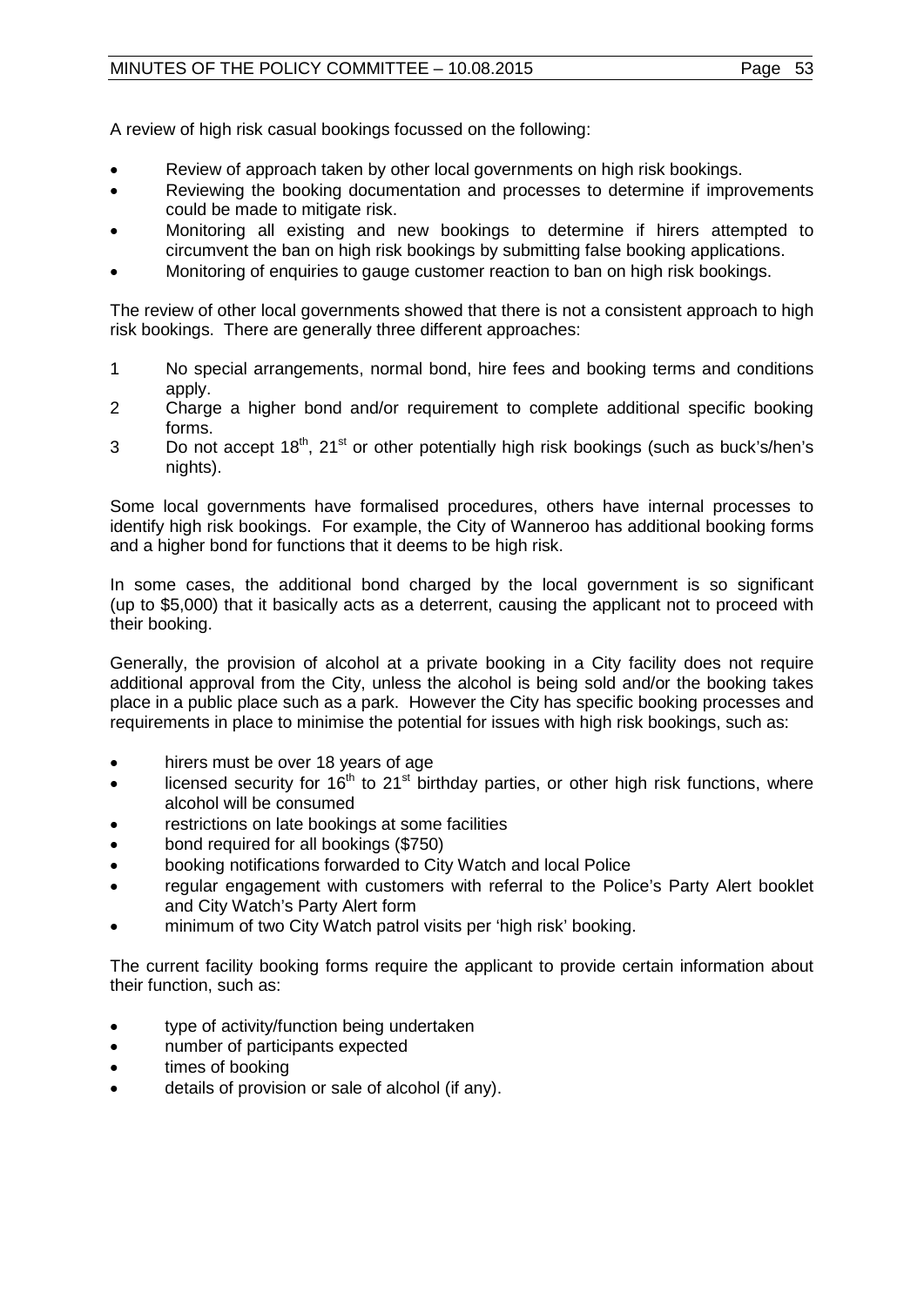A review of high risk casual bookings focussed on the following:

- Review of approach taken by other local governments on high risk bookings.
- Reviewing the booking documentation and processes to determine if improvements could be made to mitigate risk.
- Monitoring all existing and new bookings to determine if hirers attempted to circumvent the ban on high risk bookings by submitting false booking applications.
- Monitoring of enquiries to gauge customer reaction to ban on high risk bookings.

The review of other local governments showed that there is not a consistent approach to high risk bookings. There are generally three different approaches:

1. No special arrangements, normal bond, hire fees and booking terms and conditions apply.
2. Charge a higher bond and/or requirement to complete additional specific booking forms.
3. Do not accept 18th, 21st or other potentially high risk bookings (such as buck's/hen's nights).

Some local governments have formalised procedures, others have internal processes to identify high risk bookings. For example, the City of Wanneroo has additional booking forms and a higher bond for functions that it deems to be high risk.

In some cases, the additional bond charged by the local government is so significant (up to $5,000) that it basically acts as a deterrent, causing the applicant not to proceed with their booking.

Generally, the provision of alcohol at a private booking in a City facility does not require additional approval from the City, unless the alcohol is being sold and/or the booking takes place in a public place such as a park. However the City has specific booking processes and requirements in place to minimise the potential for issues with high risk bookings, such as:

- hirers must be over 18 years of age
- licensed security for 16th to 21st birthday parties, or other high risk functions, where alcohol will be consumed
- restrictions on late bookings at some facilities
- bond required for all bookings ($750)
- booking notifications forwarded to City Watch and local Police
- regular engagement with customers with referral to the Police's Party Alert booklet and City Watch's Party Alert form
- minimum of two City Watch patrol visits per 'high risk' booking.

The current facility booking forms require the applicant to provide certain information about their function, such as:

- type of activity/function being undertaken
- number of participants expected
- times of booking
- details of provision or sale of alcohol (if any).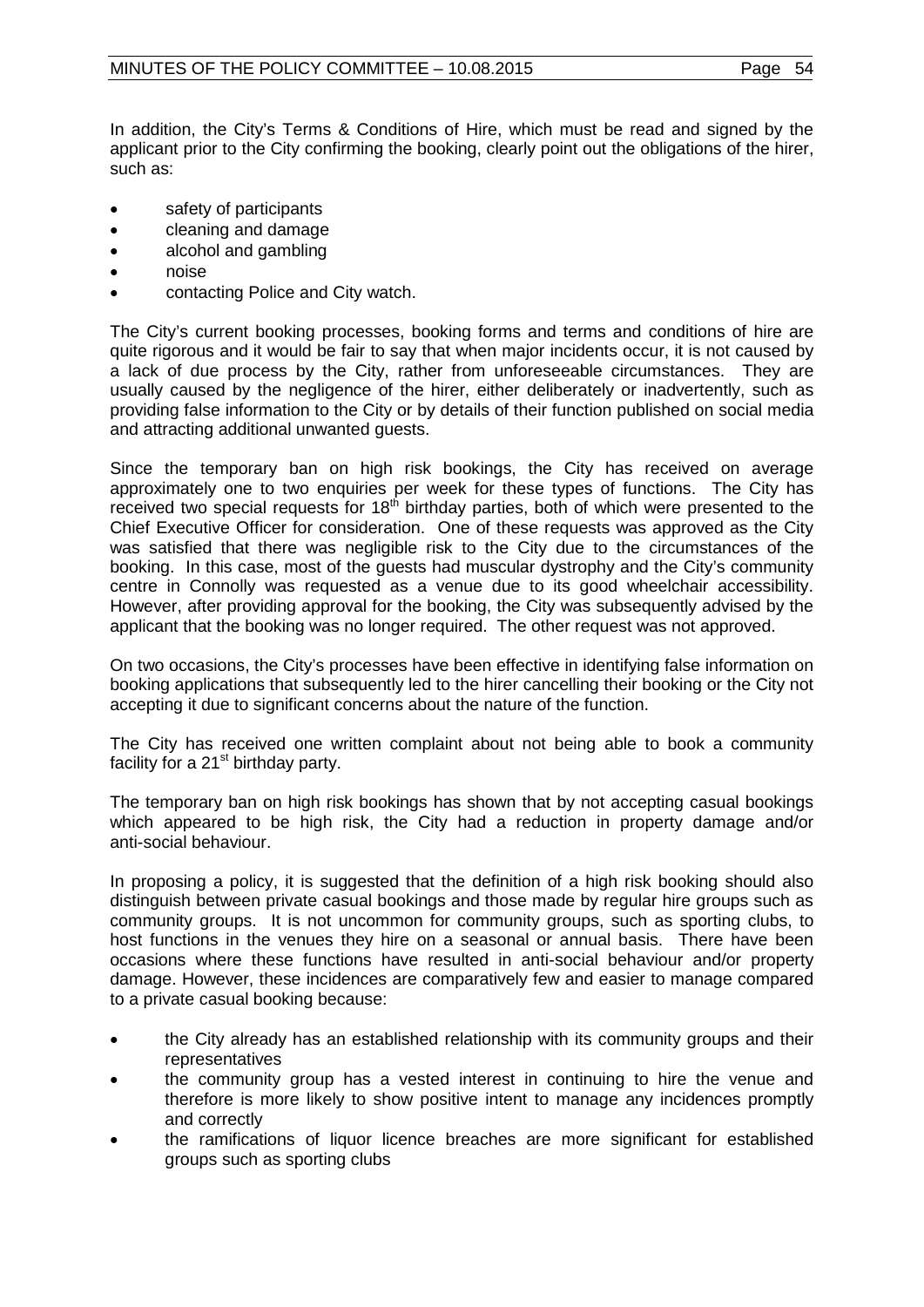In addition, the City's Terms & Conditions of Hire, which must be read and signed by the applicant prior to the City confirming the booking, clearly point out the obligations of the hirer, such as:

- safety of participants
- cleaning and damage
- alcohol and gambling
- noise
- contacting Police and City watch.

The City's current booking processes, booking forms and terms and conditions of hire are quite rigorous and it would be fair to say that when major incidents occur, it is not caused by a lack of due process by the City, rather from unforeseeable circumstances. They are usually caused by the negligence of the hirer, either deliberately or inadvertently, such as providing false information to the City or by details of their function published on social media and attracting additional unwanted guests.

Since the temporary ban on high risk bookings, the City has received on average approximately one to two enquiries per week for these types of functions. The City has received two special requests for 18th birthday parties, both of which were presented to the Chief Executive Officer for consideration. One of these requests was approved as the City was satisfied that there was negligible risk to the City due to the circumstances of the booking. In this case, most of the guests had muscular dystrophy and the City's community centre in Connolly was requested as a venue due to its good wheelchair accessibility. However, after providing approval for the booking, the City was subsequently advised by the applicant that the booking was no longer required. The other request was not approved.

On two occasions, the City's processes have been effective in identifying false information on booking applications that subsequently led to the hirer cancelling their booking or the City not accepting it due to significant concerns about the nature of the function.

The City has received one written complaint about not being able to book a community facility for a 21st birthday party.

The temporary ban on high risk bookings has shown that by not accepting casual bookings which appeared to be high risk, the City had a reduction in property damage and/or anti-social behaviour.

In proposing a policy, it is suggested that the definition of a high risk booking should also distinguish between private casual bookings and those made by regular hire groups such as community groups. It is not uncommon for community groups, such as sporting clubs, to host functions in the venues they hire on a seasonal or annual basis. There have been occasions where these functions have resulted in anti-social behaviour and/or property damage. However, these incidences are comparatively few and easier to manage compared to a private casual booking because:

- the City already has an established relationship with its community groups and their representatives
- the community group has a vested interest in continuing to hire the venue and therefore is more likely to show positive intent to manage any incidences promptly and correctly
- the ramifications of liquor licence breaches are more significant for established groups such as sporting clubs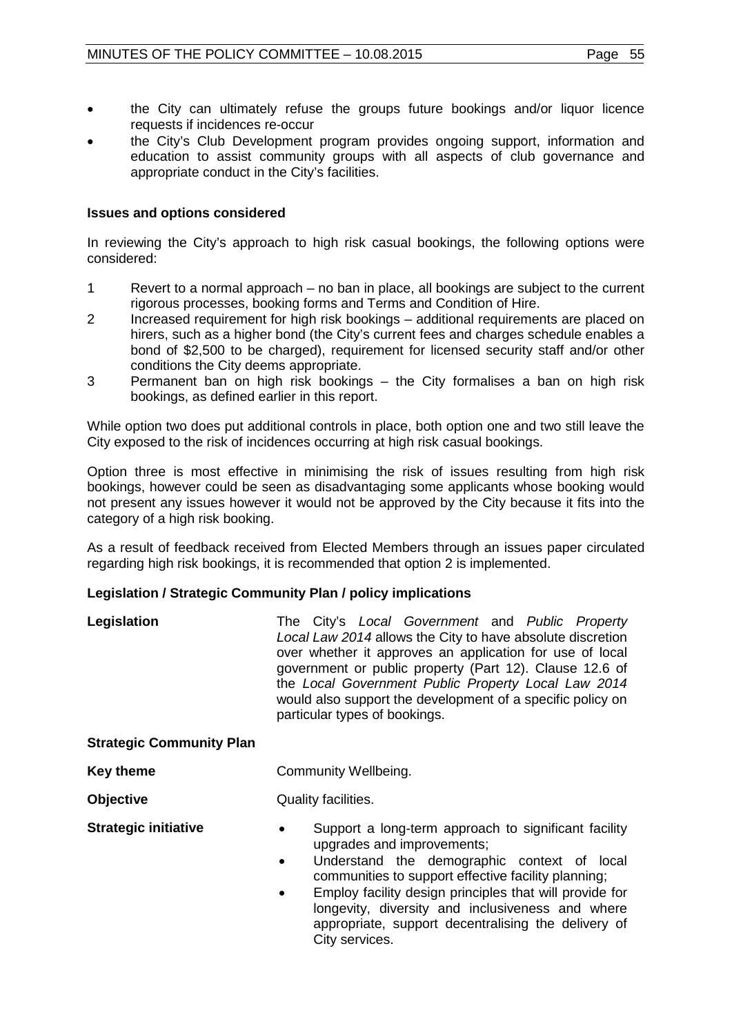- the City can ultimately refuse the groups future bookings and/or liquor licence requests if incidences re-occur
- the City's Club Development program provides ongoing support, information and education to assist community groups with all aspects of club governance and appropriate conduct in the City's facilities.

**Issues and options considered**

In reviewing the City's approach to high risk casual bookings, the following options were considered:

1 Revert to a normal approach – no ban in place, all bookings are subject to the current rigorous processes, booking forms and Terms and Condition of Hire.
2 Increased requirement for high risk bookings – additional requirements are placed on hirers, such as a higher bond (the City's current fees and charges schedule enables a bond of $2,500 to be charged), requirement for licensed security staff and/or other conditions the City deems appropriate.
3 Permanent ban on high risk bookings – the City formalises a ban on high risk bookings, as defined earlier in this report.

While option two does put additional controls in place, both option one and two still leave the City exposed to the risk of incidences occurring at high risk casual bookings.

Option three is most effective in minimising the risk of issues resulting from high risk bookings, however could be seen as disadvantaging some applicants whose booking would not present any issues however it would not be approved by the City because it fits into the category of a high risk booking.

As a result of feedback received from Elected Members through an issues paper circulated regarding high risk bookings, it is recommended that option 2 is implemented.

**Legislation / Strategic Community Plan / policy implications**

**Legislation** The City's *Local Government* and *Public Property Local Law 2014* allows the City to have absolute discretion over whether it approves an application for use of local government or public property (Part 12). Clause 12.6 of the *Local Government Public Property Local Law 2014* would also support the development of a specific policy on particular types of bookings.

**Strategic Community Plan**

**Key theme** Community Wellbeing.

**Objective** Quality facilities.

**Strategic initiative**

- Support a long-term approach to significant facility upgrades and improvements;
- Understand the demographic context of local communities to support effective facility planning;
- Employ facility design principles that will provide for longevity, diversity and inclusiveness and where appropriate, support decentralising the delivery of City services.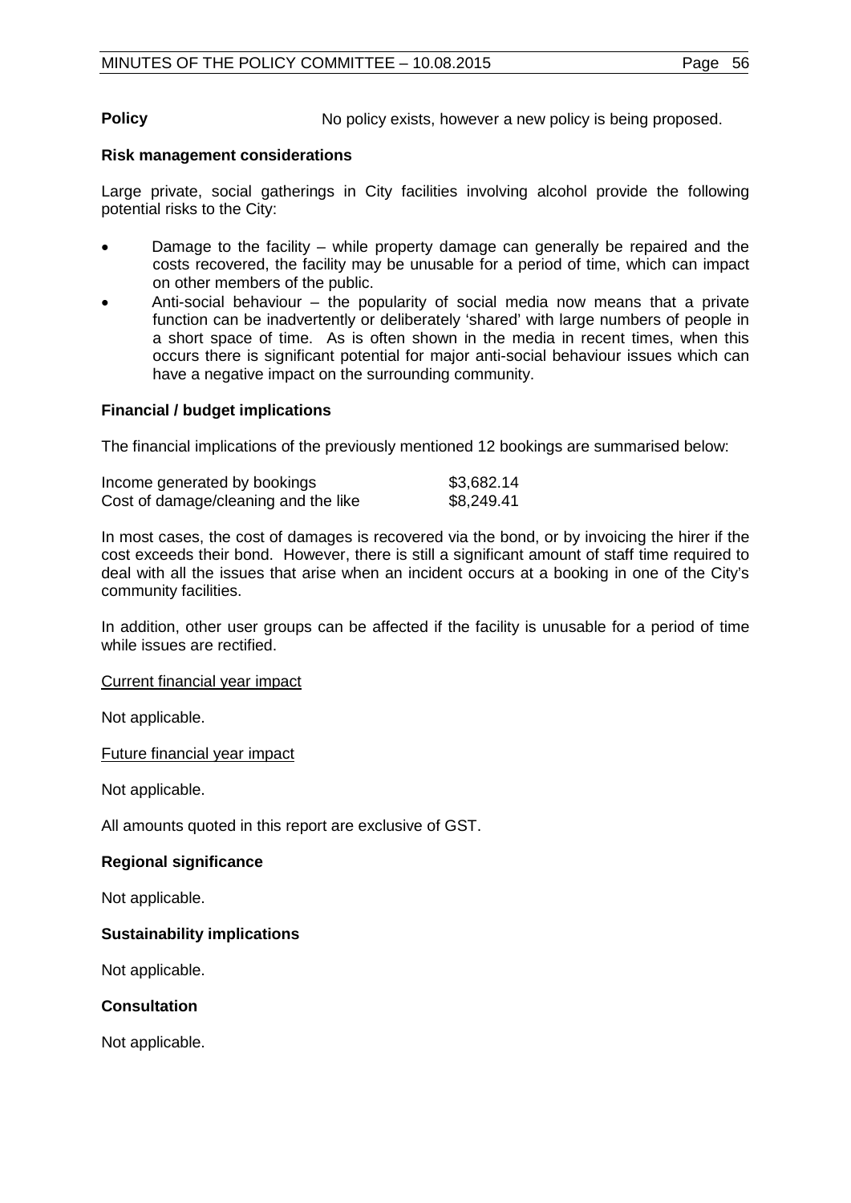**Policy** No policy exists, however a new policy is being proposed.

**Risk management considerations**

Large private, social gatherings in City facilities involving alcohol provide the following potential risks to the City:

- Damage to the facility – while property damage can generally be repaired and the costs recovered, the facility may be unusable for a period of time, which can impact on other members of the public.
- Anti-social behaviour – the popularity of social media now means that a private function can be inadvertently or deliberately 'shared' with large numbers of people in a short space of time. As is often shown in the media in recent times, when this occurs there is significant potential for major anti-social behaviour issues which can have a negative impact on the surrounding community.

**Financial / budget implications**

The financial implications of the previously mentioned 12 bookings are summarised below:

| | |
|---|---|
| Income generated by bookings | $3,682.14 |
| Cost of damage/cleaning and the like | $8,249.41 |

In most cases, the cost of damages is recovered via the bond, or by invoicing the hirer if the cost exceeds their bond. However, there is still a significant amount of staff time required to deal with all the issues that arise when an incident occurs at a booking in one of the City's community facilities.

In addition, other user groups can be affected if the facility is unusable for a period of time while issues are rectified.

<u>Current financial year impact</u>

Not applicable.

<u>Future financial year impact</u>

Not applicable.

All amounts quoted in this report are exclusive of GST.

**Regional significance**

Not applicable.

**Sustainability implications**

Not applicable.

**Consultation**

Not applicable.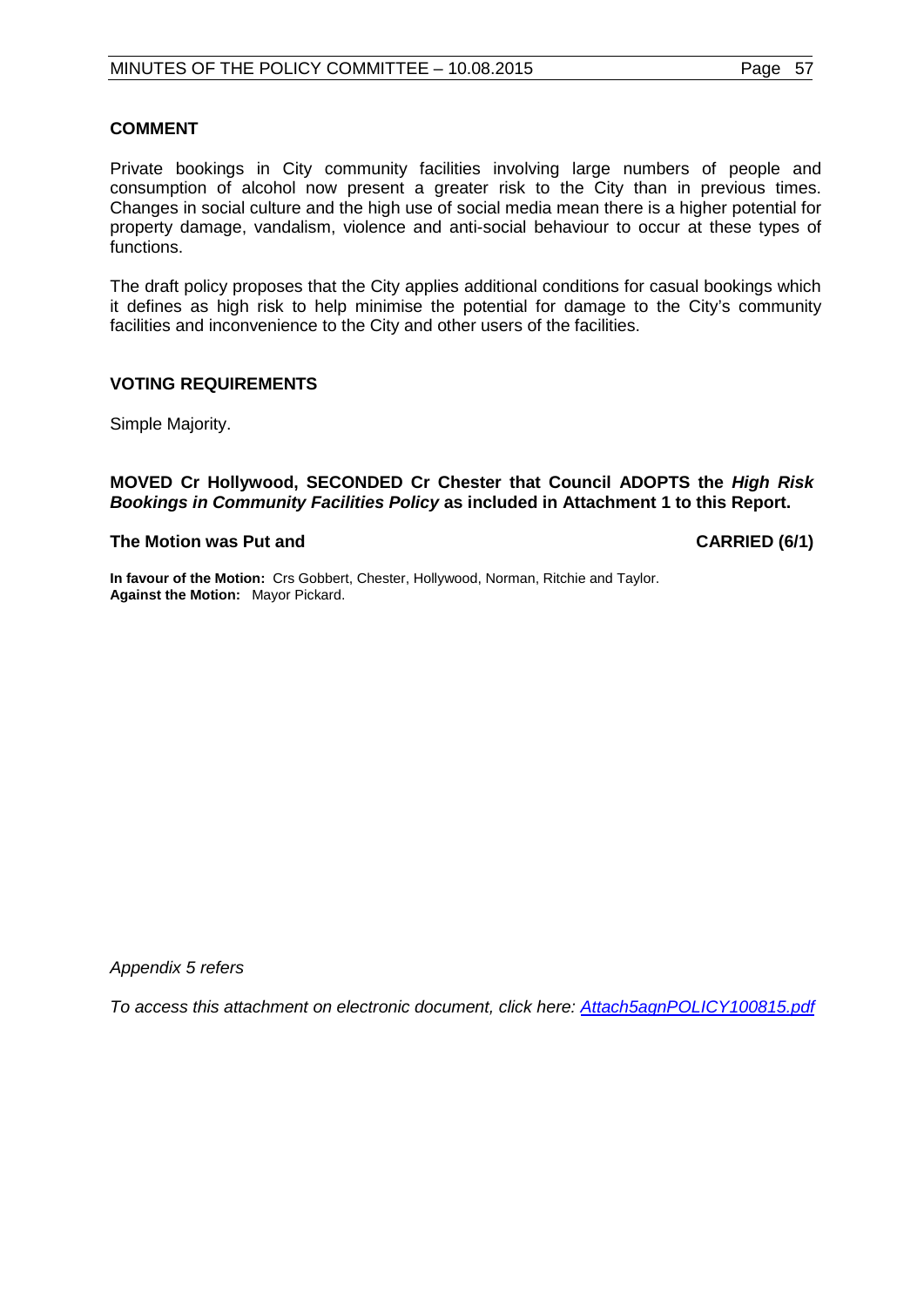## COMMENT

Private bookings in City community facilities involving large numbers of people and consumption of alcohol now present a greater risk to the City than in previous times. Changes in social culture and the high use of social media mean there is a higher potential for property damage, vandalism, violence and anti-social behaviour to occur at these types of functions.

The draft policy proposes that the City applies additional conditions for casual bookings which it defines as high risk to help minimise the potential for damage to the City's community facilities and inconvenience to the City and other users of the facilities.

## VOTING REQUIREMENTS

Simple Majority.

**MOVED Cr Hollywood, SECONDED Cr Chester that Council ADOPTS the *High Risk Bookings in Community Facilities Policy* as included in Attachment 1 to this Report.**

**The Motion was Put and CARRIED (6/1)**

**In favour of the Motion:** Crs Gobbert, Chester, Hollywood, Norman, Ritchie and Taylor.
**Against the Motion:** Mayor Pickard.

*Appendix 5 refers*

*To access this attachment on electronic document, click here: Attach5agnPOLICY100815.pdf*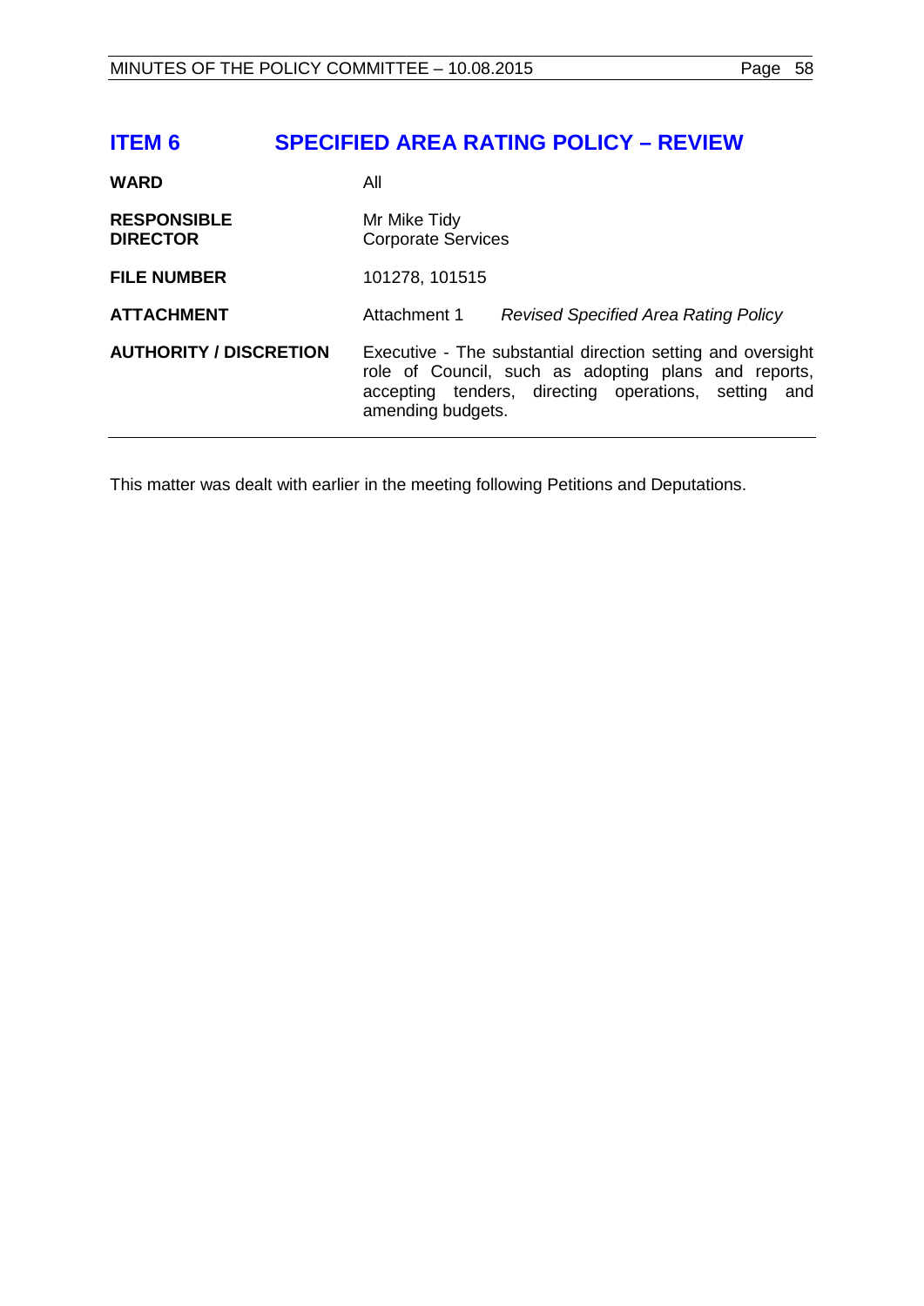# ITEM 6 SPECIFIED AREA RATING POLICY – REVIEW

| | | |
|---|---|---|
| **WARD** | All | |
| **RESPONSIBLE DIRECTOR** | Mr Mike Tidy<br>Corporate Services | |
| **FILE NUMBER** | 101278, 101515 | |
| **ATTACHMENT** | Attachment 1 | *Revised Specified Area Rating Policy* |
| **AUTHORITY / DISCRETION** | Executive - The substantial direction setting and oversight role of Council, such as adopting plans and reports, accepting tenders, directing operations, setting and amending budgets. | |

This matter was dealt with earlier in the meeting following Petitions and Deputations.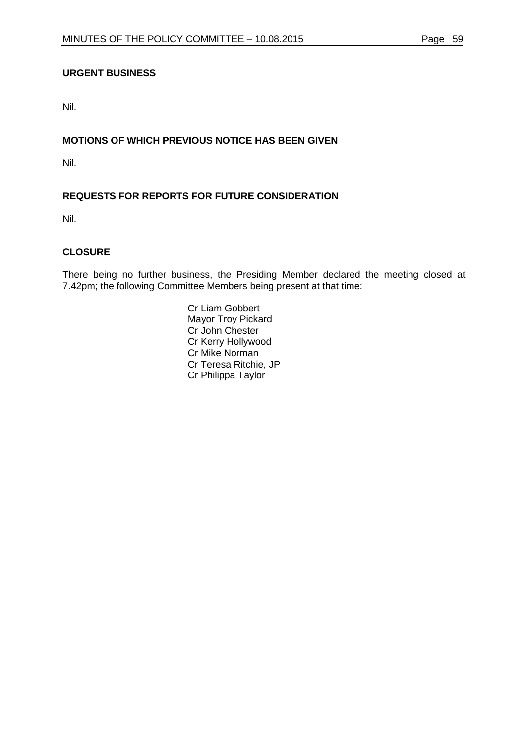## URGENT BUSINESS

Nil.

## MOTIONS OF WHICH PREVIOUS NOTICE HAS BEEN GIVEN

Nil.

## REQUESTS FOR REPORTS FOR FUTURE CONSIDERATION

Nil.

## CLOSURE

There being no further business, the Presiding Member declared the meeting closed at 7.42pm; the following Committee Members being present at that time:

Cr Liam Gobbert
Mayor Troy Pickard
Cr John Chester
Cr Kerry Hollywood
Cr Mike Norman
Cr Teresa Ritchie, JP
Cr Philippa Taylor